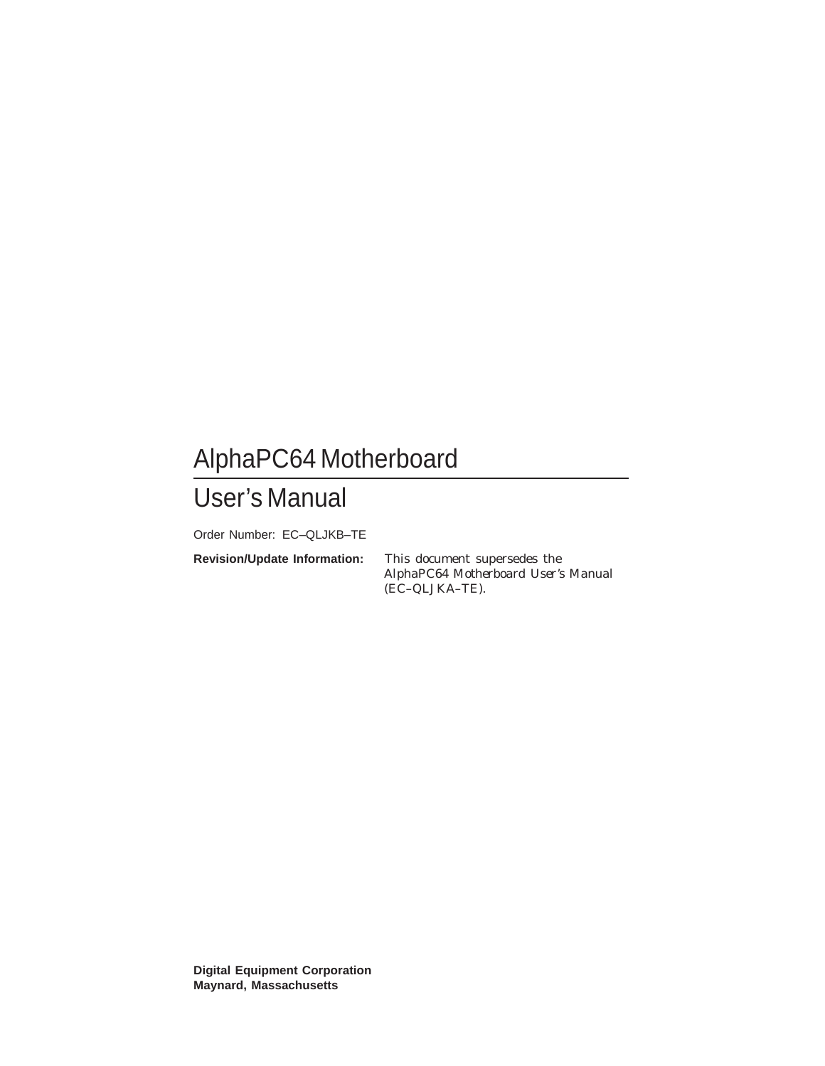# AlphaPC64 Motherboard

# User's Manual

Order Number: EC–QLJKB–TE

**Revision/Update Information:** This document supersedes the *AlphaPC64 Motherboard User's Manual* (EC–QLJKA–TE).

**Digital Equipment Corporation**
**Maynard, Massachusetts**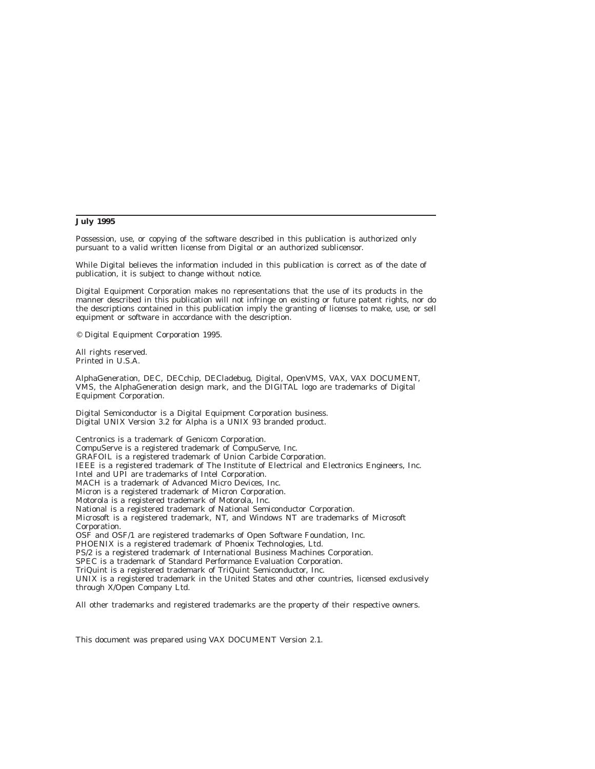**July 1995**

Possession, use, or copying of the software described in this publication is authorized only pursuant to a valid written license from Digital or an authorized sublicensor.

While Digital believes the information included in this publication is correct as of the date of publication, it is subject to change without notice.

Digital Equipment Corporation makes no representations that the use of its products in the manner described in this publication will not infringe on existing or future patent rights, nor do the descriptions contained in this publication imply the granting of licenses to make, use, or sell equipment or software in accordance with the description.

© Digital Equipment Corporation 1995.

All rights reserved.
Printed in U.S.A.

AlphaGeneration, DEC, DECchip, DECladebug, Digital, OpenVMS, VAX, VAX DOCUMENT, VMS, the AlphaGeneration design mark, and the DIGITAL logo are trademarks of Digital Equipment Corporation.

Digital Semiconductor is a Digital Equipment Corporation business.
Digital UNIX Version 3.2 for Alpha is a UNIX 93 branded product.

Centronics is a trademark of Genicom Corporation.
CompuServe is a registered trademark of CompuServe, Inc.
GRAFOIL is a registered trademark of Union Carbide Corporation.
IEEE is a registered trademark of The Institute of Electrical and Electronics Engineers, Inc.
Intel and UPI are trademarks of Intel Corporation.
MACH is a trademark of Advanced Micro Devices, Inc.
Micron is a registered trademark of Micron Corporation.
Motorola is a registered trademark of Motorola, Inc.
National is a registered trademark of National Semiconductor Corporation.
Microsoft is a registered trademark, NT, and Windows NT are trademarks of Microsoft Corporation.
OSF and OSF/1 are registered trademarks of Open Software Foundation, Inc.
PHOENIX is a registered trademark of Phoenix Technologies, Ltd.
PS/2 is a registered trademark of International Business Machines Corporation.
SPEC is a trademark of Standard Performance Evaluation Corporation.
TriQuint is a registered trademark of TriQuint Semiconductor, Inc.
UNIX is a registered trademark in the United States and other countries, licensed exclusively through X/Open Company Ltd.

All other trademarks and registered trademarks are the property of their respective owners.

This document was prepared using VAX DOCUMENT Version 2.1.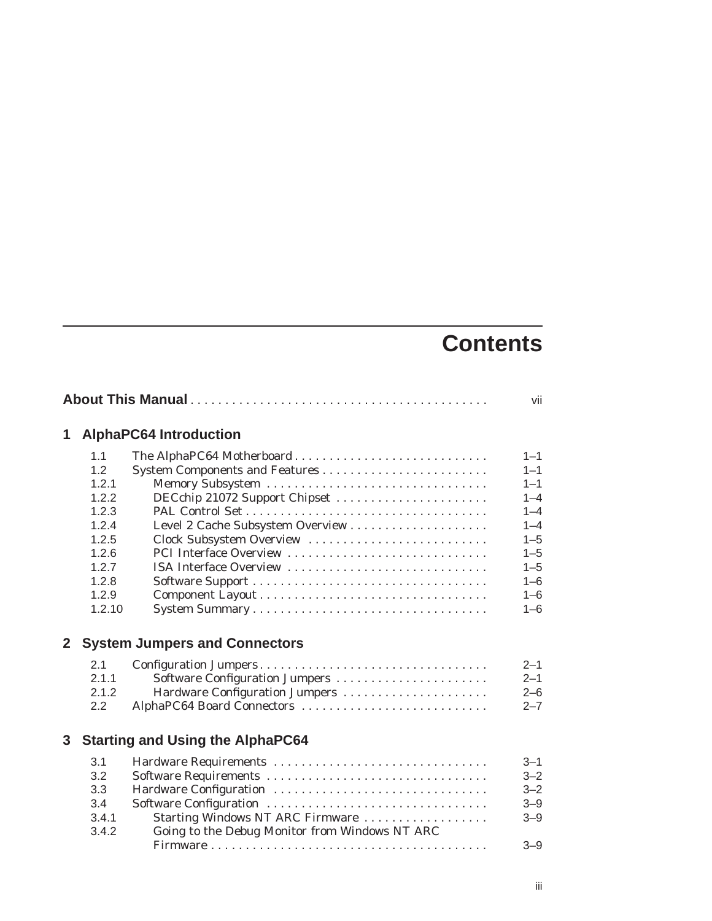# Contents

| | | |
|---|---|---|
| **About This Manual** | | vii |

## 1 AlphaPC64 Introduction

| | | |
|---|---|---|
| 1.1 | The AlphaPC64 Motherboard | 1–1 |
| 1.2 | System Components and Features | 1–1 |
| 1.2.1 | Memory Subsystem | 1–1 |
| 1.2.2 | DECchip 21072 Support Chipset | 1–4 |
| 1.2.3 | PAL Control Set | 1–4 |
| 1.2.4 | Level 2 Cache Subsystem Overview | 1–4 |
| 1.2.5 | Clock Subsystem Overview | 1–5 |
| 1.2.6 | PCI Interface Overview | 1–5 |
| 1.2.7 | ISA Interface Overview | 1–5 |
| 1.2.8 | Software Support | 1–6 |
| 1.2.9 | Component Layout | 1–6 |
| 1.2.10 | System Summary | 1–6 |

## 2 System Jumpers and Connectors

| | | |
|---|---|---|
| 2.1 | Configuration Jumpers | 2–1 |
| 2.1.1 | Software Configuration Jumpers | 2–1 |
| 2.1.2 | Hardware Configuration Jumpers | 2–6 |
| 2.2 | AlphaPC64 Board Connectors | 2–7 |

## 3 Starting and Using the AlphaPC64

| | | |
|---|---|---|
| 3.1 | Hardware Requirements | 3–1 |
| 3.2 | Software Requirements | 3–2 |
| 3.3 | Hardware Configuration | 3–2 |
| 3.4 | Software Configuration | 3–9 |
| 3.4.1 | Starting Windows NT ARC Firmware | 3–9 |
| 3.4.2 | Going to the Debug Monitor from Windows NT ARC Firmware | 3–9 |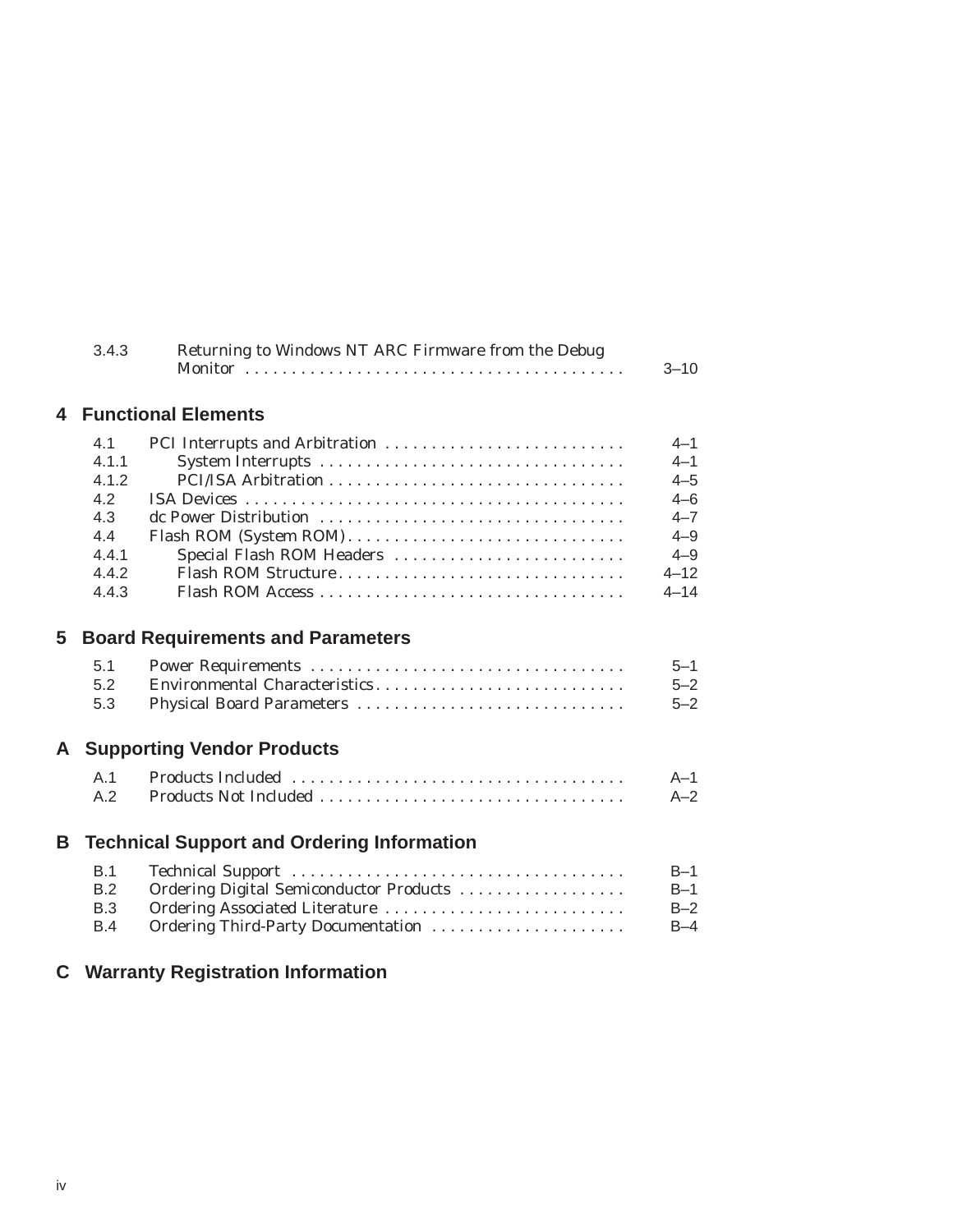| | | |
|---|---|---|
| 3.4.3 | Returning to Windows NT ARC Firmware from the Debug Monitor | 3–10 |

## 4 Functional Elements

| | | |
|---|---|---|
| 4.1 | PCI Interrupts and Arbitration | 4–1 |
| 4.1.1 | System Interrupts | 4–1 |
| 4.1.2 | PCI/ISA Arbitration | 4–5 |
| 4.2 | ISA Devices | 4–6 |
| 4.3 | dc Power Distribution | 4–7 |
| 4.4 | Flash ROM (System ROM) | 4–9 |
| 4.4.1 | Special Flash ROM Headers | 4–9 |
| 4.4.2 | Flash ROM Structure | 4–12 |
| 4.4.3 | Flash ROM Access | 4–14 |

## 5 Board Requirements and Parameters

| | | |
|---|---|---|
| 5.1 | Power Requirements | 5–1 |
| 5.2 | Environmental Characteristics | 5–2 |
| 5.3 | Physical Board Parameters | 5–2 |

## A Supporting Vendor Products

| | | |
|---|---|---|
| A.1 | Products Included | A–1 |
| A.2 | Products Not Included | A–2 |

## B Technical Support and Ordering Information

| | | |
|---|---|---|
| B.1 | Technical Support | B–1 |
| B.2 | Ordering Digital Semiconductor Products | B–1 |
| B.3 | Ordering Associated Literature | B–2 |
| B.4 | Ordering Third-Party Documentation | B–4 |

## C Warranty Registration Information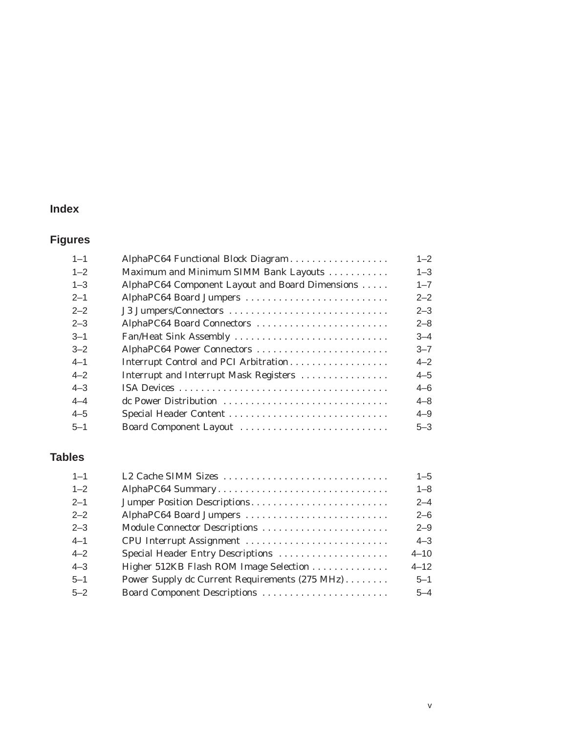## Index

## Figures

| | | |
|---|---|---|
| 1–1 | AlphaPC64 Functional Block Diagram | 1–2 |
| 1–2 | Maximum and Minimum SIMM Bank Layouts | 1–3 |
| 1–3 | AlphaPC64 Component Layout and Board Dimensions | 1–7 |
| 2–1 | AlphaPC64 Board Jumpers | 2–2 |
| 2–2 | J3 Jumpers/Connectors | 2–3 |
| 2–3 | AlphaPC64 Board Connectors | 2–8 |
| 3–1 | Fan/Heat Sink Assembly | 3–4 |
| 3–2 | AlphaPC64 Power Connectors | 3–7 |
| 4–1 | Interrupt Control and PCI Arbitration | 4–2 |
| 4–2 | Interrupt and Interrupt Mask Registers | 4–5 |
| 4–3 | ISA Devices | 4–6 |
| 4–4 | dc Power Distribution | 4–8 |
| 4–5 | Special Header Content | 4–9 |
| 5–1 | Board Component Layout | 5–3 |

## Tables

| | | |
|---|---|---|
| 1–1 | L2 Cache SIMM Sizes | 1–5 |
| 1–2 | AlphaPC64 Summary | 1–8 |
| 2–1 | Jumper Position Descriptions | 2–4 |
| 2–2 | AlphaPC64 Board Jumpers | 2–6 |
| 2–3 | Module Connector Descriptions | 2–9 |
| 4–1 | CPU Interrupt Assignment | 4–3 |
| 4–2 | Special Header Entry Descriptions | 4–10 |
| 4–3 | Higher 512KB Flash ROM Image Selection | 4–12 |
| 5–1 | Power Supply dc Current Requirements (275 MHz) | 5–1 |
| 5–2 | Board Component Descriptions | 5–4 |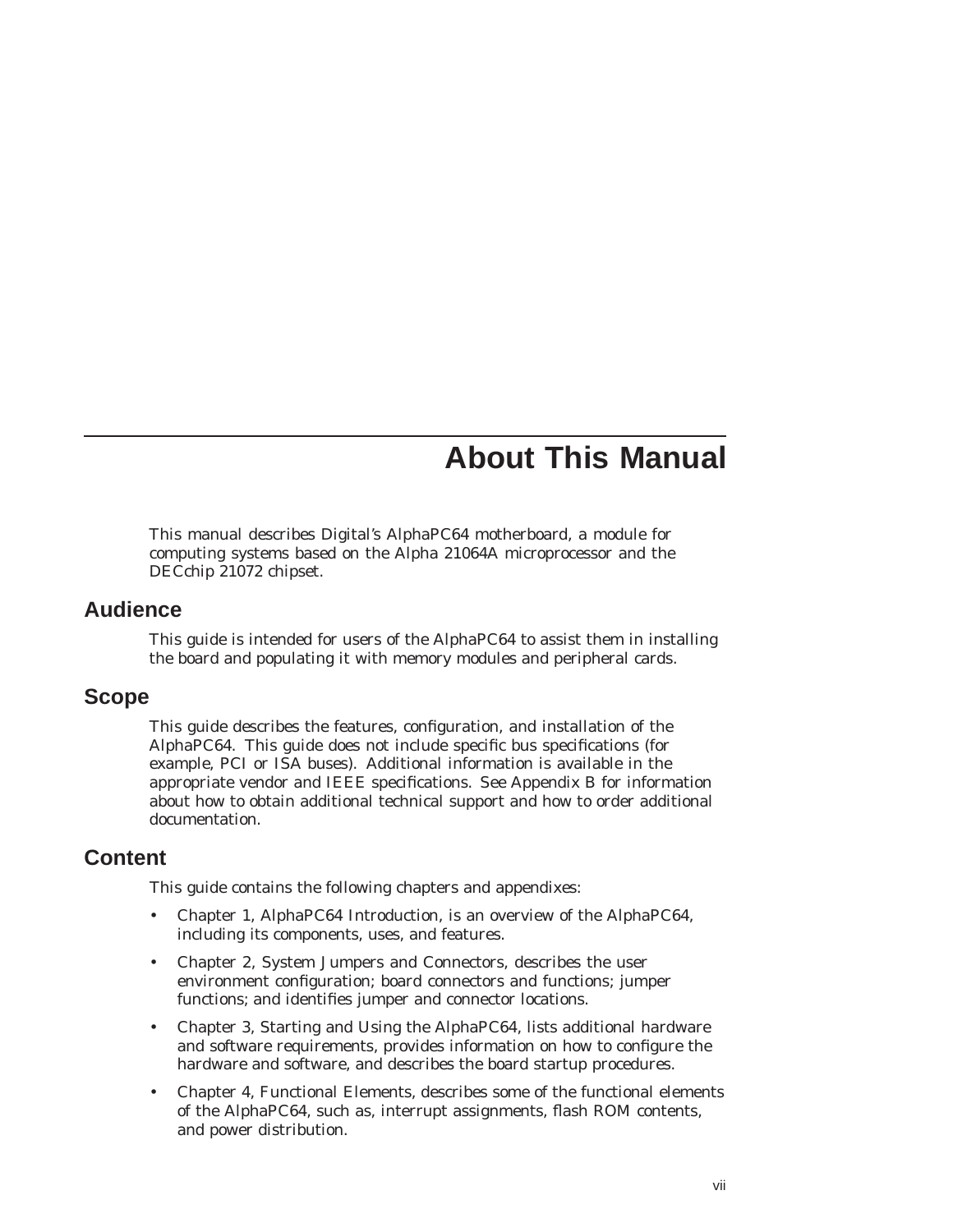# About This Manual

This manual describes Digital's AlphaPC64 motherboard, a module for computing systems based on the Alpha 21064A microprocessor and the DECchip 21072 chipset.

## Audience

This guide is intended for users of the AlphaPC64 to assist them in installing the board and populating it with memory modules and peripheral cards.

## Scope

This guide describes the features, configuration, and installation of the AlphaPC64. This guide does not include specific bus specifications (for example, PCI or ISA buses). Additional information is available in the appropriate vendor and IEEE specifications. See Appendix B for information about how to obtain additional technical support and how to order additional documentation.

## Content

This guide contains the following chapters and appendixes:

- Chapter 1, AlphaPC64 Introduction, is an overview of the AlphaPC64, including its components, uses, and features.
- Chapter 2, System Jumpers and Connectors, describes the user environment configuration; board connectors and functions; jumper functions; and identifies jumper and connector locations.
- Chapter 3, Starting and Using the AlphaPC64, lists additional hardware and software requirements, provides information on how to configure the hardware and software, and describes the board startup procedures.
- Chapter 4, Functional Elements, describes some of the functional elements of the AlphaPC64, such as, interrupt assignments, flash ROM contents, and power distribution.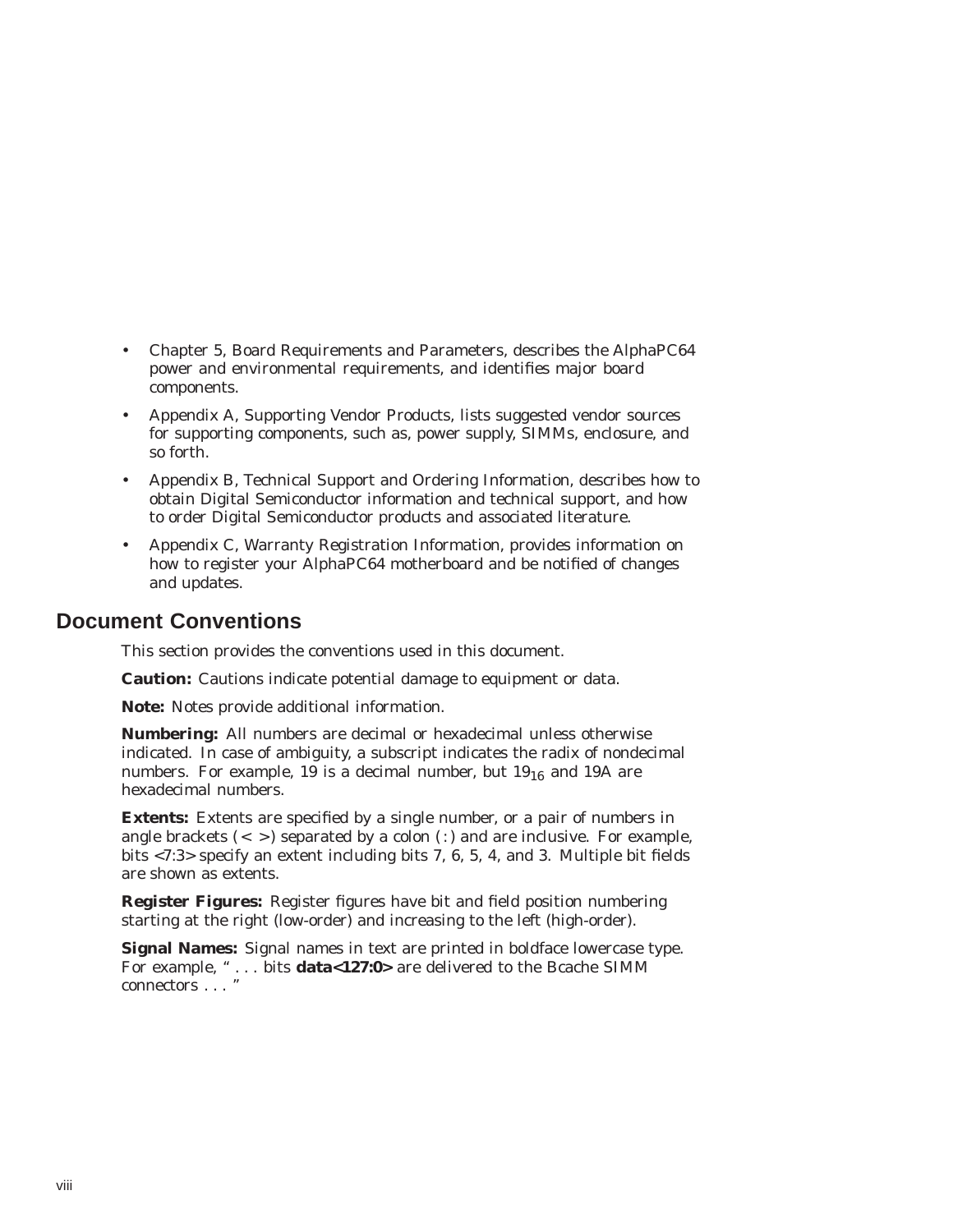- Chapter 5, Board Requirements and Parameters, describes the AlphaPC64 power and environmental requirements, and identifies major board components.
- Appendix A, Supporting Vendor Products, lists suggested vendor sources for supporting components, such as, power supply, SIMMs, enclosure, and so forth.
- Appendix B, Technical Support and Ordering Information, describes how to obtain Digital Semiconductor information and technical support, and how to order Digital Semiconductor products and associated literature.
- Appendix C, Warranty Registration Information, provides information on how to register your AlphaPC64 motherboard and be notified of changes and updates.

## Document Conventions

This section provides the conventions used in this document.

**Caution:** Cautions indicate potential damage to equipment or data.

**Note:** Notes provide additional information.

**Numbering:** All numbers are decimal or hexadecimal unless otherwise indicated. In case of ambiguity, a subscript indicates the radix of nondecimal numbers. For example, 19 is a decimal number, but $19_{16}$ and 19A are hexadecimal numbers.

**Extents:** Extents are specified by a single number, or a pair of numbers in angle brackets (< >) separated by a colon ( : ) and are inclusive. For example, bits <7:3> specify an extent including bits 7, 6, 5, 4, and 3. Multiple bit fields are shown as extents.

**Register Figures:** Register figures have bit and field position numbering starting at the right (low-order) and increasing to the left (high-order).

**Signal Names:** Signal names in text are printed in boldface lowercase type. For example, " . . . bits **data<127:0>** are delivered to the Bcache SIMM connectors . . . "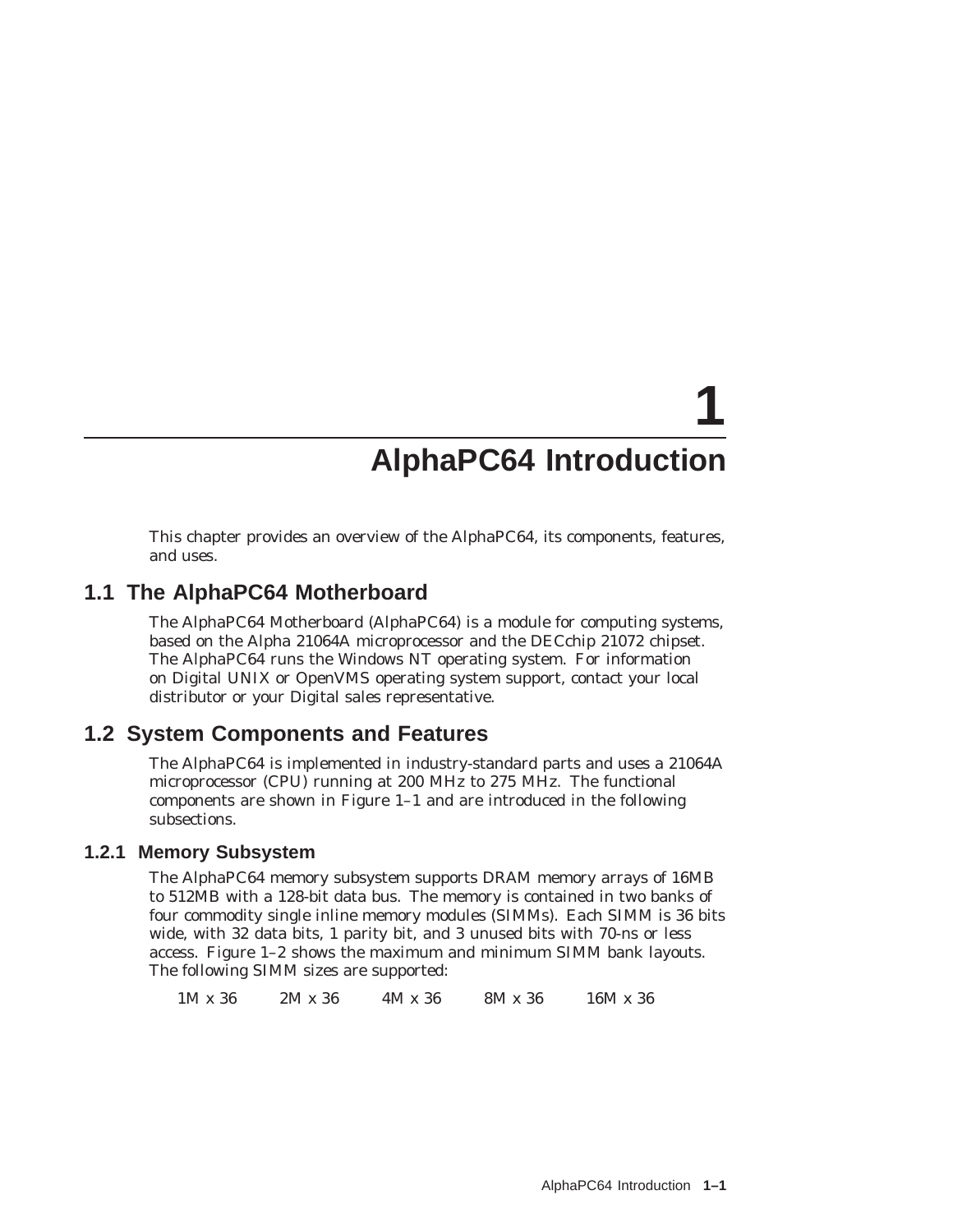# 1
# AlphaPC64 Introduction

This chapter provides an overview of the AlphaPC64, its components, features, and uses.

## 1.1 The AlphaPC64 Motherboard

The AlphaPC64 Motherboard (AlphaPC64) is a module for computing systems, based on the Alpha 21064A microprocessor and the DECchip 21072 chipset. The AlphaPC64 runs the Windows NT operating system. For information on Digital UNIX or OpenVMS operating system support, contact your local distributor or your Digital sales representative.

## 1.2 System Components and Features

The AlphaPC64 is implemented in industry-standard parts and uses a 21064A microprocessor (CPU) running at 200 MHz to 275 MHz. The functional components are shown in Figure 1–1 and are introduced in the following subsections.

### 1.2.1 Memory Subsystem

The AlphaPC64 memory subsystem supports DRAM memory arrays of 16MB to 512MB with a 128-bit data bus. The memory is contained in two banks of four commodity single inline memory modules (SIMMs). Each SIMM is 36 bits wide, with 32 data bits, 1 parity bit, and 3 unused bits with 70-ns or less access. Figure 1–2 shows the maximum and minimum SIMM bank layouts. The following SIMM sizes are supported:

1M x 36    2M x 36    4M x 36    8M x 36    16M x 36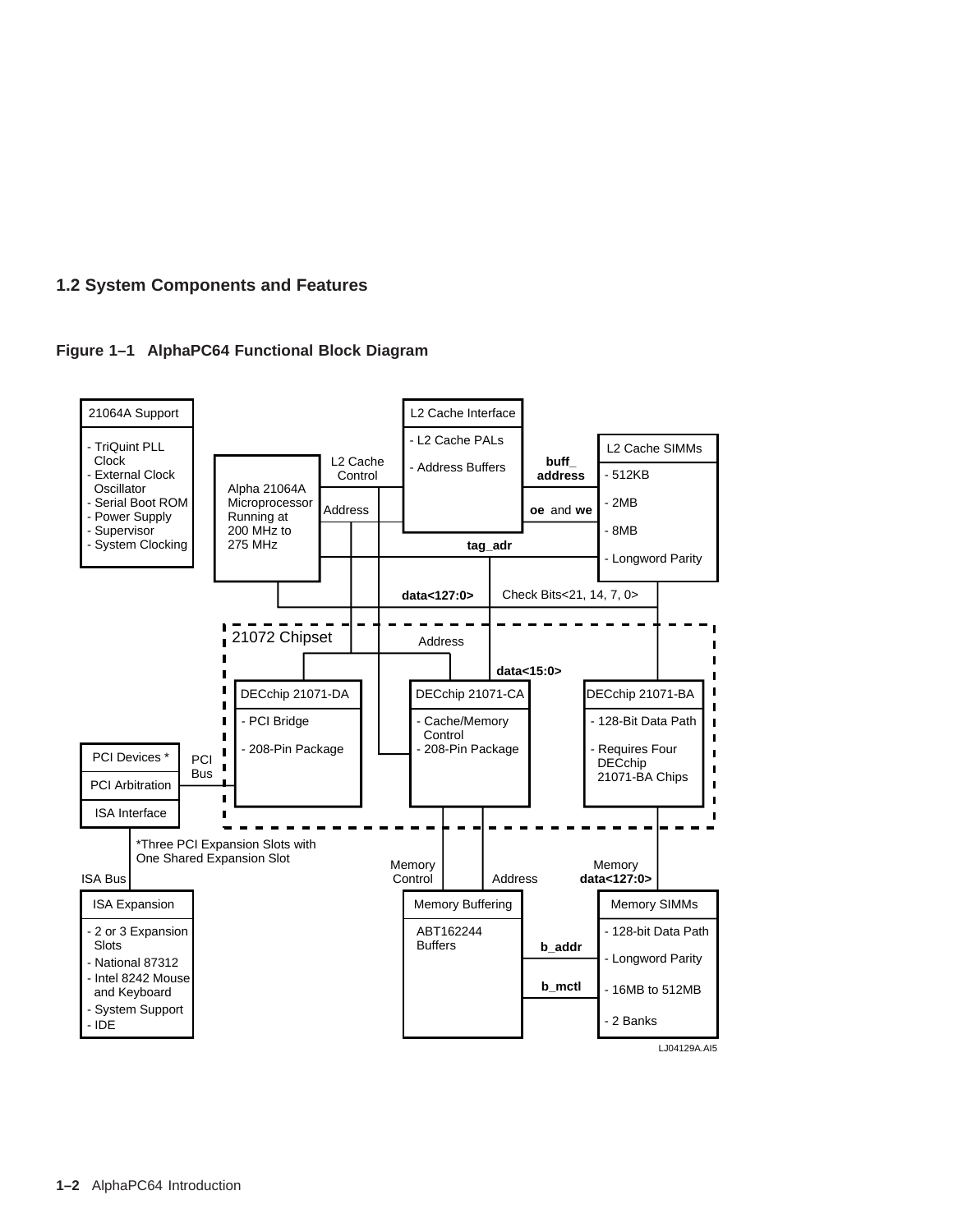## 1.2 System Components and Features

**Figure 1–1 AlphaPC64 Functional Block Diagram**

21064A Support
- TriQuint PLL Clock
- External Clock Oscillator
- Serial Boot ROM
- Power Supply
- Supervisor
- System Clocking

Alpha 21064A Microprocessor Running at 200 MHz to 275 MHz

L2 Cache Control

Address

L2 Cache Interface
- L2 Cache PALs
- Address Buffers

**buff_ address**

**oe** and **we**

L2 Cache SIMMs
- 512KB
- 2MB
- 8MB
- Longword Parity

**tag_adr**

**data<127:0>**

Check Bits<21, 14, 7, 0>

21072 Chipset

Address

**data<15:0>**

DECchip 21071-DA
- PCI Bridge
- 208-Pin Package

DECchip 21071-CA
- Cache/Memory Control
- 208-Pin Package

DECchip 21071-BA
- 128-Bit Data Path
- Requires Four DECchip 21071-BA Chips

PCI Devices *

PCI Arbitration

ISA Interface

PCI Bus

*Three PCI Expansion Slots with One Shared Expansion Slot

ISA Bus

ISA Expansion
- 2 or 3 Expansion Slots
- National 87312
- Intel 8242 Mouse and Keyboard
- System Support
- IDE

Memory Control

Address

Memory Buffering

ABT162244 Buffers

**b_addr**

**b_mctl**

Memory **data<127:0>**

Memory SIMMs
- 128-bit Data Path
- Longword Parity
- 16MB to 512MB
- 2 Banks

LJ04129A.AI5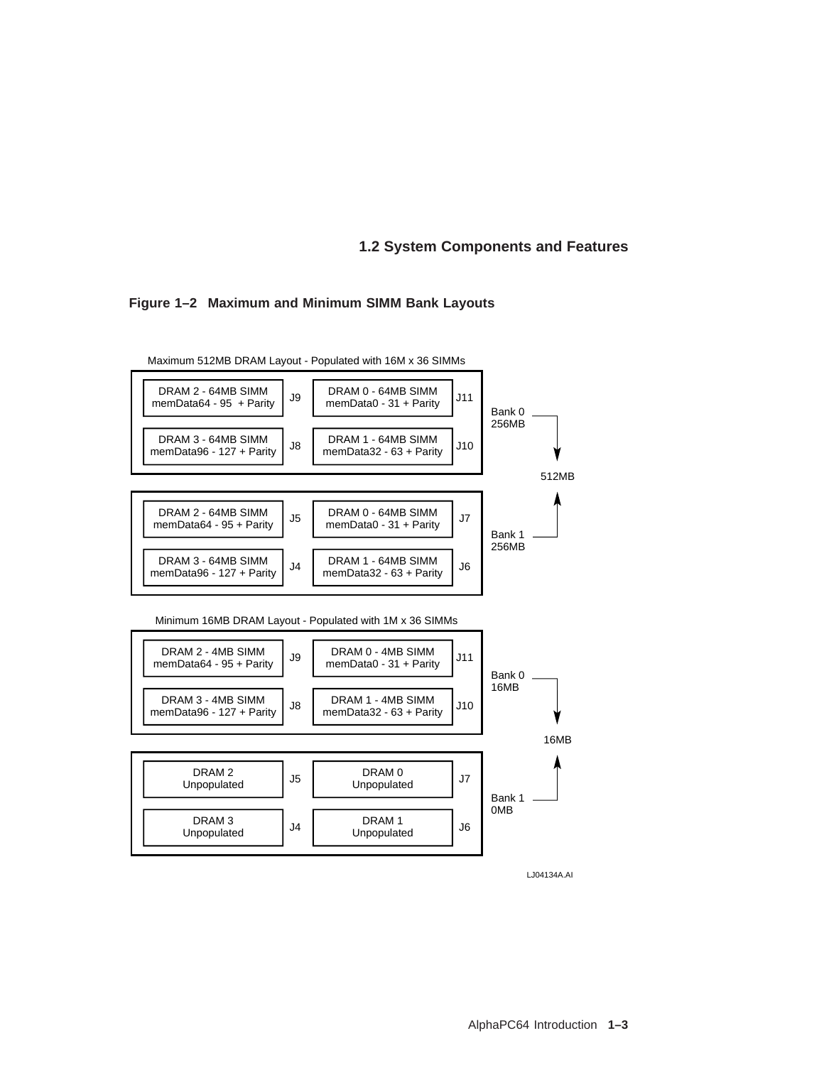## 1.2 System Components and Features

**Figure 1–2 Maximum and Minimum SIMM Bank Layouts**

Maximum 512MB DRAM Layout - Populated with 16M x 36 SIMMs

| Slot | Module | Slot | Module | Bank |
|---|---|---|---|---|
| J9 | DRAM 2 - 64MB SIMM memData64 - 95 + Parity | J11 | DRAM 0 - 64MB SIMM memData0 - 31 + Parity | Bank 0 256MB |
| J8 | DRAM 3 - 64MB SIMM memData96 - 127 + Parity | J10 | DRAM 1 - 64MB SIMM memData32 - 63 + Parity | Bank 0 256MB |
| J5 | DRAM 2 - 64MB SIMM memData64 - 95 + Parity | J7 | DRAM 0 - 64MB SIMM memData0 - 31 + Parity | Bank 1 256MB |
| J4 | DRAM 3 - 64MB SIMM memData96 - 127 + Parity | J6 | DRAM 1 - 64MB SIMM memData32 - 63 + Parity | Bank 1 256MB |

Total: 512MB

Minimum 16MB DRAM Layout - Populated with 1M x 36 SIMMs

| Slot | Module | Slot | Module | Bank |
|---|---|---|---|---|
| J9 | DRAM 2 - 4MB SIMM memData64 - 95 + Parity | J11 | DRAM 0 - 4MB SIMM memData0 - 31 + Parity | Bank 0 16MB |
| J8 | DRAM 3 - 4MB SIMM memData96 - 127 + Parity | J10 | DRAM 1 - 4MB SIMM memData32 - 63 + Parity | Bank 0 16MB |
| J5 | DRAM 2 Unpopulated | J7 | DRAM 0 Unpopulated | Bank 1 0MB |
| J4 | DRAM 3 Unpopulated | J6 | DRAM 1 Unpopulated | Bank 1 0MB |

Total: 16MB

LJ04134A.AI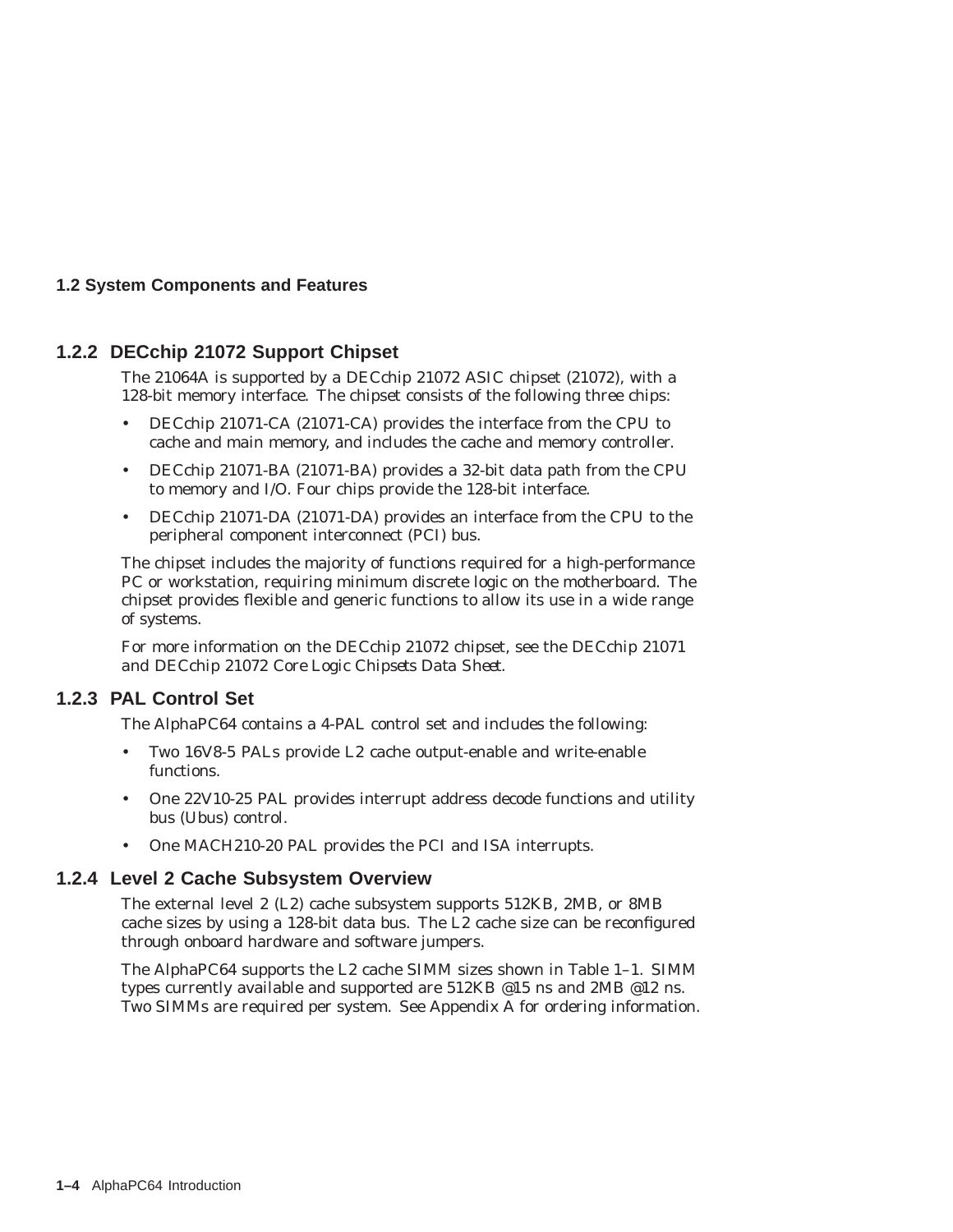### 1.2.2 DECchip 21072 Support Chipset

The 21064A is supported by a DECchip 21072 ASIC chipset (21072), with a 128-bit memory interface. The chipset consists of the following three chips:

- DECchip 21071-CA (21071-CA) provides the interface from the CPU to cache and main memory, and includes the cache and memory controller.
- DECchip 21071-BA (21071-BA) provides a 32-bit data path from the CPU to memory and I/O. Four chips provide the 128-bit interface.
- DECchip 21071-DA (21071-DA) provides an interface from the CPU to the peripheral component interconnect (PCI) bus.

The chipset includes the majority of functions required for a high-performance PC or workstation, requiring minimum discrete logic on the motherboard. The chipset provides flexible and generic functions to allow its use in a wide range of systems.

For more information on the DECchip 21072 chipset, see the *DECchip 21071 and DECchip 21072 Core Logic Chipsets Data Sheet*.

### 1.2.3 PAL Control Set

The AlphaPC64 contains a 4-PAL control set and includes the following:

- Two 16V8-5 PALs provide L2 cache output-enable and write-enable functions.
- One 22V10-25 PAL provides interrupt address decode functions and utility bus (Ubus) control.
- One MACH210-20 PAL provides the PCI and ISA interrupts.

### 1.2.4 Level 2 Cache Subsystem Overview

The external level 2 (L2) cache subsystem supports 512KB, 2MB, or 8MB cache sizes by using a 128-bit data bus. The L2 cache size can be reconfigured through onboard hardware and software jumpers.

The AlphaPC64 supports the L2 cache SIMM sizes shown in Table 1–1. SIMM types currently available and supported are 512KB @15 ns and 2MB @12 ns. Two SIMMs are required per system. See Appendix A for ordering information.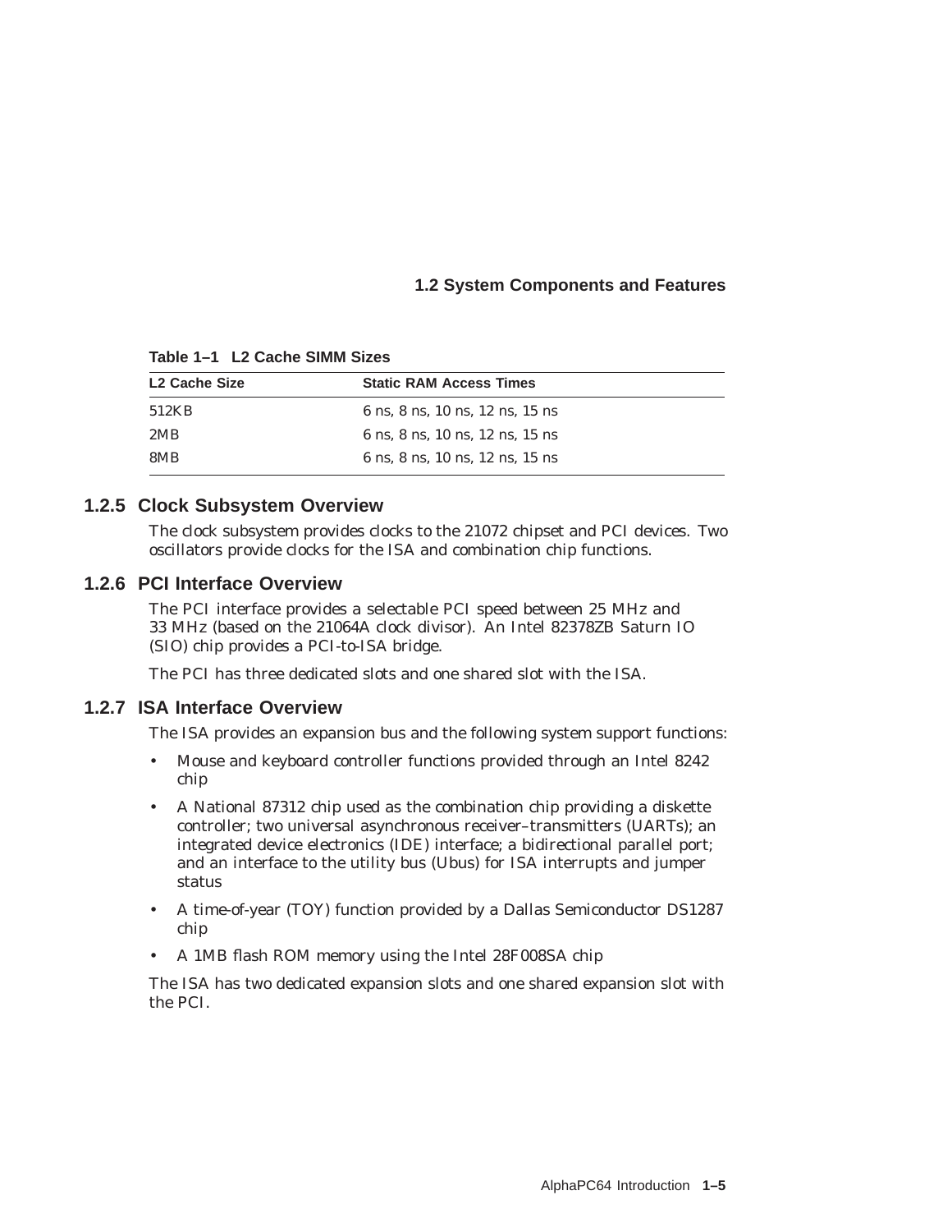**Table 1–1 L2 Cache SIMM Sizes**

| L2 Cache Size | Static RAM Access Times |
|---|---|
| 512KB | 6 ns, 8 ns, 10 ns, 12 ns, 15 ns |
| 2MB | 6 ns, 8 ns, 10 ns, 12 ns, 15 ns |
| 8MB | 6 ns, 8 ns, 10 ns, 12 ns, 15 ns |

### 1.2.5 Clock Subsystem Overview

The clock subsystem provides clocks to the 21072 chipset and PCI devices. Two oscillators provide clocks for the ISA and combination chip functions.

### 1.2.6 PCI Interface Overview

The PCI interface provides a selectable PCI speed between 25 MHz and 33 MHz (based on the 21064A clock divisor). An Intel 82378ZB Saturn IO (SIO) chip provides a PCI-to-ISA bridge.

The PCI has three dedicated slots and one shared slot with the ISA.

### 1.2.7 ISA Interface Overview

The ISA provides an expansion bus and the following system support functions:

- Mouse and keyboard controller functions provided through an Intel 8242 chip
- A National 87312 chip used as the combination chip providing a diskette controller; two universal asynchronous receiver–transmitters (UARTs); an integrated device electronics (IDE) interface; a bidirectional parallel port; and an interface to the utility bus (Ubus) for ISA interrupts and jumper status
- A time-of-year (TOY) function provided by a Dallas Semiconductor DS1287 chip
- A 1MB flash ROM memory using the Intel 28F008SA chip

The ISA has two dedicated expansion slots and one shared expansion slot with the PCI.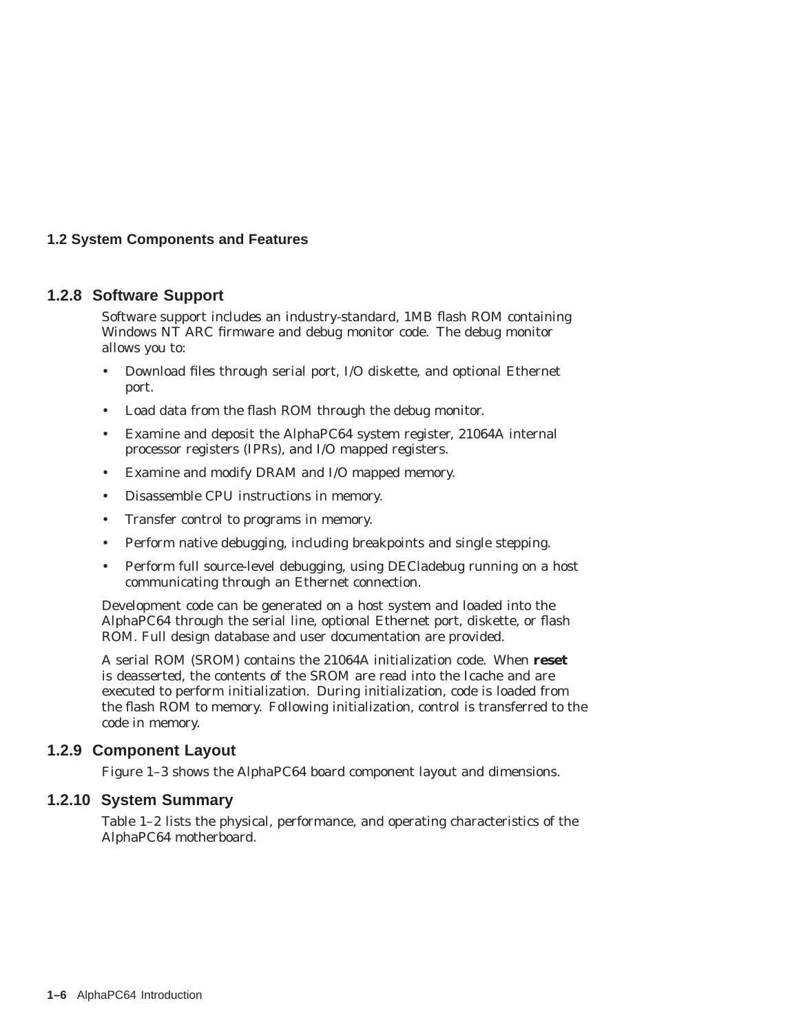### 1.2.8 Software Support

Software support includes an industry-standard, 1MB flash ROM containing Windows NT ARC firmware and debug monitor code. The debug monitor allows you to:

- Download files through serial port, I/O diskette, and optional Ethernet port.
- Load data from the flash ROM through the debug monitor.
- Examine and deposit the AlphaPC64 system register, 21064A internal processor registers (IPRs), and I/O mapped registers.
- Examine and modify DRAM and I/O mapped memory.
- Disassemble CPU instructions in memory.
- Transfer control to programs in memory.
- Perform native debugging, including breakpoints and single stepping.
- Perform full source-level debugging, using DECladebug running on a host communicating through an Ethernet connection.

Development code can be generated on a host system and loaded into the AlphaPC64 through the serial line, optional Ethernet port, diskette, or flash ROM. Full design database and user documentation are provided.

A serial ROM (SROM) contains the 21064A initialization code. When **reset** is deasserted, the contents of the SROM are read into the Icache and are executed to perform initialization. During initialization, code is loaded from the flash ROM to memory. Following initialization, control is transferred to the code in memory.

### 1.2.9 Component Layout

Figure 1–3 shows the AlphaPC64 board component layout and dimensions.

### 1.2.10 System Summary

Table 1–2 lists the physical, performance, and operating characteristics of the AlphaPC64 motherboard.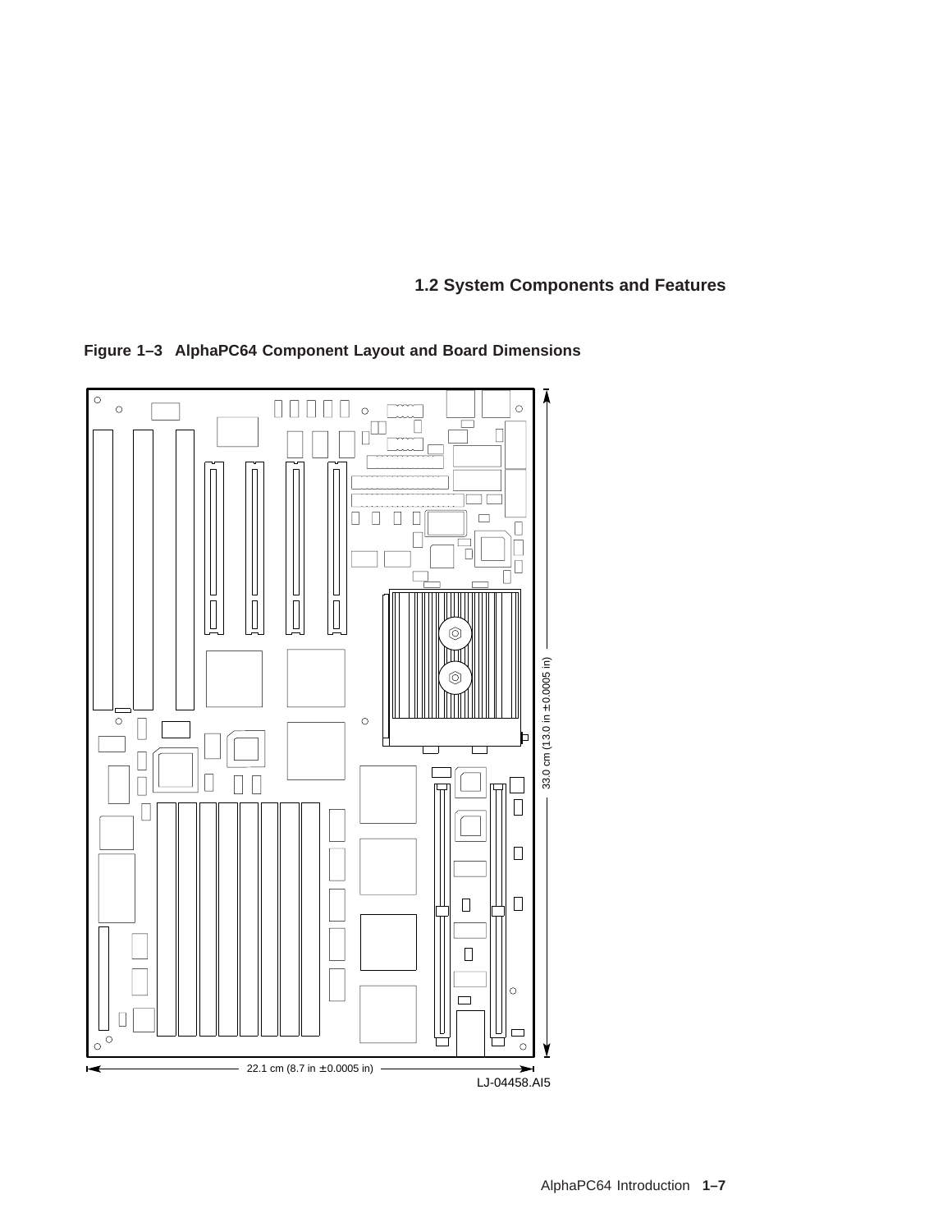**Figure 1–3 AlphaPC64 Component Layout and Board Dimensions**

33.0 cm (13.0 in ±0.0005 in)

22.1 cm (8.7 in ±0.0005 in)

LJ-04458.AI5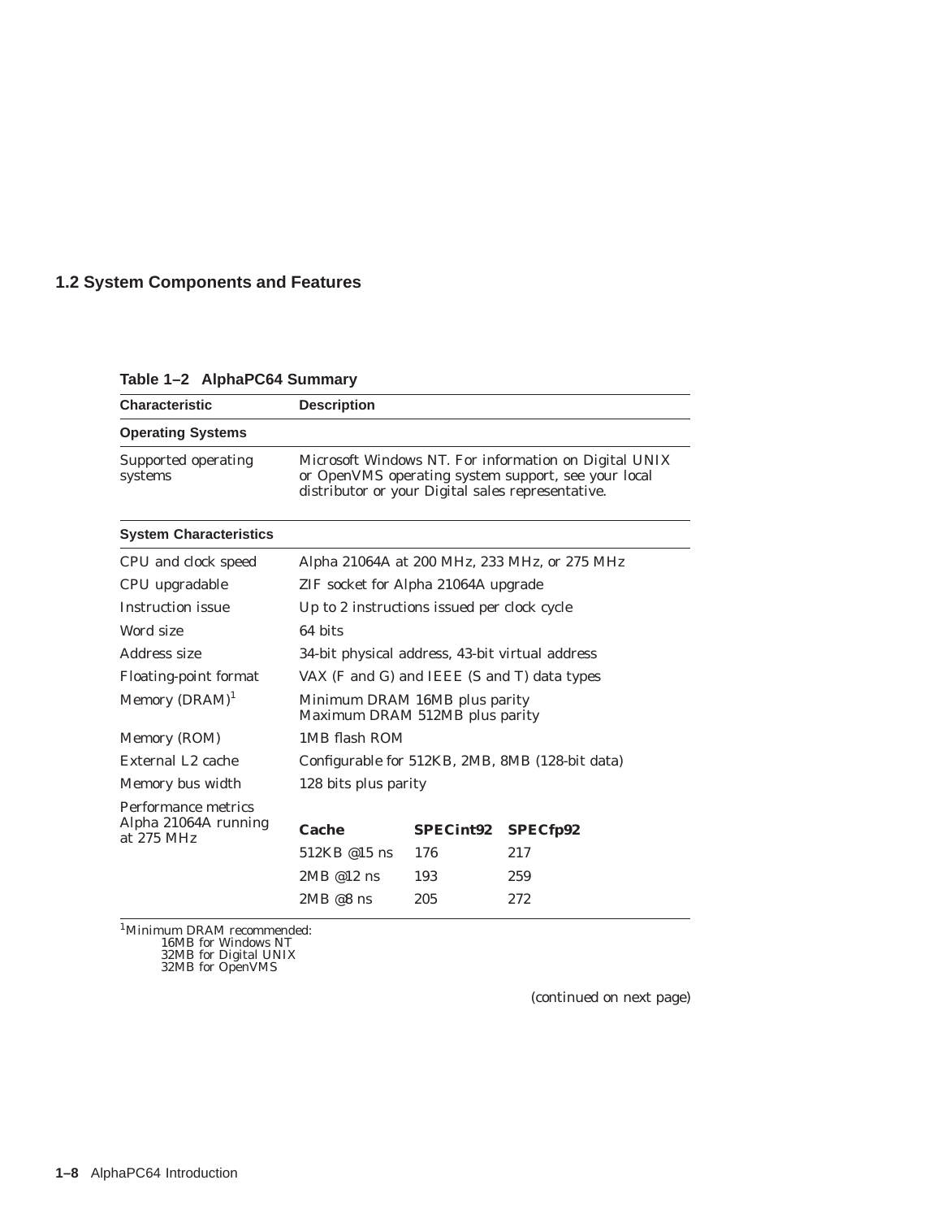## 1.2 System Components and Features

**Table 1–2 AlphaPC64 Summary**

| Characteristic | Description | | |
|---|---|---|---|
| **Operating Systems** | | | |
| Supported operating systems | Microsoft Windows NT. For information on Digital UNIX or OpenVMS operating system support, see your local distributor or your Digital sales representative. | | |
| **System Characteristics** | | | |
| CPU and clock speed | Alpha 21064A at 200 MHz, 233 MHz, or 275 MHz | | |
| CPU upgradable | ZIF socket for Alpha 21064A upgrade | | |
| Instruction issue | Up to 2 instructions issued per clock cycle | | |
| Word size | 64 bits | | |
| Address size | 34-bit physical address, 43-bit virtual address | | |
| Floating-point format | VAX (F and G) and IEEE (S and T) data types | | |
| Memory (DRAM)[1] | Minimum DRAM 16MB plus parity<br>Maximum DRAM 512MB plus parity | | |
| Memory (ROM) | 1MB flash ROM | | |
| External L2 cache | Configurable for 512KB, 2MB, 8MB (128-bit data) | | |
| Memory bus width | 128 bits plus parity | | |
| Performance metrics Alpha 21064A running at 275 MHz | **Cache** | **SPECint92** | **SPECfp92** |
| | 512KB @15 ns | 176 | 217 |
| | 2MB @12 ns | 193 | 259 |
| | 2MB @8 ns | 205 | 272 |

[1]Minimum DRAM recommended:
16MB for Windows NT
32MB for Digital UNIX
32MB for OpenVMS

(continued on next page)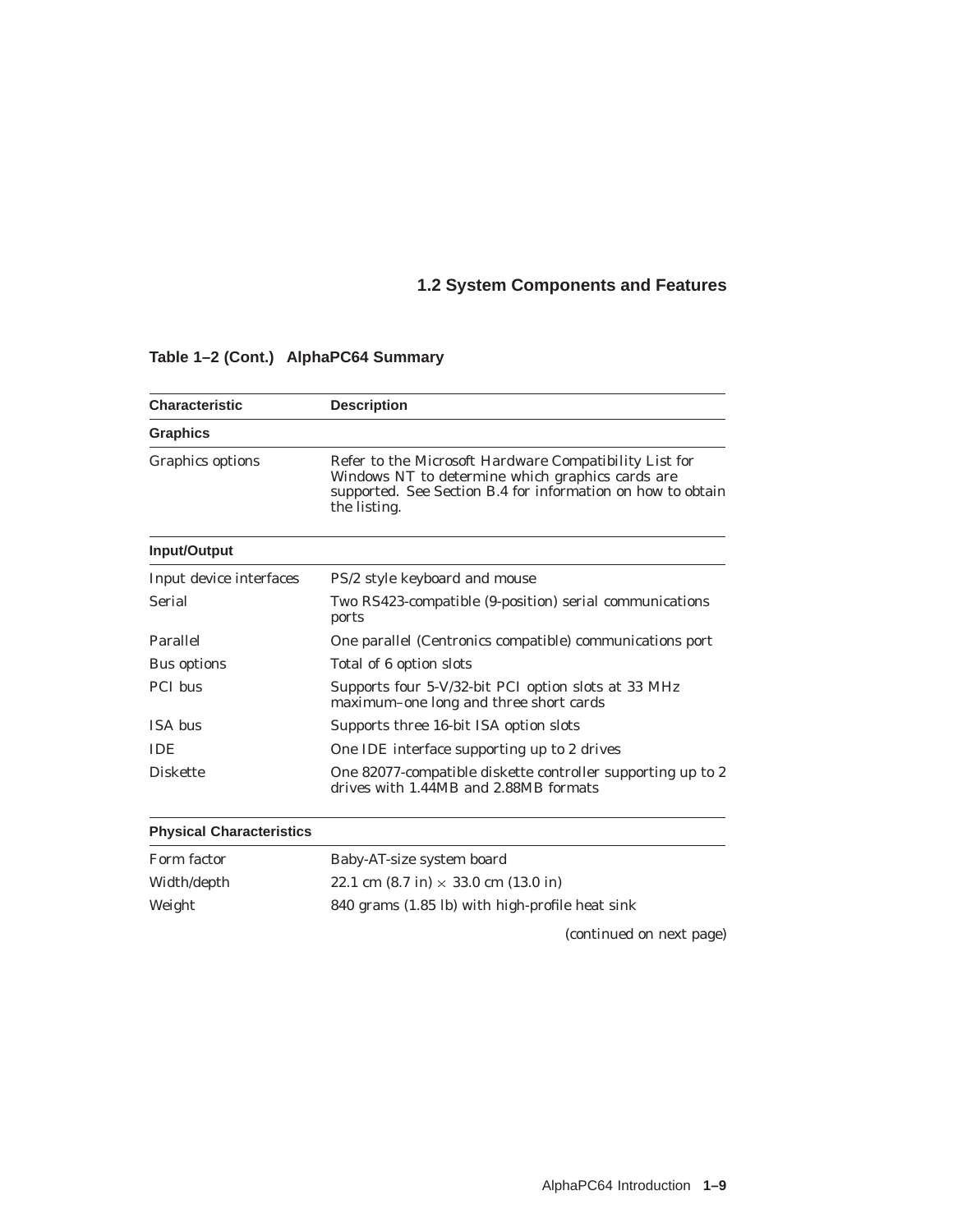## 1.2 System Components and Features

**Table 1–2 (Cont.) AlphaPC64 Summary**

| Characteristic | Description |
| --- | --- |
| **Graphics** | |
| Graphics options | Refer to the Microsoft Hardware Compatibility List for Windows NT to determine which graphics cards are supported. See Section B.4 for information on how to obtain the listing. |
| **Input/Output** | |
| Input device interfaces | PS/2 style keyboard and mouse |
| Serial | Two RS423-compatible (9-position) serial communications ports |
| Parallel | One parallel (Centronics compatible) communications port |
| Bus options | Total of 6 option slots |
| PCI bus | Supports four 5-V/32-bit PCI option slots at 33 MHz maximum–one long and three short cards |
| ISA bus | Supports three 16-bit ISA option slots |
| IDE | One IDE interface supporting up to 2 drives |
| Diskette | One 82077-compatible diskette controller supporting up to 2 drives with 1.44MB and 2.88MB formats |
| **Physical Characteristics** | |
| Form factor | Baby-AT-size system board |
| Width/depth | 22.1 cm (8.7 in) × 33.0 cm (13.0 in) |
| Weight | 840 grams (1.85 lb) with high-profile heat sink |

*(continued on next page)*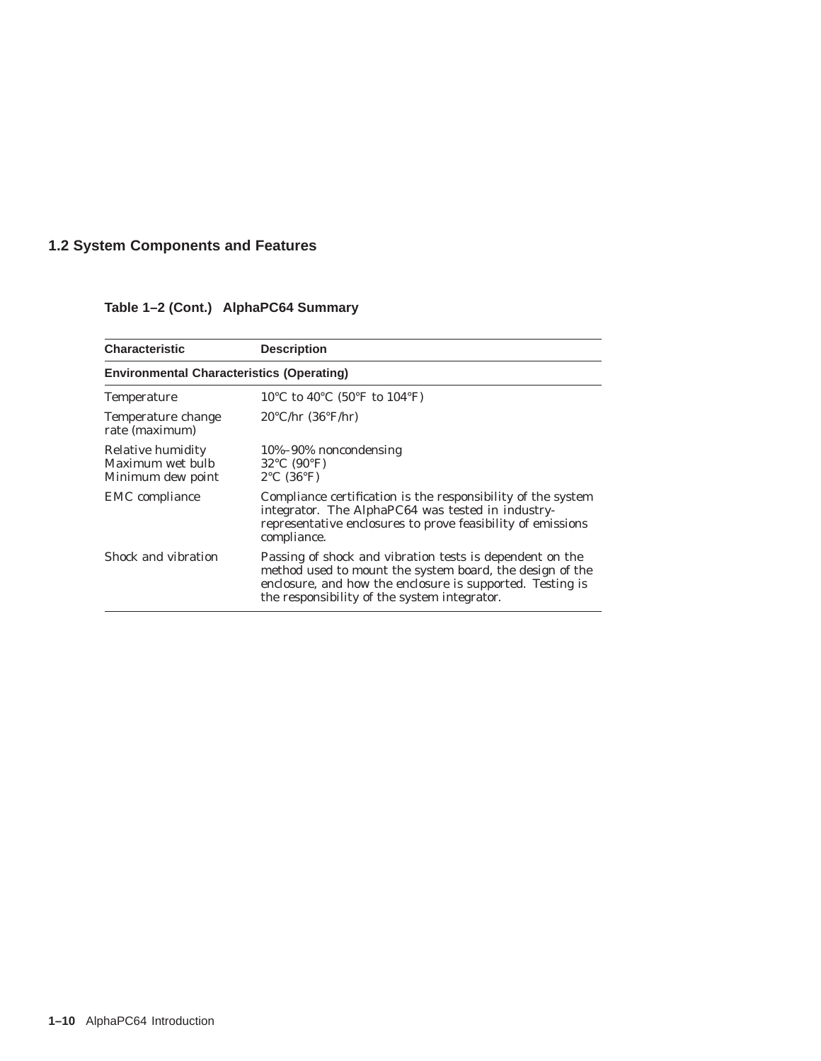## 1.2 System Components and Features

**Table 1–2 (Cont.) AlphaPC64 Summary**

| Characteristic | Description |
|---|---|
| **Environmental Characteristics (Operating)** | |
| Temperature | 10°C to 40°C (50°F to 104°F) |
| Temperature change rate (maximum) | 20°C/hr (36°F/hr) |
| Relative humidity<br>Maximum wet bulb<br>Minimum dew point | 10%–90% noncondensing<br>32°C (90°F)<br>2°C (36°F) |
| EMC compliance | Compliance certification is the responsibility of the system integrator. The AlphaPC64 was tested in industry-representative enclosures to prove feasibility of emissions compliance. |
| Shock and vibration | Passing of shock and vibration tests is dependent on the method used to mount the system board, the design of the enclosure, and how the enclosure is supported. Testing is the responsibility of the system integrator. |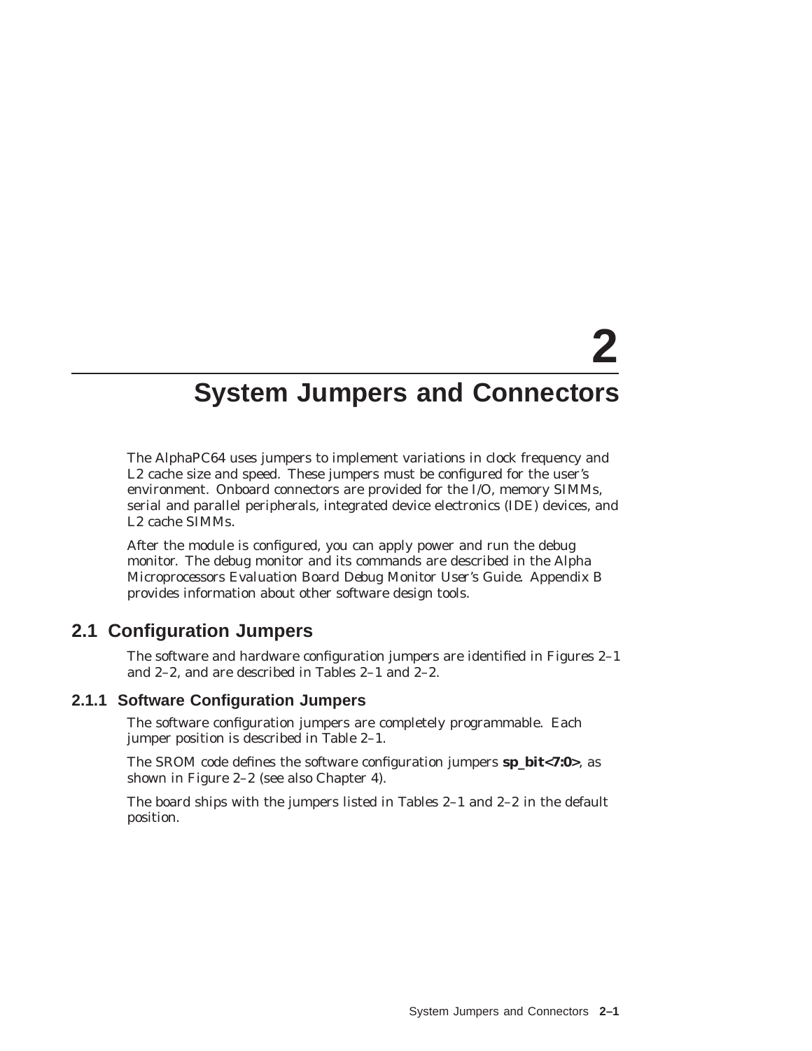# 2 System Jumpers and Connectors

The AlphaPC64 uses jumpers to implement variations in clock frequency and L2 cache size and speed. These jumpers must be configured for the user's environment. Onboard connectors are provided for the I/O, memory SIMMs, serial and parallel peripherals, integrated device electronics (IDE) devices, and L2 cache SIMMs.

After the module is configured, you can apply power and run the debug monitor. The debug monitor and its commands are described in the *Alpha Microprocessors Evaluation Board Debug Monitor User's Guide*. Appendix B provides information about other software design tools.

## 2.1 Configuration Jumpers

The software and hardware configuration jumpers are identified in Figures 2–1 and 2–2, and are described in Tables 2–1 and 2–2.

### 2.1.1 Software Configuration Jumpers

The software configuration jumpers are completely programmable. Each jumper position is described in Table 2–1.

The SROM code defines the software configuration jumpers **sp_bit<7:0>**, as shown in Figure 2–2 (see also Chapter 4).

The board ships with the jumpers listed in Tables 2–1 and 2–2 in the default position.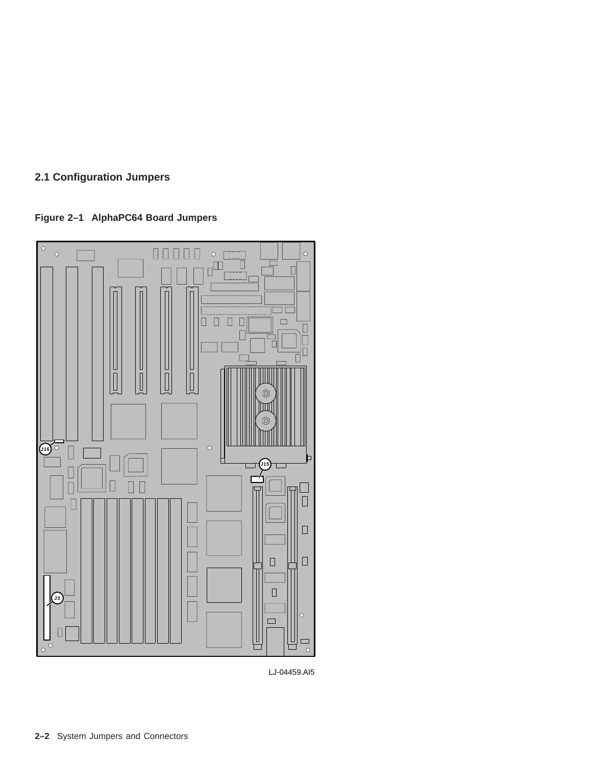## 2.1 Configuration Jumpers

**Figure 2–1 AlphaPC64 Board Jumpers**

J16

J15

J3

LJ-04459.AI5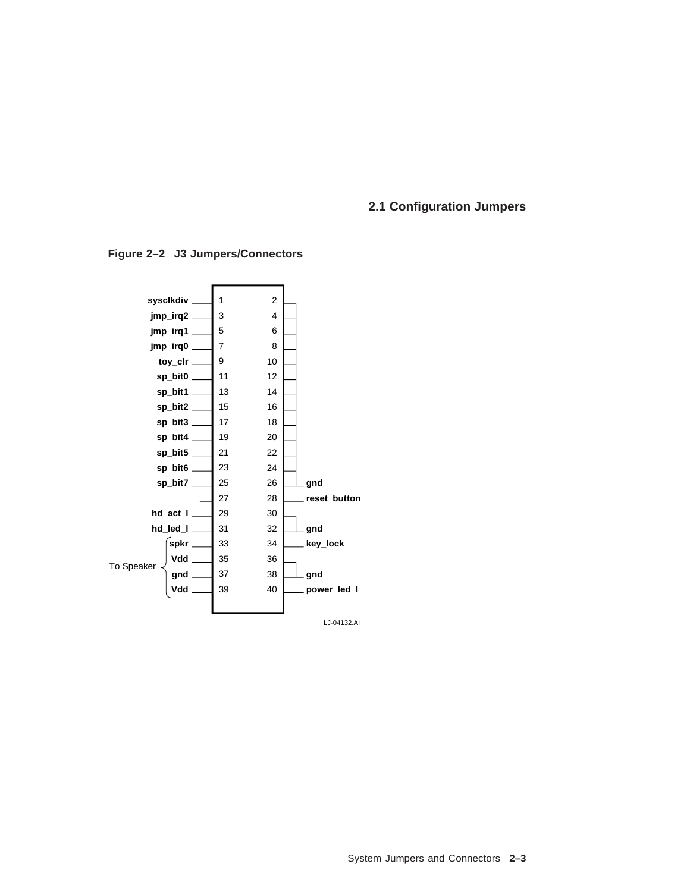## 2.1 Configuration Jumpers

**Figure 2–2 J3 Jumpers/Connectors**

| Signal | Pin | Pin | Signal |
|---|---|---|---|
| sysclkdiv | 1 | 2 | |
| jmp_irq2 | 3 | 4 | |
| jmp_irq1 | 5 | 6 | |
| jmp_irq0 | 7 | 8 | |
| toy_clr | 9 | 10 | |
| sp_bit0 | 11 | 12 | |
| sp_bit1 | 13 | 14 | |
| sp_bit2 | 15 | 16 | |
| sp_bit3 | 17 | 18 | |
| sp_bit4 | 19 | 20 | |
| sp_bit5 | 21 | 22 | |
| sp_bit6 | 23 | 24 | |
| sp_bit7 | 25 | 26 | gnd |
| | 27 | 28 | reset_button |
| hd_act_l | 29 | 30 | |
| hd_led_l | 31 | 32 | gnd |
| spkr (To Speaker) | 33 | 34 | key_lock |
| Vdd (To Speaker) | 35 | 36 | |
| gnd (To Speaker) | 37 | 38 | gnd |
| Vdd (To Speaker) | 39 | 40 | power_led_l |

LJ-04132.AI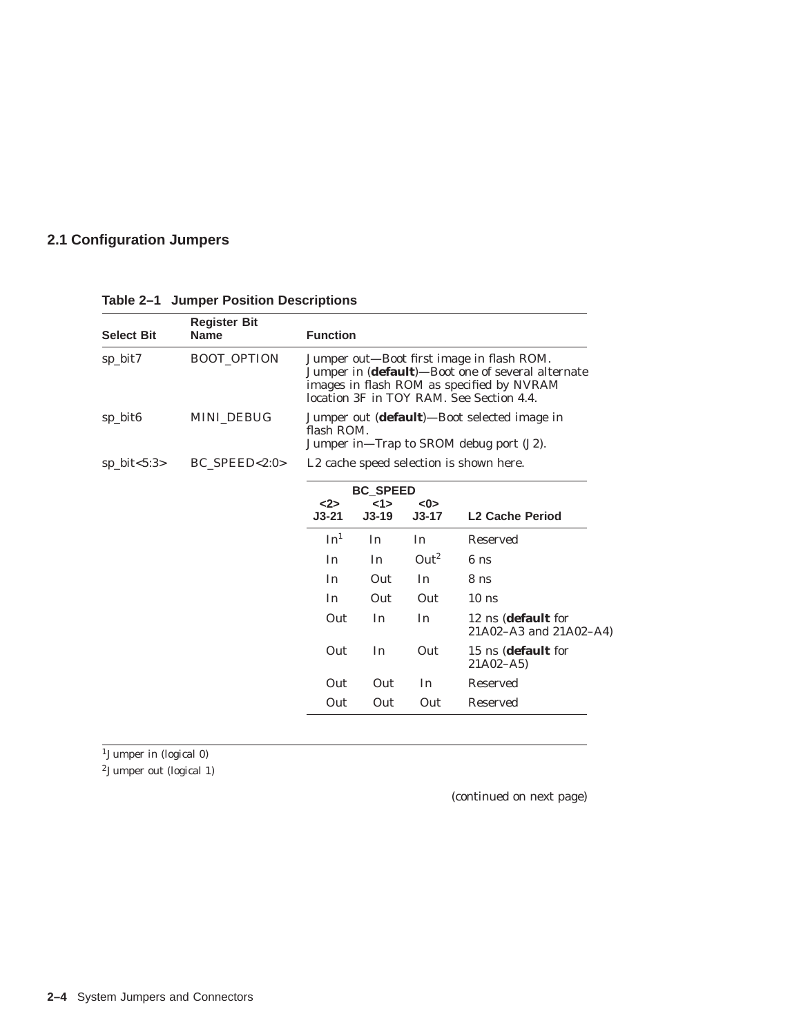## 2.1 Configuration Jumpers

**Table 2–1 Jumper Position Descriptions**

| Select Bit | Register Bit Name | Function |
|---|---|---|
| sp_bit7 | BOOT_OPTION | Jumper out—Boot first image in flash ROM.<br>Jumper in (**default**)—Boot one of several alternate images in flash ROM as specified by NVRAM location 3F in TOY RAM. See Section 4.4. |
| sp_bit6 | MINI_DEBUG | Jumper out (**default**)—Boot selected image in flash ROM.<br>Jumper in—Trap to SROM debug port (J2). |
| sp_bit<5:3> | BC_SPEED<2:0> | L2 cache speed selection is shown here. |

| BC_SPEED <2> J3-21 | <1> J3-19 | <0> J3-17 | L2 Cache Period |
|---|---|---|---|
| In[1] | In | In | Reserved |
| In | In | Out[2] | 6 ns |
| In | Out | In | 8 ns |
| In | Out | Out | 10 ns |
| Out | In | In | 12 ns (**default** for 21A02–A3 and 21A02–A4) |
| Out | In | Out | 15 ns (**default** for 21A02–A5) |
| Out | Out | In | Reserved |
| Out | Out | Out | Reserved |

[1] Jumper in (logical 0)

[2] Jumper out (logical 1)

*(continued on next page)*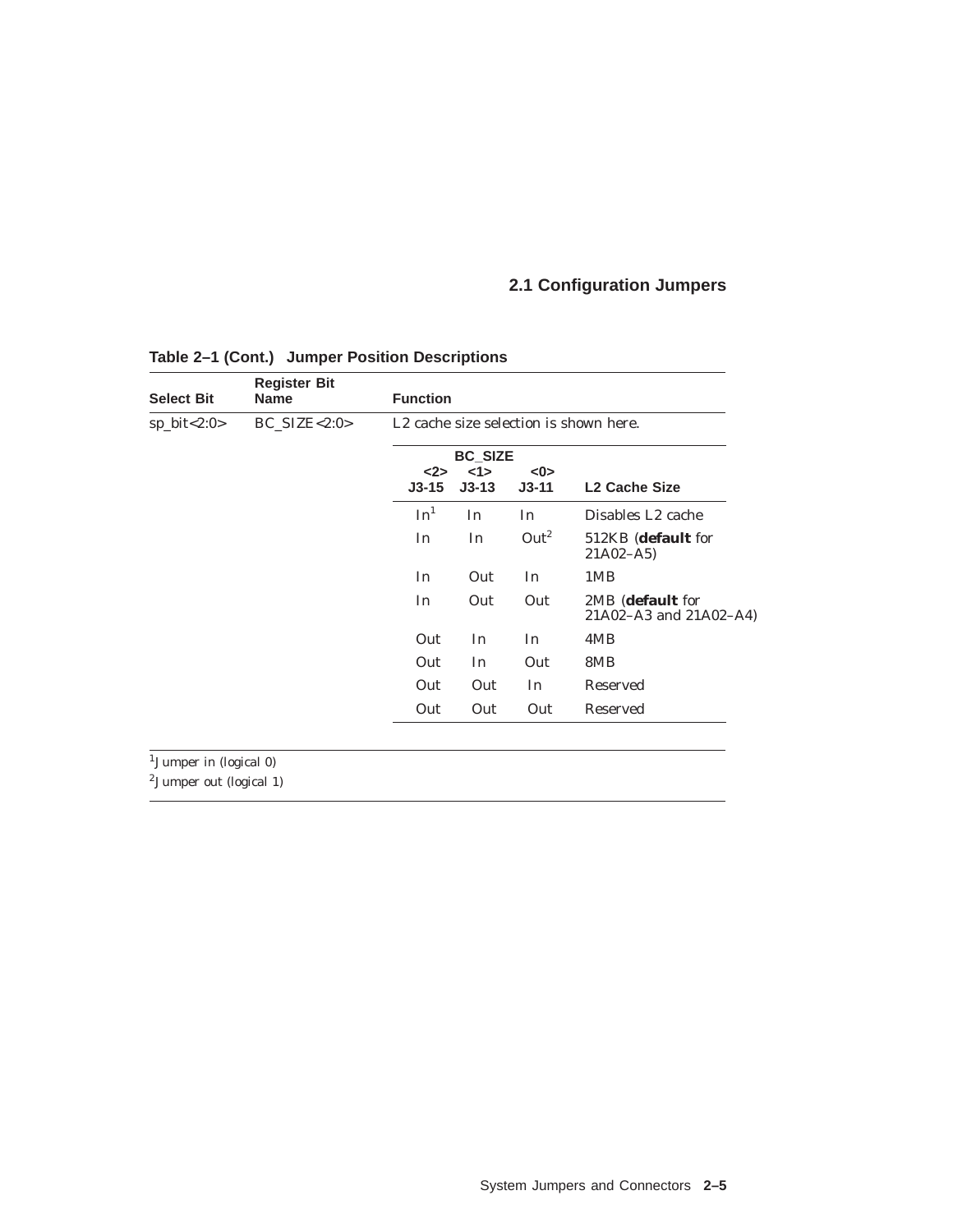**Table 2–1 (Cont.) Jumper Position Descriptions**

| Select Bit | Register Bit Name | Function |
|---|---|---|
| sp_bit<2:0> | BC_SIZE<2:0> | L2 cache size selection is shown here. |

| BC_SIZE <2> J3-15 | BC_SIZE <1> J3-13 | BC_SIZE <0> J3-11 | L2 Cache Size |
|---|---|---|---|
| In[1] | In | In | Disables L2 cache |
| In | In | Out[2] | 512KB (**default** for 21A02–A5) |
| In | Out | In | 1MB |
| In | Out | Out | 2MB (**default** for 21A02–A3 and 21A02–A4) |
| Out | In | In | 4MB |
| Out | In | Out | 8MB |
| Out | Out | In | Reserved |
| Out | Out | Out | Reserved |

[1] Jumper in (logical 0)

[2] Jumper out (logical 1)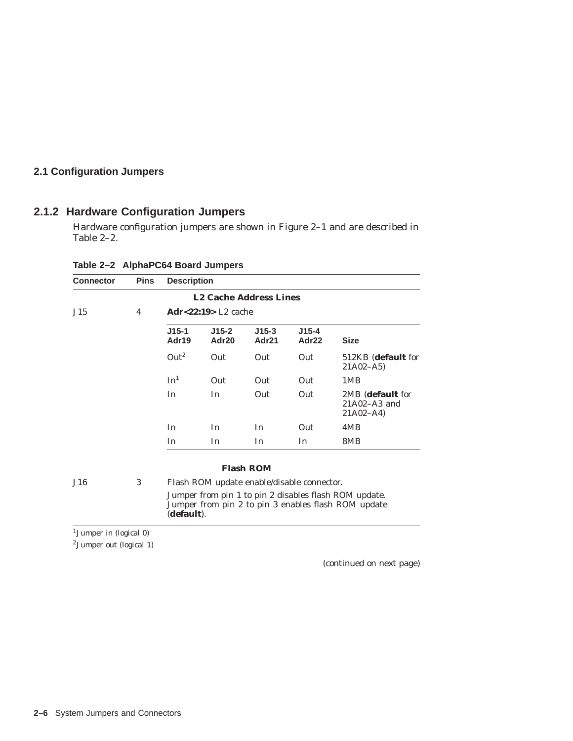## 2.1 Configuration Jumpers

### 2.1.2 Hardware Configuration Jumpers

Hardware configuration jumpers are shown in Figure 2–1 and are described in Table 2–2.

**Table 2–2 AlphaPC64 Board Jumpers**

| Connector | Pins | Description | | | | |
|---|---|---|---|---|---|---|
| | | **L2 Cache Address Lines** | | | | |
| J15 | 4 | **Adr<22:19>** L2 cache | | | | |
| | | **J15-1 Adr19** | **J15-2 Adr20** | **J15-3 Adr21** | **J15-4 Adr22** | **Size** |
| | | Out[2] | Out | Out | Out | 512KB (**default** for 21A02–A5) |
| | | In[1] | Out | Out | Out | 1MB |
| | | In | In | Out | Out | 2MB (**default** for 21A02–A3 and 21A02–A4) |
| | | In | In | In | Out | 4MB |
| | | In | In | In | In | 8MB |
| | | **Flash ROM** | | | | |
| J16 | 3 | Flash ROM update enable/disable connector. Jumper from pin 1 to pin 2 disables flash ROM update. Jumper from pin 2 to pin 3 enables flash ROM update (**default**). | | | | |

[1]Jumper in (logical 0)

[2]Jumper out (logical 1)

(continued on next page)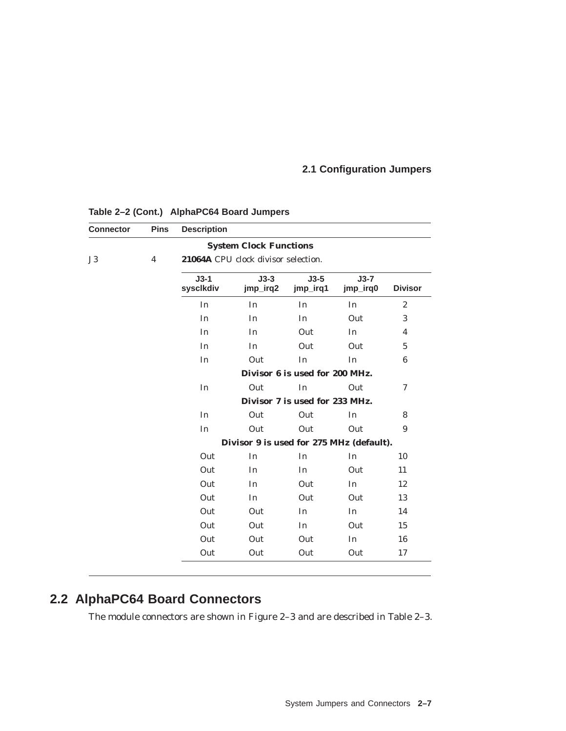**Table 2–2 (Cont.) AlphaPC64 Board Jumpers**

| Connector | Pins | Description |
|---|---|---|
| | | **System Clock Functions** |
| J3 | 4 | **21064A** CPU clock divisor selection. |

| J3-1 sysclkdiv | J3-3 jmp_irq2 | J3-5 jmp_irq1 | J3-7 jmp_irq0 | Divisor |
|---|---|---|---|---|
| In | In | In | In | 2 |
| In | In | In | Out | 3 |
| In | In | Out | In | 4 |
| In | In | Out | Out | 5 |
| In | Out | In | In | 6 |
| **Divisor 6 is used for 200 MHz.** | | | | |
| In | Out | In | Out | 7 |
| **Divisor 7 is used for 233 MHz.** | | | | |
| In | Out | Out | In | 8 |
| In | Out | Out | Out | 9 |
| **Divisor 9 is used for 275 MHz (default).** | | | | |
| Out | In | In | In | 10 |
| Out | In | In | Out | 11 |
| Out | In | Out | In | 12 |
| Out | In | Out | Out | 13 |
| Out | Out | In | In | 14 |
| Out | Out | In | Out | 15 |
| Out | Out | Out | In | 16 |
| Out | Out | Out | Out | 17 |

## 2.2 AlphaPC64 Board Connectors

The module connectors are shown in Figure 2–3 and are described in Table 2–3.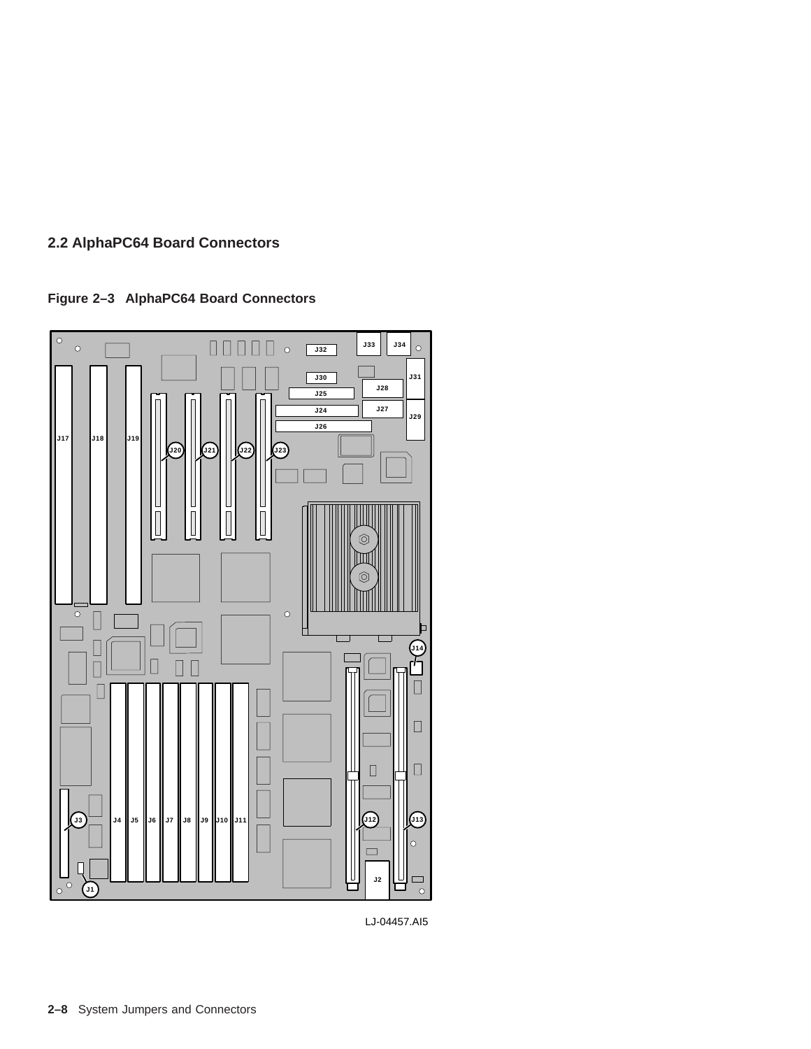## 2.2 AlphaPC64 Board Connectors

**Figure 2–3 AlphaPC64 Board Connectors**

LJ-04457.AI5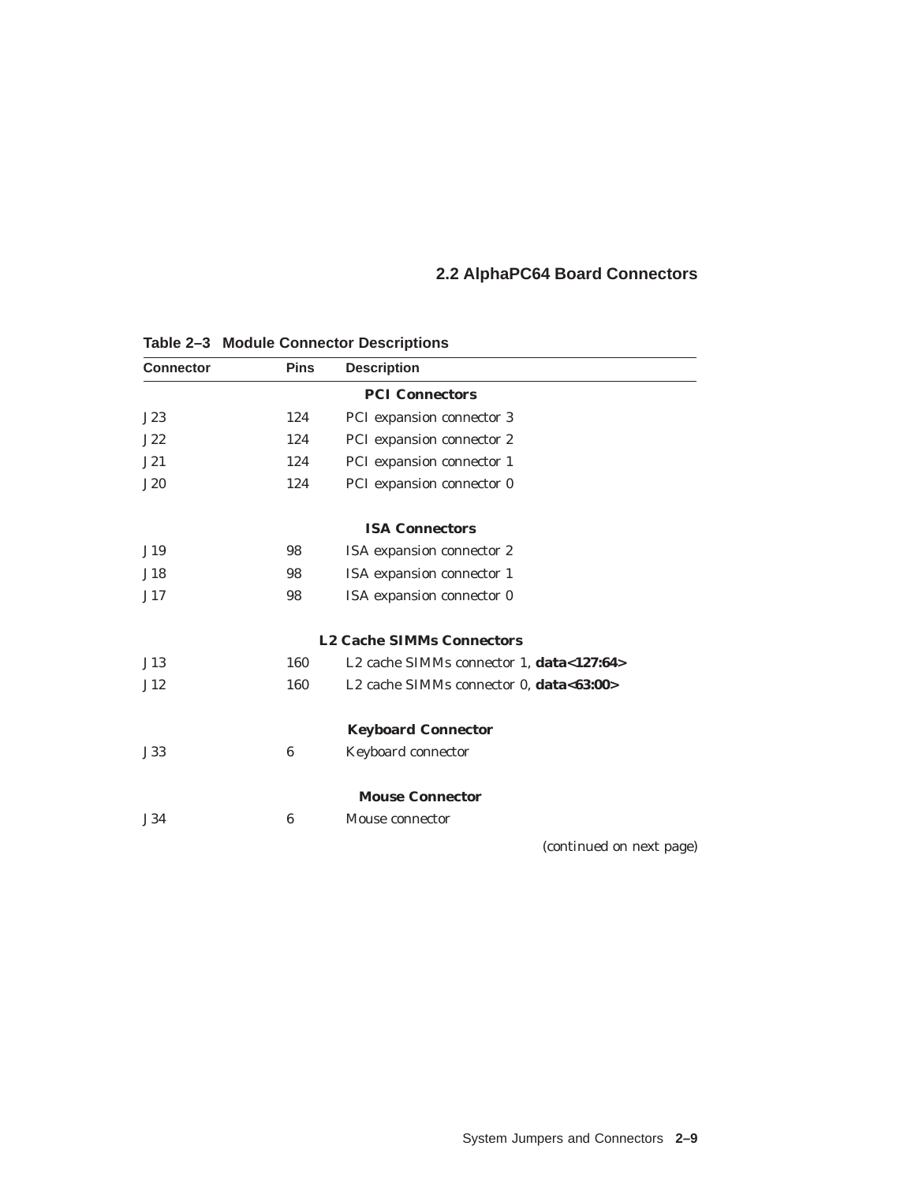## 2.2 AlphaPC64 Board Connectors

**Table 2–3 Module Connector Descriptions**

| Connector | Pins | Description |
|---|---|---|
| | | **PCI Connectors** |
| J23 | 124 | PCI expansion connector 3 |
| J22 | 124 | PCI expansion connector 2 |
| J21 | 124 | PCI expansion connector 1 |
| J20 | 124 | PCI expansion connector 0 |
| | | **ISA Connectors** |
| J19 | 98 | ISA expansion connector 2 |
| J18 | 98 | ISA expansion connector 1 |
| J17 | 98 | ISA expansion connector 0 |
| | | **L2 Cache SIMMs Connectors** |
| J13 | 160 | L2 cache SIMMs connector 1, **data<127:64>** |
| J12 | 160 | L2 cache SIMMs connector 0, **data<63:00>** |
| | | **Keyboard Connector** |
| J33 | 6 | Keyboard connector |
| | | **Mouse Connector** |
| J34 | 6 | Mouse connector |

*(continued on next page)*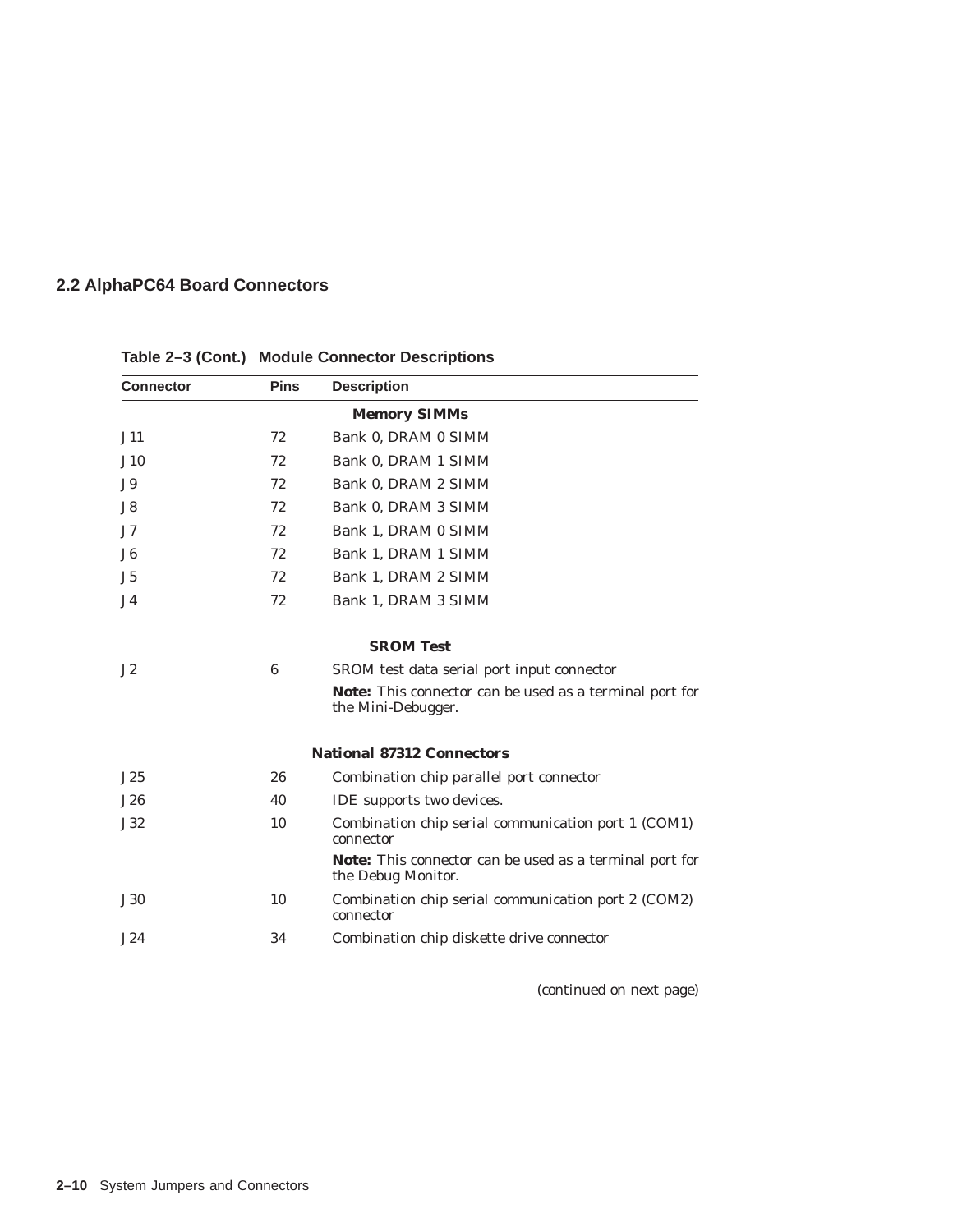## 2.2 AlphaPC64 Board Connectors

**Table 2–3 (Cont.) Module Connector Descriptions**

| Connector | Pins | Description |
|---|---|---|
| | | **Memory SIMMs** |
| J11 | 72 | Bank 0, DRAM 0 SIMM |
| J10 | 72 | Bank 0, DRAM 1 SIMM |
| J9 | 72 | Bank 0, DRAM 2 SIMM |
| J8 | 72 | Bank 0, DRAM 3 SIMM |
| J7 | 72 | Bank 1, DRAM 0 SIMM |
| J6 | 72 | Bank 1, DRAM 1 SIMM |
| J5 | 72 | Bank 1, DRAM 2 SIMM |
| J4 | 72 | Bank 1, DRAM 3 SIMM |
| | | **SROM Test** |
| J2 | 6 | SROM test data serial port input connector |
| | | **Note:** This connector can be used as a terminal port for the Mini-Debugger. |
| | | **National 87312 Connectors** |
| J25 | 26 | Combination chip parallel port connector |
| J26 | 40 | IDE supports two devices. |
| J32 | 10 | Combination chip serial communication port 1 (COM1) connector |
| | | **Note:** This connector can be used as a terminal port for the Debug Monitor. |
| J30 | 10 | Combination chip serial communication port 2 (COM2) connector |
| J24 | 34 | Combination chip diskette drive connector |

(continued on next page)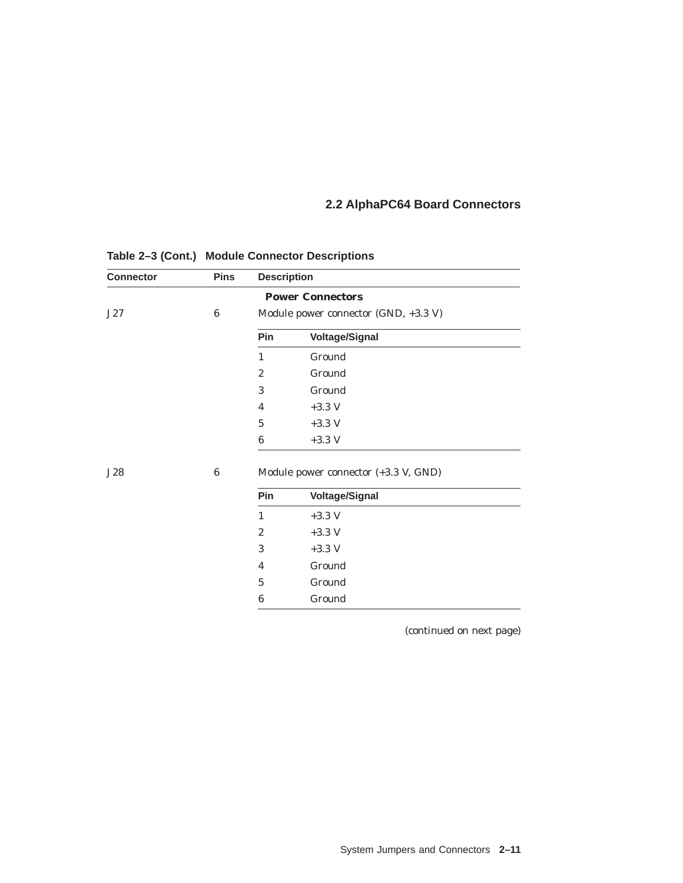## 2.2 AlphaPC64 Board Connectors

**Table 2–3 (Cont.) Module Connector Descriptions**

| Connector | Pins | Description |
|---|---|---|
| | | **Power Connectors** |
| J27 | 6 | Module power connector (GND, +3.3 V) |

| Pin | Voltage/Signal |
|---|---|
| 1 | Ground |
| 2 | Ground |
| 3 | Ground |
| 4 | +3.3 V |
| 5 | +3.3 V |
| 6 | +3.3 V |

| Connector | Pins | Description |
|---|---|---|
| J28 | 6 | Module power connector (+3.3 V, GND) |

| Pin | Voltage/Signal |
|---|---|
| 1 | +3.3 V |
| 2 | +3.3 V |
| 3 | +3.3 V |
| 4 | Ground |
| 5 | Ground |
| 6 | Ground |

(continued on next page)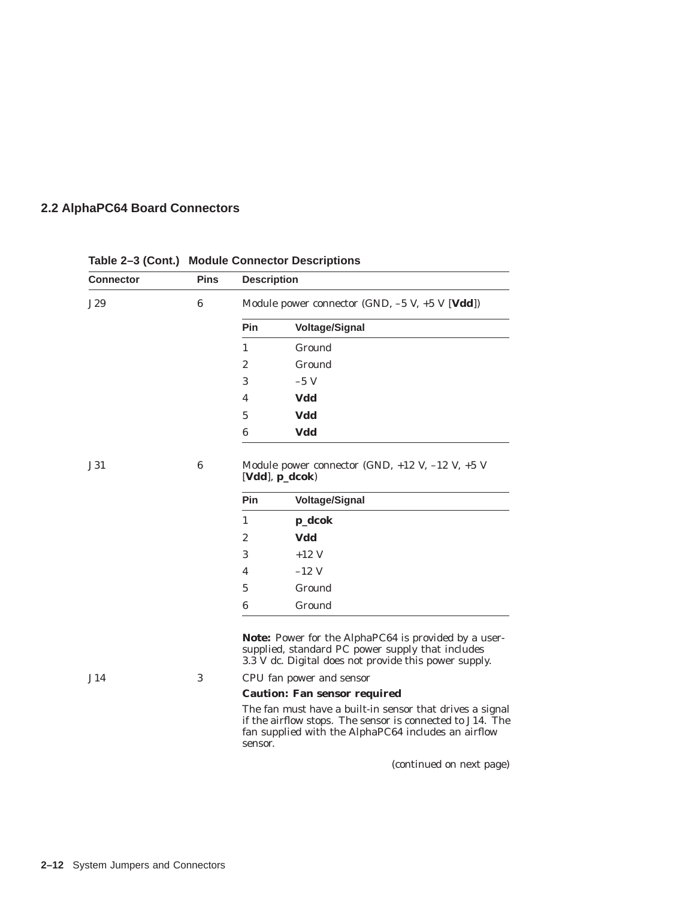## 2.2 AlphaPC64 Board Connectors

**Table 2–3 (Cont.) Module Connector Descriptions**

| Connector | Pins | Description |
|---|---|---|
| J29 | 6 | Module power connector (GND, –5 V, +5 V [**Vdd**]) |

| Pin | Voltage/Signal |
|---|---|
| 1 | Ground |
| 2 | Ground |
| 3 | –5 V |
| 4 | **Vdd** |
| 5 | **Vdd** |
| 6 | **Vdd** |

| Connector | Pins | Description |
|---|---|---|
| J31 | 6 | Module power connector (GND, +12 V, –12 V, +5 V [**Vdd**], **p_dcok**) |

| Pin | Voltage/Signal |
|---|---|
| 1 | **p_dcok** |
| 2 | **Vdd** |
| 3 | +12 V |
| 4 | –12 V |
| 5 | Ground |
| 6 | Ground |

**Note:** Power for the AlphaPC64 is provided by a user-supplied, standard PC power supply that includes 3.3 V dc. Digital does not provide this power supply.

| Connector | Pins | Description |
|---|---|---|
| J14 | 3 | CPU fan power and sensor |

**Caution: Fan sensor required**

The fan must have a built-in sensor that drives a signal if the airflow stops. The sensor is connected to J14. The fan supplied with the AlphaPC64 includes an airflow sensor.

*(continued on next page)*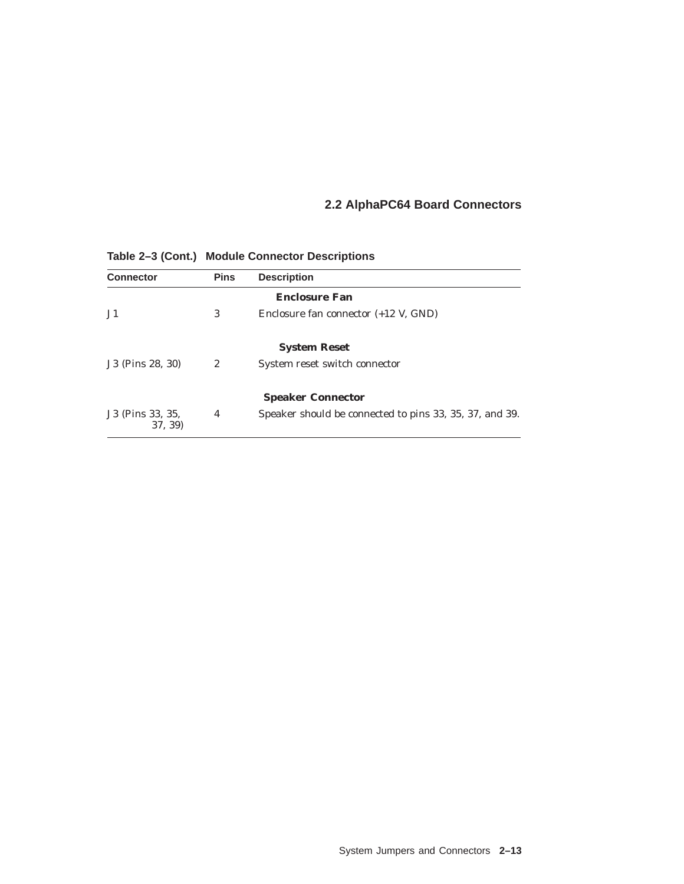**Table 2–3 (Cont.) Module Connector Descriptions**

| Connector | Pins | Description |
|---|---|---|
| | | **Enclosure Fan** |
| J1 | 3 | Enclosure fan connector (+12 V, GND) |
| | | **System Reset** |
| J3 (Pins 28, 30) | 2 | System reset switch connector |
| | | **Speaker Connector** |
| J3 (Pins 33, 35, 37, 39) | 4 | Speaker should be connected to pins 33, 35, 37, and 39. |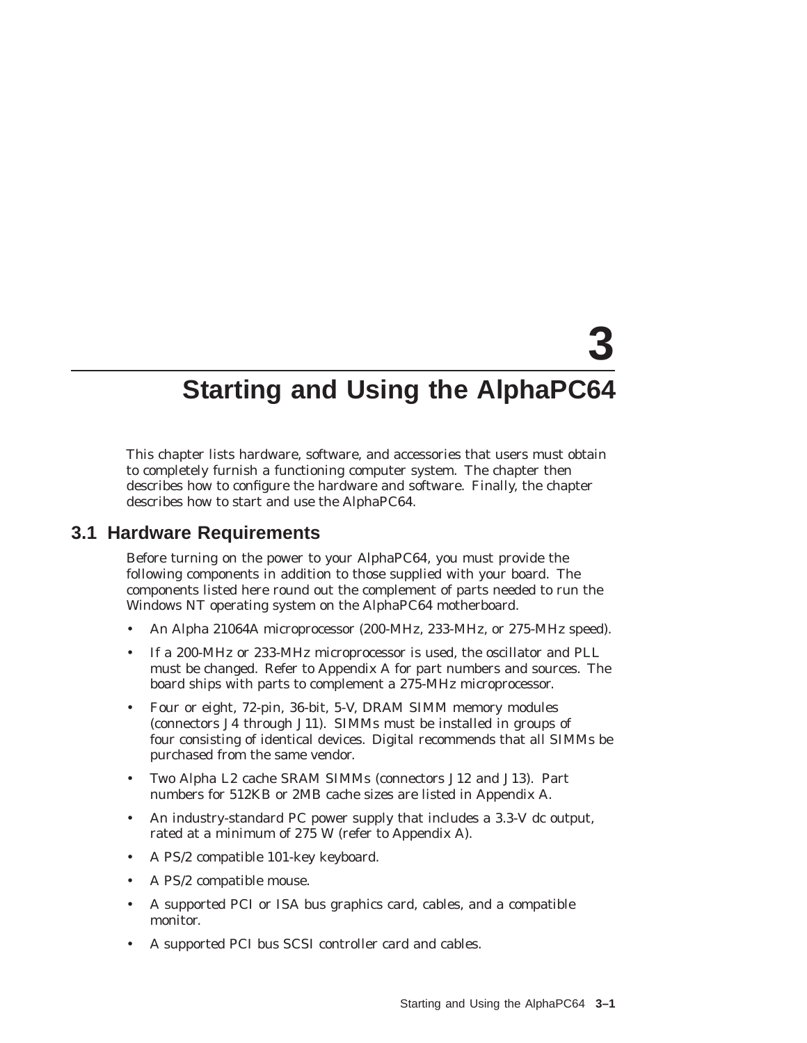# 3 Starting and Using the AlphaPC64

This chapter lists hardware, software, and accessories that users must obtain to completely furnish a functioning computer system. The chapter then describes how to configure the hardware and software. Finally, the chapter describes how to start and use the AlphaPC64.

## 3.1 Hardware Requirements

Before turning on the power to your AlphaPC64, you must provide the following components in addition to those supplied with your board. The components listed here round out the complement of parts needed to run the Windows NT operating system on the AlphaPC64 motherboard.

- An Alpha 21064A microprocessor (200-MHz, 233-MHz, or 275-MHz speed).
- If a 200-MHz or 233-MHz microprocessor is used, the oscillator and PLL must be changed. Refer to Appendix A for part numbers and sources. The board ships with parts to complement a 275-MHz microprocessor.
- Four or eight, 72-pin, 36-bit, 5-V, DRAM SIMM memory modules (connectors J4 through J11). SIMMs must be installed in groups of four consisting of identical devices. Digital recommends that all SIMMs be purchased from the same vendor.
- Two Alpha L2 cache SRAM SIMMs (connectors J12 and J13). Part numbers for 512KB or 2MB cache sizes are listed in Appendix A.
- An industry-standard PC power supply that includes a 3.3-V dc output, rated at a minimum of 275 W (refer to Appendix A).
- A PS/2 compatible 101-key keyboard.
- A PS/2 compatible mouse.
- A supported PCI or ISA bus graphics card, cables, and a compatible monitor.
- A supported PCI bus SCSI controller card and cables.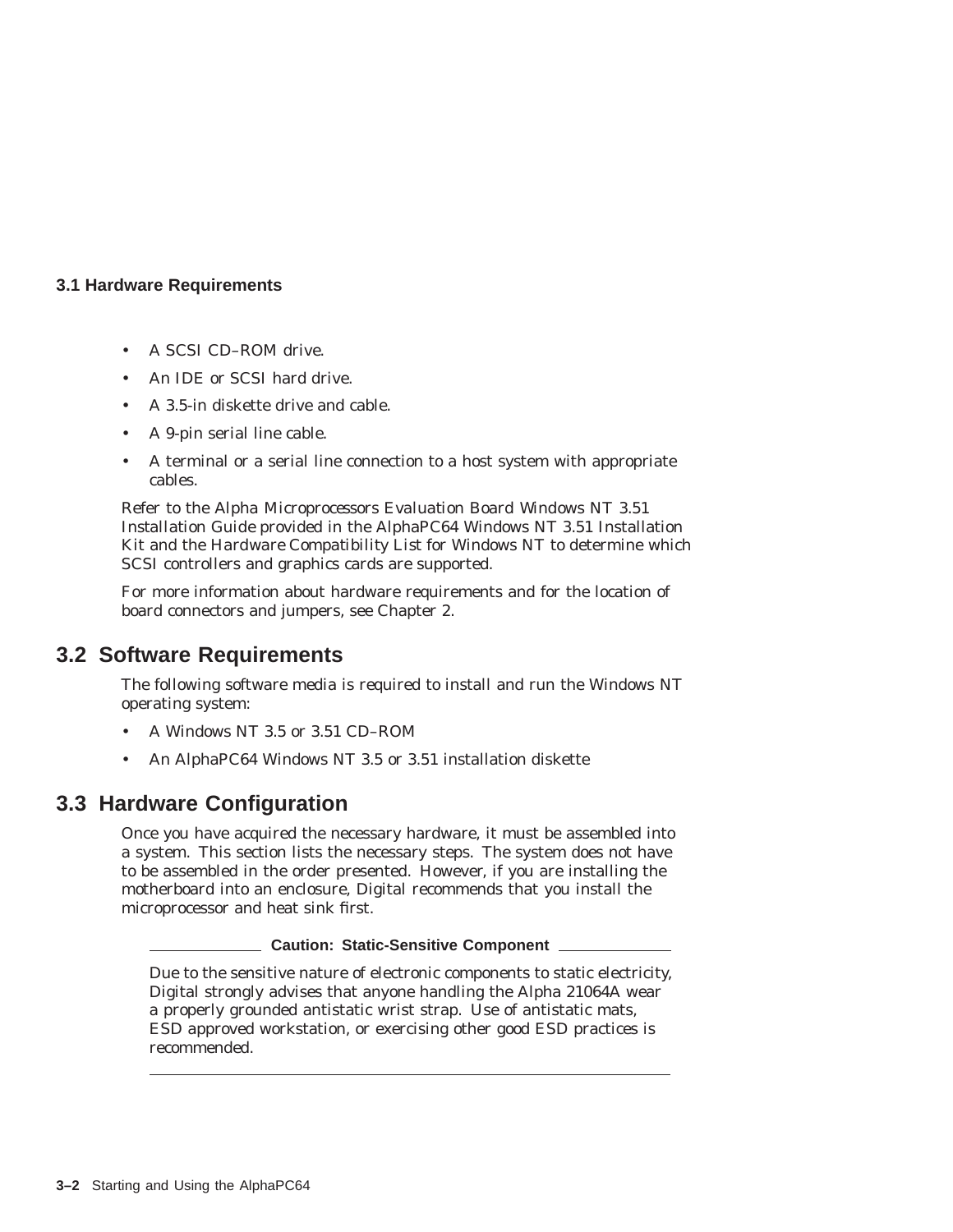**3.1 Hardware Requirements**

- A SCSI CD–ROM drive.
- An IDE or SCSI hard drive.
- A 3.5-in diskette drive and cable.
- A 9-pin serial line cable.
- A terminal or a serial line connection to a host system with appropriate cables.

Refer to the *Alpha Microprocessors Evaluation Board Windows NT 3.51 Installation Guide* provided in the AlphaPC64 Windows NT 3.51 Installation Kit and the *Hardware Compatibility List for Windows NT* to determine which SCSI controllers and graphics cards are supported.

For more information about hardware requirements and for the location of board connectors and jumpers, see Chapter 2.

## 3.2 Software Requirements

The following software media is required to install and run the Windows NT operating system:

- A Windows NT 3.5 or 3.51 CD–ROM
- An AlphaPC64 Windows NT 3.5 or 3.51 installation diskette

## 3.3 Hardware Configuration

Once you have acquired the necessary hardware, it must be assembled into a system. This section lists the necessary steps. The system does not have to be assembled in the order presented. However, if you are installing the motherboard into an enclosure, Digital recommends that you install the microprocessor and heat sink first.

**Caution: Static-Sensitive Component**

Due to the sensitive nature of electronic components to static electricity, Digital strongly advises that anyone handling the Alpha 21064A wear a properly grounded antistatic wrist strap. Use of antistatic mats, ESD approved workstation, or exercising other good ESD practices is recommended.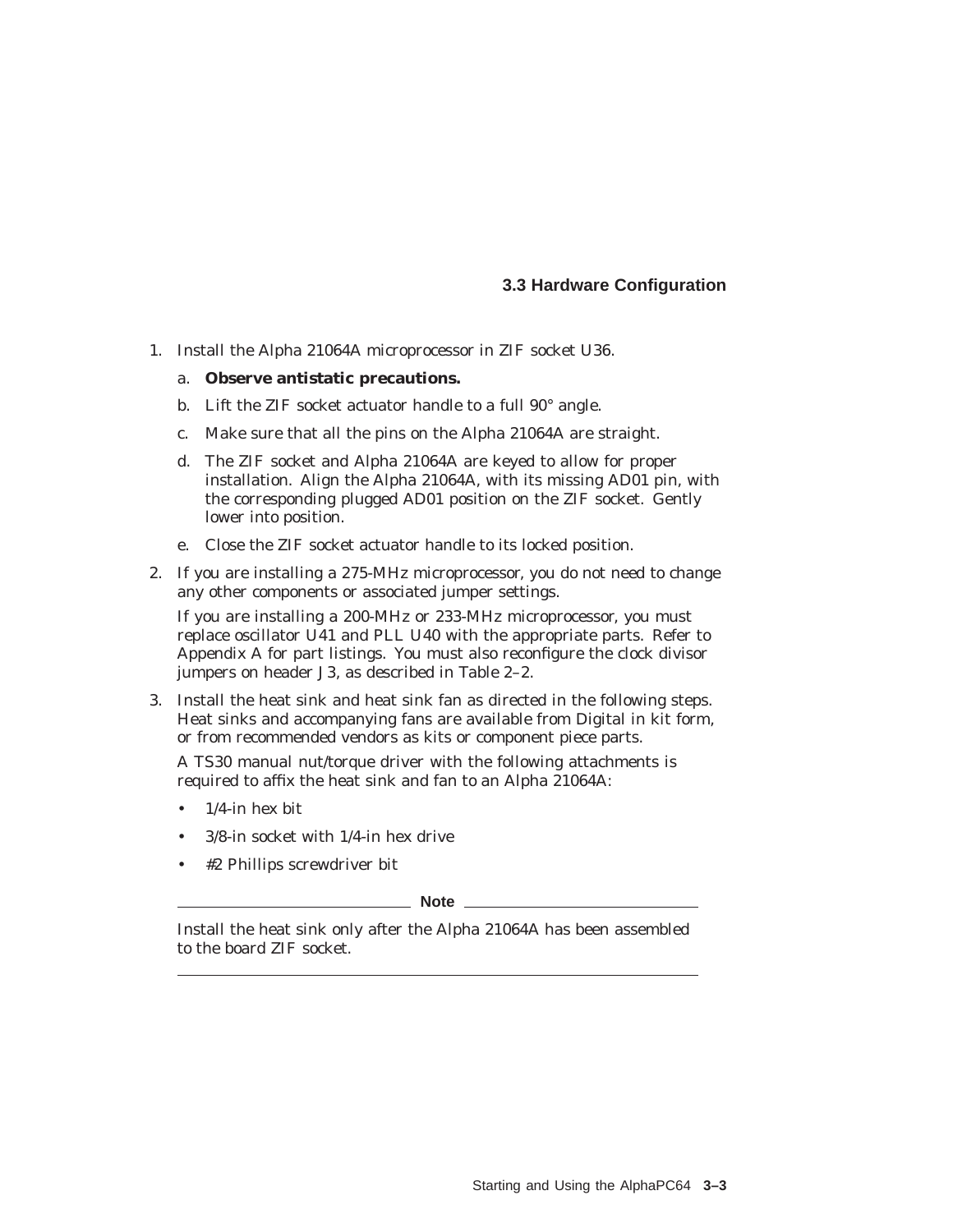## 3.3 Hardware Configuration

1. Install the Alpha 21064A microprocessor in ZIF socket U36.
   a. **Observe antistatic precautions.**
   b. Lift the ZIF socket actuator handle to a full 90° angle.
   c. Make sure that all the pins on the Alpha 21064A are straight.
   d. The ZIF socket and Alpha 21064A are keyed to allow for proper installation. Align the Alpha 21064A, with its missing AD01 pin, with the corresponding plugged AD01 position on the ZIF socket. Gently lower into position.
   e. Close the ZIF socket actuator handle to its locked position.
2. If you are installing a 275-MHz microprocessor, you do not need to change any other components or associated jumper settings.

   If you are installing a 200-MHz or 233-MHz microprocessor, you must replace oscillator U41 and PLL U40 with the appropriate parts. Refer to Appendix A for part listings. You must also reconfigure the clock divisor jumpers on header J3, as described in Table 2–2.
3. Install the heat sink and heat sink fan as directed in the following steps. Heat sinks and accompanying fans are available from Digital in kit form, or from recommended vendors as kits or component piece parts.

   A TS30 manual nut/torque driver with the following attachments is required to affix the heat sink and fan to an Alpha 21064A:

   - 1/4-in hex bit
   - 3/8-in socket with 1/4-in hex drive
   - #2 Phillips screwdriver bit

   **Note**

   Install the heat sink only after the Alpha 21064A has been assembled to the board ZIF socket.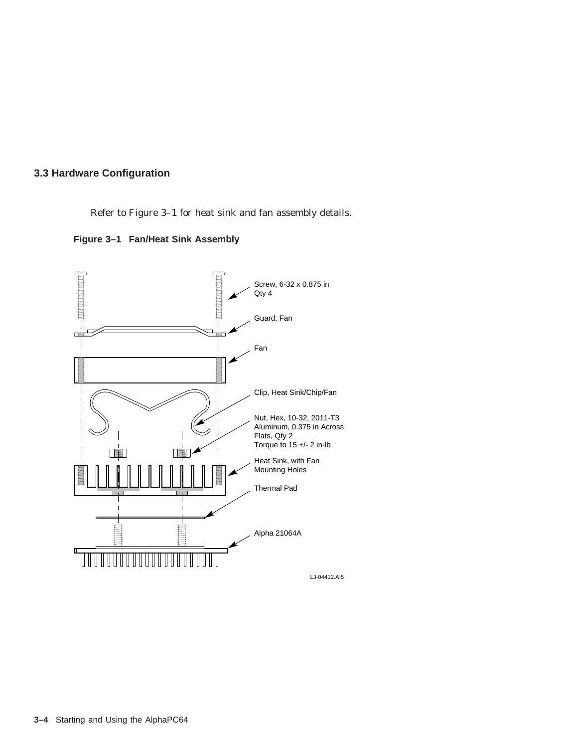## 3.3 Hardware Configuration

Refer to Figure 3–1 for heat sink and fan assembly details.

**Figure 3–1 Fan/Heat Sink Assembly**

Screw, 6-32 x 0.875 in
Qty 4

Guard, Fan

Fan

Clip, Heat Sink/Chip/Fan

Nut, Hex, 10-32, 2011-T3
Aluminum, 0.375 in Across
Flats, Qty 2
Torque to 15 +/- 2 in-lb

Heat Sink, with Fan
Mounting Holes

Thermal Pad

Alpha 21064A

LJ-04412.AI5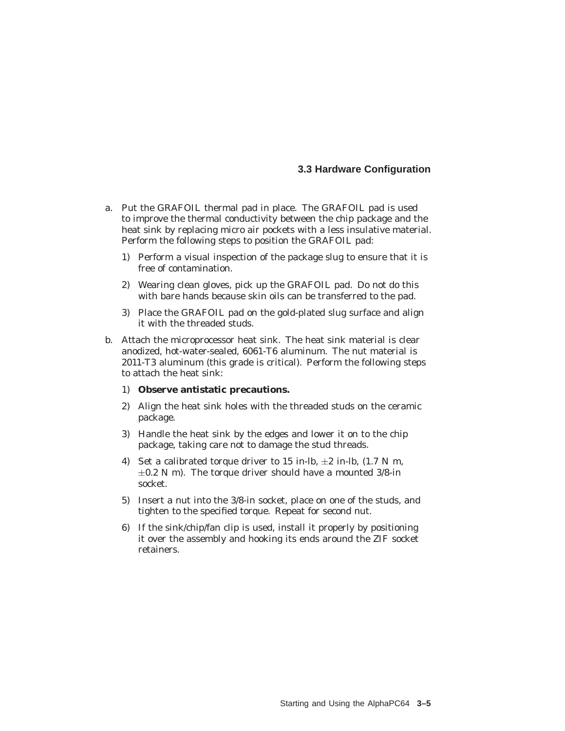a. Put the GRAFOIL thermal pad in place. The GRAFOIL pad is used to improve the thermal conductivity between the chip package and the heat sink by replacing micro air pockets with a less insulative material. Perform the following steps to position the GRAFOIL pad:

   1) Perform a visual inspection of the package slug to ensure that it is free of contamination.

   2) Wearing clean gloves, pick up the GRAFOIL pad. Do not do this with bare hands because skin oils can be transferred to the pad.

   3) Place the GRAFOIL pad on the gold-plated slug surface and align it with the threaded studs.

b. Attach the microprocessor heat sink. The heat sink material is clear anodized, hot-water-sealed, 6061-T6 aluminum. The nut material is 2011-T3 aluminum (this grade is critical). Perform the following steps to attach the heat sink:

   1) **Observe antistatic precautions.**

   2) Align the heat sink holes with the threaded studs on the ceramic package.

   3) Handle the heat sink by the edges and lower it on to the chip package, taking care not to damage the stud threads.

   4) Set a calibrated torque driver to 15 in-lb, $\pm$2 in-lb, (1.7 N m, $\pm$0.2 N m). The torque driver should have a mounted 3/8-in socket.

   5) Insert a nut into the 3/8-in socket, place on one of the studs, and tighten to the specified torque. Repeat for second nut.

   6) If the sink/chip/fan clip is used, install it properly by positioning it over the assembly and hooking its ends around the ZIF socket retainers.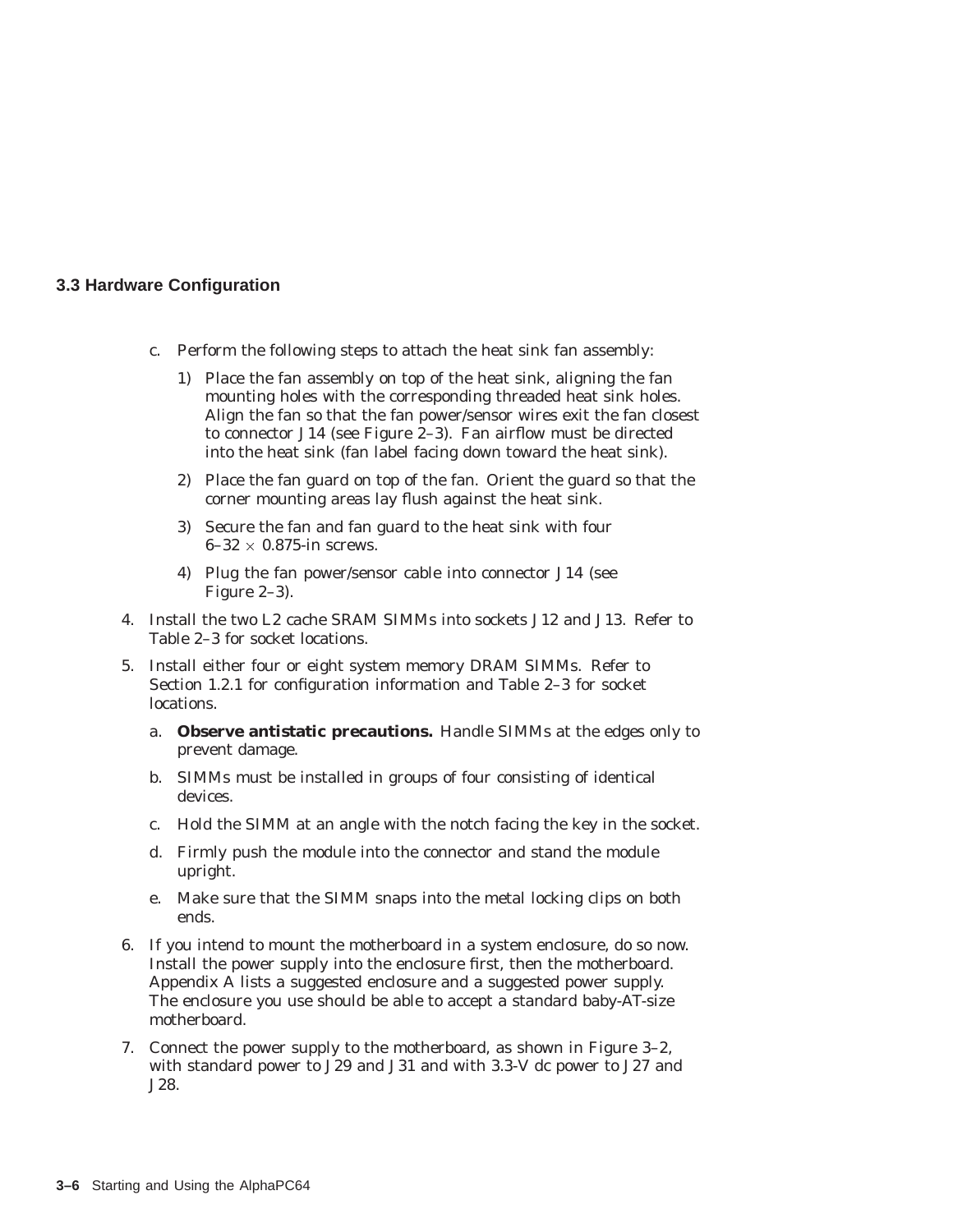### 3.3 Hardware Configuration

c. Perform the following steps to attach the heat sink fan assembly:

   1) Place the fan assembly on top of the heat sink, aligning the fan mounting holes with the corresponding threaded heat sink holes. Align the fan so that the fan power/sensor wires exit the fan closest to connector J14 (see Figure 2–3). Fan airflow must be directed into the heat sink (fan label facing down toward the heat sink).

   2) Place the fan guard on top of the fan. Orient the guard so that the corner mounting areas lay flush against the heat sink.

   3) Secure the fan and fan guard to the heat sink with four 6–32 × 0.875-in screws.

   4) Plug the fan power/sensor cable into connector J14 (see Figure 2–3).

4. Install the two L2 cache SRAM SIMMs into sockets J12 and J13. Refer to Table 2–3 for socket locations.

5. Install either four or eight system memory DRAM SIMMs. Refer to Section 1.2.1 for configuration information and Table 2–3 for socket locations.

   a. **Observe antistatic precautions.** Handle SIMMs at the edges only to prevent damage.

   b. SIMMs must be installed in groups of four consisting of identical devices.

   c. Hold the SIMM at an angle with the notch facing the key in the socket.

   d. Firmly push the module into the connector and stand the module upright.

   e. Make sure that the SIMM snaps into the metal locking clips on both ends.

6. If you intend to mount the motherboard in a system enclosure, do so now. Install the power supply into the enclosure first, then the motherboard. Appendix A lists a suggested enclosure and a suggested power supply. The enclosure you use should be able to accept a standard baby-AT-size motherboard.

7. Connect the power supply to the motherboard, as shown in Figure 3–2, with standard power to J29 and J31 and with 3.3-V dc power to J27 and J28.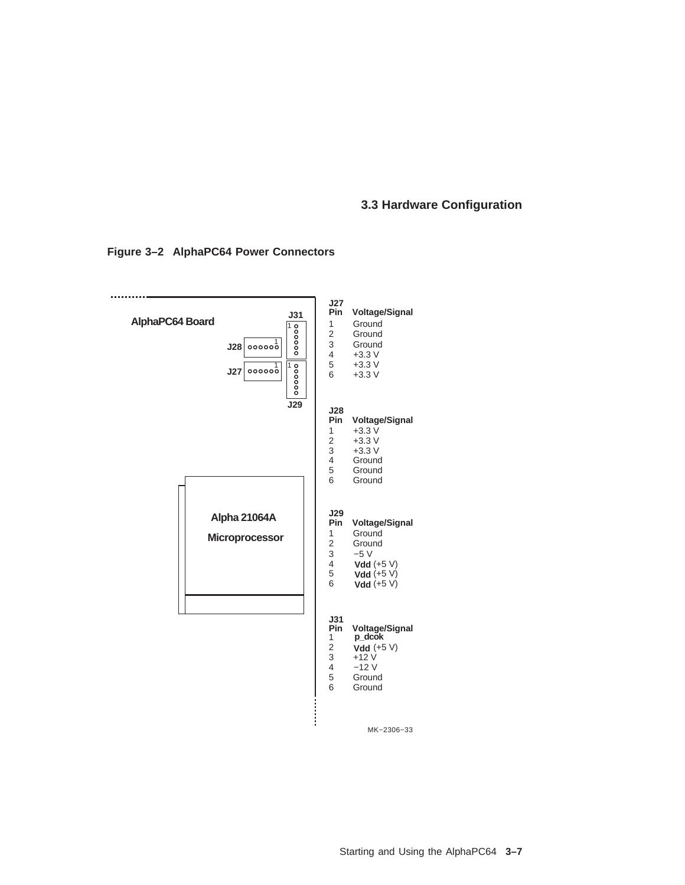## 3.3 Hardware Configuration

**Figure 3–2 AlphaPC64 Power Connectors**

| J27 Pin | Voltage/Signal |
|---|---|
| 1 | Ground |
| 2 | Ground |
| 3 | Ground |
| 4 | +3.3 V |
| 5 | +3.3 V |
| 6 | +3.3 V |

| J28 Pin | Voltage/Signal |
|---|---|
| 1 | +3.3 V |
| 2 | +3.3 V |
| 3 | +3.3 V |
| 4 | Ground |
| 5 | Ground |
| 6 | Ground |

| J29 Pin | Voltage/Signal |
|---|---|
| 1 | Ground |
| 2 | Ground |
| 3 | −5 V |
| 4 | **Vdd** (+5 V) |
| 5 | **Vdd** (+5 V) |
| 6 | **Vdd** (+5 V) |

| J31 Pin | Voltage/Signal |
|---|---|
| 1 | **p_dcok** |
| 2 | **Vdd** (+5 V) |
| 3 | +12 V |
| 4 | −12 V |
| 5 | Ground |
| 6 | Ground |

MK−2306−33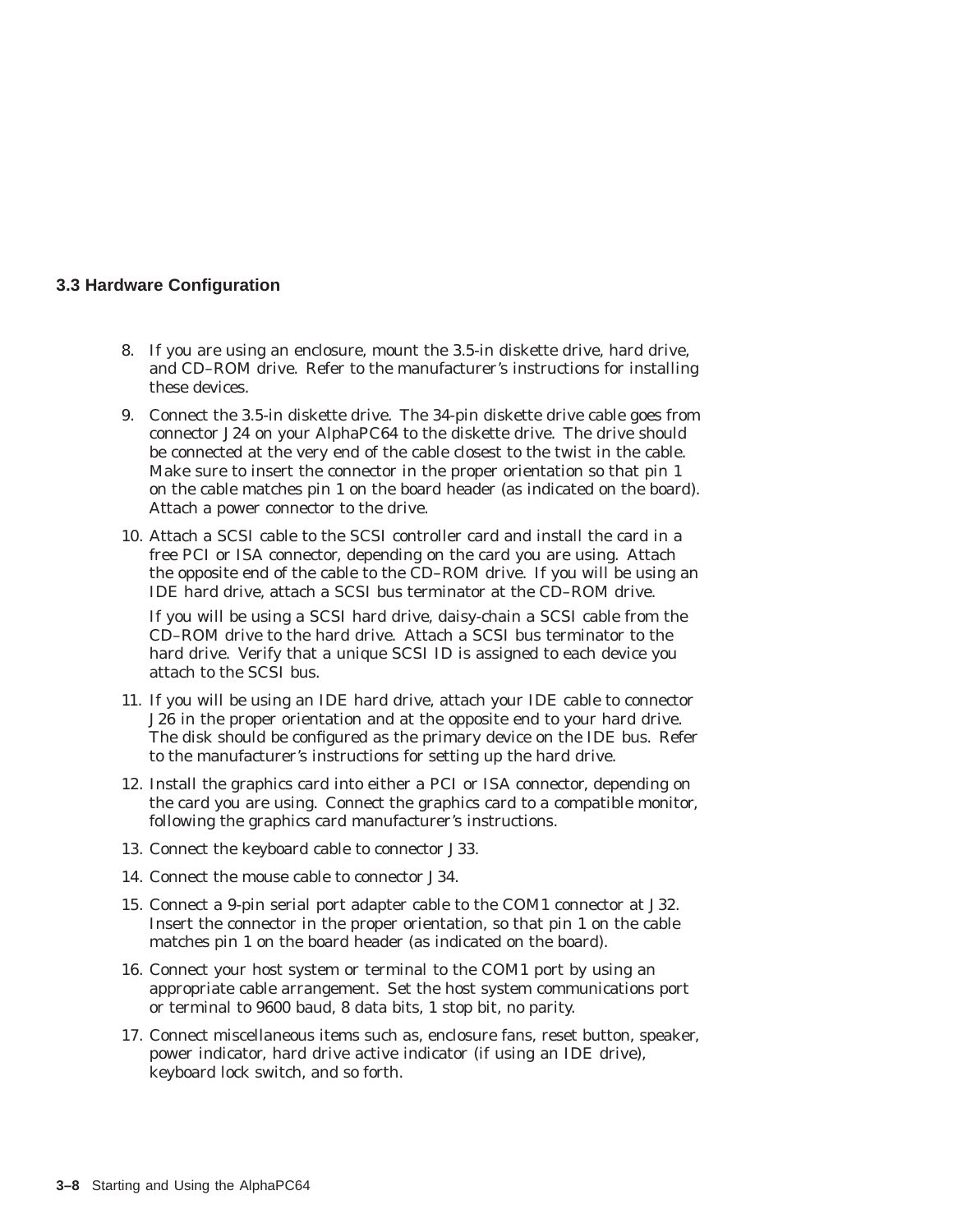## 3.3 Hardware Configuration

8. If you are using an enclosure, mount the 3.5-in diskette drive, hard drive, and CD–ROM drive. Refer to the manufacturer's instructions for installing these devices.
9. Connect the 3.5-in diskette drive. The 34-pin diskette drive cable goes from connector J24 on your AlphaPC64 to the diskette drive. The drive should be connected at the very end of the cable closest to the twist in the cable. Make sure to insert the connector in the proper orientation so that pin 1 on the cable matches pin 1 on the board header (as indicated on the board). Attach a power connector to the drive.
10. Attach a SCSI cable to the SCSI controller card and install the card in a free PCI or ISA connector, depending on the card you are using. Attach the opposite end of the cable to the CD–ROM drive. If you will be using an IDE hard drive, attach a SCSI bus terminator at the CD–ROM drive.

    If you will be using a SCSI hard drive, daisy-chain a SCSI cable from the CD–ROM drive to the hard drive. Attach a SCSI bus terminator to the hard drive. Verify that a unique SCSI ID is assigned to each device you attach to the SCSI bus.
11. If you will be using an IDE hard drive, attach your IDE cable to connector J26 in the proper orientation and at the opposite end to your hard drive. The disk should be configured as the primary device on the IDE bus. Refer to the manufacturer's instructions for setting up the hard drive.
12. Install the graphics card into either a PCI or ISA connector, depending on the card you are using. Connect the graphics card to a compatible monitor, following the graphics card manufacturer's instructions.
13. Connect the keyboard cable to connector J33.
14. Connect the mouse cable to connector J34.
15. Connect a 9-pin serial port adapter cable to the COM1 connector at J32. Insert the connector in the proper orientation, so that pin 1 on the cable matches pin 1 on the board header (as indicated on the board).
16. Connect your host system or terminal to the COM1 port by using an appropriate cable arrangement. Set the host system communications port or terminal to 9600 baud, 8 data bits, 1 stop bit, no parity.
17. Connect miscellaneous items such as, enclosure fans, reset button, speaker, power indicator, hard drive active indicator (if using an IDE drive), keyboard lock switch, and so forth.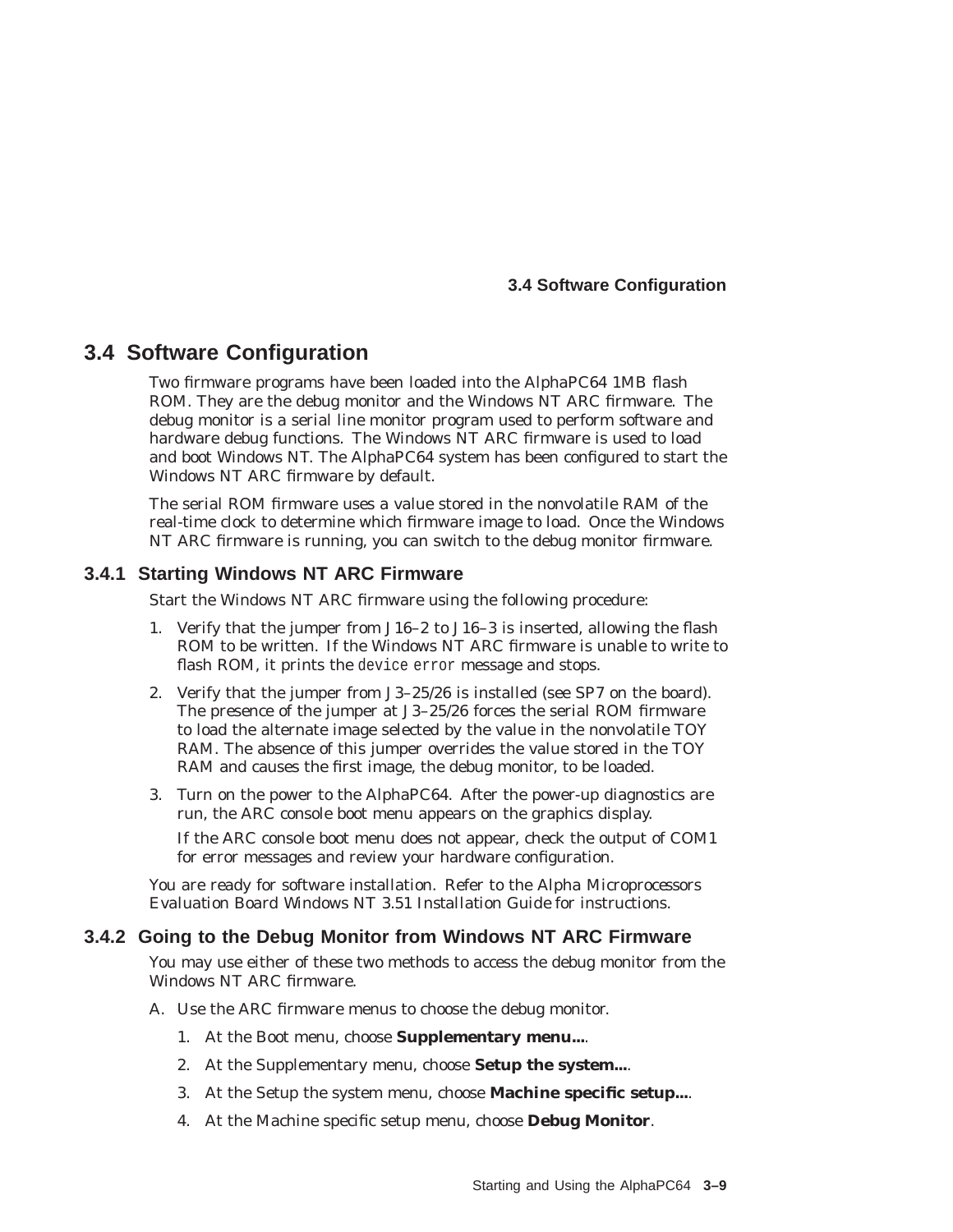## 3.4 Software Configuration

Two firmware programs have been loaded into the AlphaPC64 1MB flash ROM. They are the debug monitor and the Windows NT ARC firmware. The debug monitor is a serial line monitor program used to perform software and hardware debug functions. The Windows NT ARC firmware is used to load and boot Windows NT. The AlphaPC64 system has been configured to start the Windows NT ARC firmware by default.

The serial ROM firmware uses a value stored in the nonvolatile RAM of the real-time clock to determine which firmware image to load. Once the Windows NT ARC firmware is running, you can switch to the debug monitor firmware.

### 3.4.1 Starting Windows NT ARC Firmware

Start the Windows NT ARC firmware using the following procedure:

1. Verify that the jumper from J16–2 to J16–3 is inserted, allowing the flash ROM to be written. If the Windows NT ARC firmware is unable to write to flash ROM, it prints the `device error` message and stops.
2. Verify that the jumper from J3–25/26 is installed (see SP7 on the board). The presence of the jumper at J3–25/26 forces the serial ROM firmware to load the alternate image selected by the value in the nonvolatile TOY RAM. The absence of this jumper overrides the value stored in the TOY RAM and causes the first image, the debug monitor, to be loaded.
3. Turn on the power to the AlphaPC64. After the power-up diagnostics are run, the ARC console boot menu appears on the graphics display.

   If the ARC console boot menu does not appear, check the output of COM1 for error messages and review your hardware configuration.

You are ready for software installation. Refer to the *Alpha Microprocessors Evaluation Board Windows NT 3.51 Installation Guide* for instructions.

### 3.4.2 Going to the Debug Monitor from Windows NT ARC Firmware

You may use either of these two methods to access the debug monitor from the Windows NT ARC firmware.

A. Use the ARC firmware menus to choose the debug monitor.

   1. At the Boot menu, choose **Supplementary menu...**.
   2. At the Supplementary menu, choose **Setup the system...**.
   3. At the Setup the system menu, choose **Machine specific setup...**.
   4. At the Machine specific setup menu, choose **Debug Monitor**.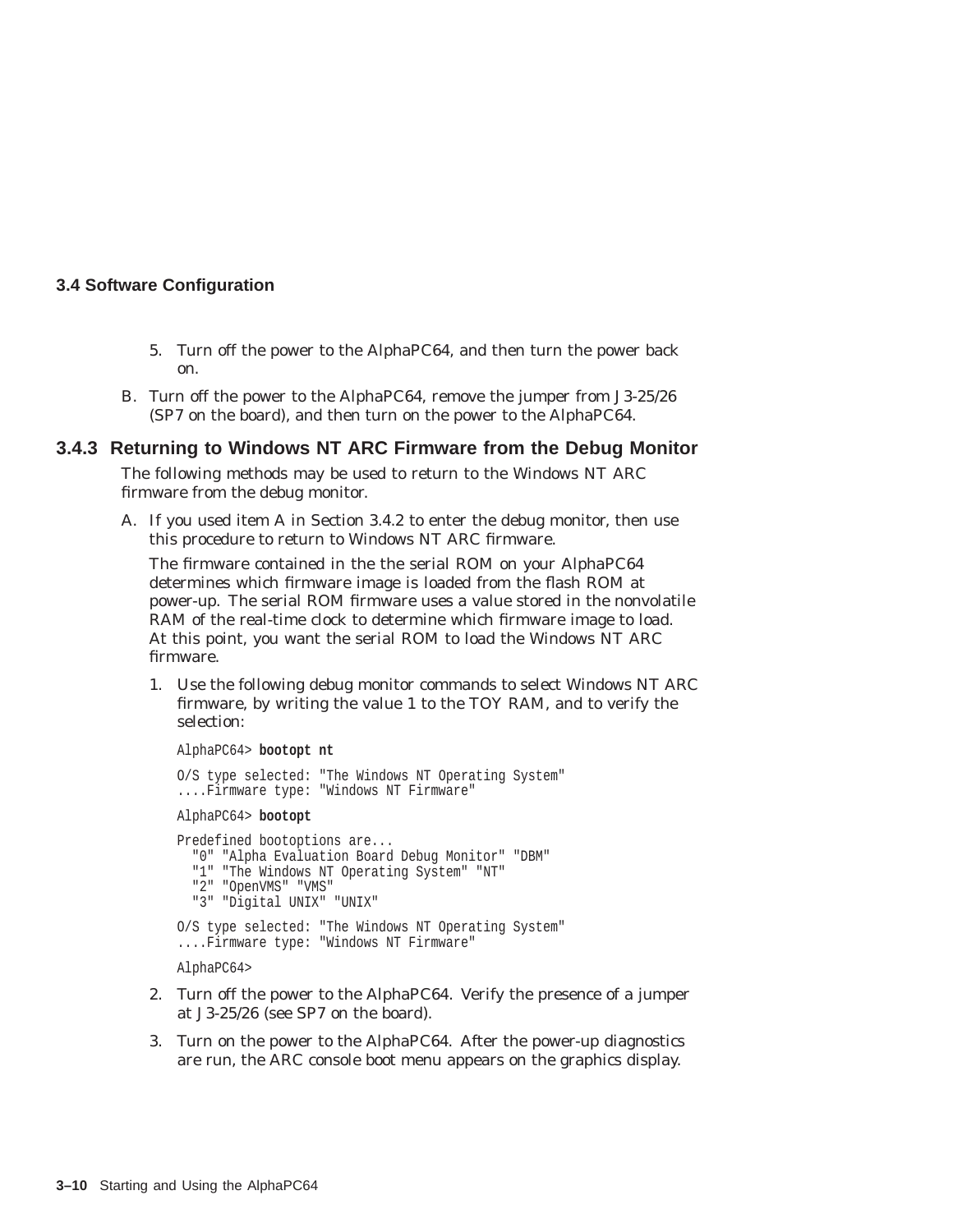5. Turn off the power to the AlphaPC64, and then turn the power back on.

B. Turn off the power to the AlphaPC64, remove the jumper from J3-25/26 (SP7 on the board), and then turn on the power to the AlphaPC64.

### 3.4.3 Returning to Windows NT ARC Firmware from the Debug Monitor

The following methods may be used to return to the Windows NT ARC firmware from the debug monitor.

A. If you used item A in Section 3.4.2 to enter the debug monitor, then use this procedure to return to Windows NT ARC firmware.

The firmware contained in the the serial ROM on your AlphaPC64 determines which firmware image is loaded from the flash ROM at power-up. The serial ROM firmware uses a value stored in the nonvolatile RAM of the real-time clock to determine which firmware image to load. At this point, you want the serial ROM to load the Windows NT ARC firmware.

1. Use the following debug monitor commands to select Windows NT ARC firmware, by writing the value 1 to the TOY RAM, and to verify the selection:

```
AlphaPC64> bootopt nt

O/S type selected: "The Windows NT Operating System"
....Firmware type: "Windows NT Firmware"

AlphaPC64> bootopt

Predefined bootoptions are...
  "0" "Alpha Evaluation Board Debug Monitor" "DBM"
  "1" "The Windows NT Operating System" "NT"
  "2" "OpenVMS" "VMS"
  "3" "Digital UNIX" "UNIX"

O/S type selected: "The Windows NT Operating System"
....Firmware type: "Windows NT Firmware"

AlphaPC64>
```

2. Turn off the power to the AlphaPC64. Verify the presence of a jumper at J3-25/26 (see SP7 on the board).

3. Turn on the power to the AlphaPC64. After the power-up diagnostics are run, the ARC console boot menu appears on the graphics display.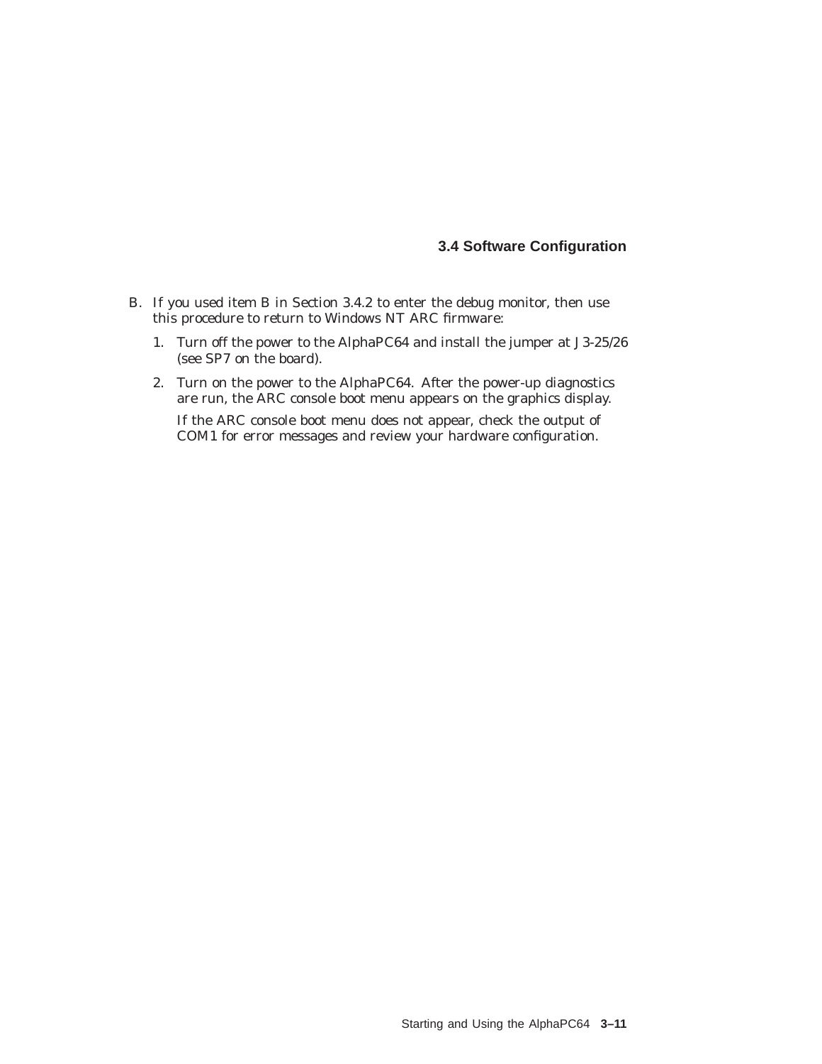B. If you used item B in Section 3.4.2 to enter the debug monitor, then use this procedure to return to Windows NT ARC firmware:

   1. Turn off the power to the AlphaPC64 and install the jumper at J3-25/26 (see SP7 on the board).

   2. Turn on the power to the AlphaPC64. After the power-up diagnostics are run, the ARC console boot menu appears on the graphics display.

      If the ARC console boot menu does not appear, check the output of COM1 for error messages and review your hardware configuration.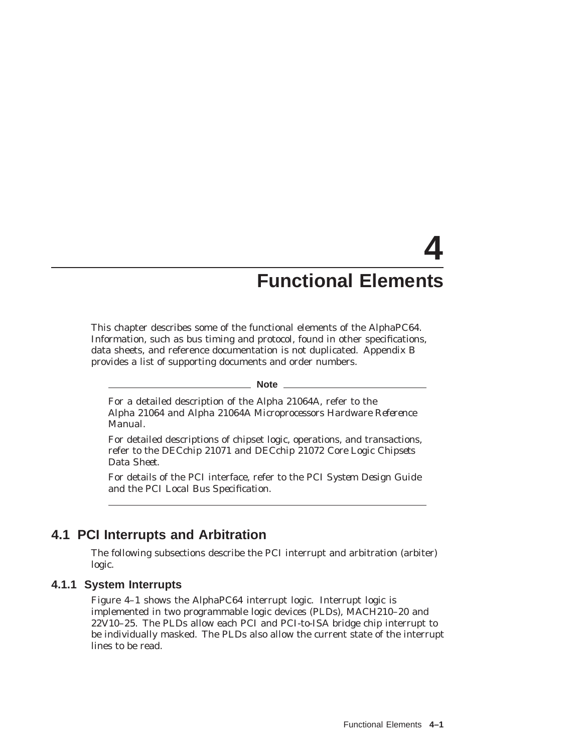# 4 Functional Elements

This chapter describes some of the functional elements of the AlphaPC64. Information, such as bus timing and protocol, found in other specifications, data sheets, and reference documentation is not duplicated. Appendix B provides a list of supporting documents and order numbers.

**Note**

For a detailed description of the Alpha 21064A, refer to the *Alpha 21064 and Alpha 21064A Microprocessors Hardware Reference Manual*.

For detailed descriptions of chipset logic, operations, and transactions, refer to the *DECchip 21071 and DECchip 21072 Core Logic Chipsets Data Sheet*.

For details of the PCI interface, refer to the *PCI System Design Guide* and the *PCI Local Bus Specification*.

## 4.1 PCI Interrupts and Arbitration

The following subsections describe the PCI interrupt and arbitration (arbiter) logic.

### 4.1.1 System Interrupts

Figure 4–1 shows the AlphaPC64 interrupt logic. Interrupt logic is implemented in two programmable logic devices (PLDs), MACH210–20 and 22V10–25. The PLDs allow each PCI and PCI-to-ISA bridge chip interrupt to be individually masked. The PLDs also allow the current state of the interrupt lines to be read.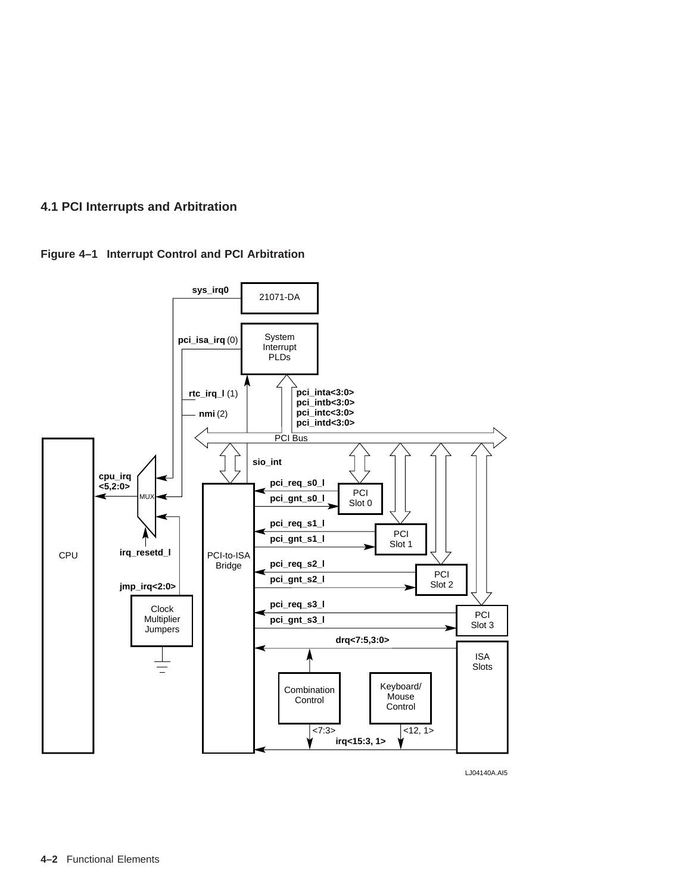## 4.1 PCI Interrupts and Arbitration

**Figure 4–1 Interrupt Control and PCI Arbitration**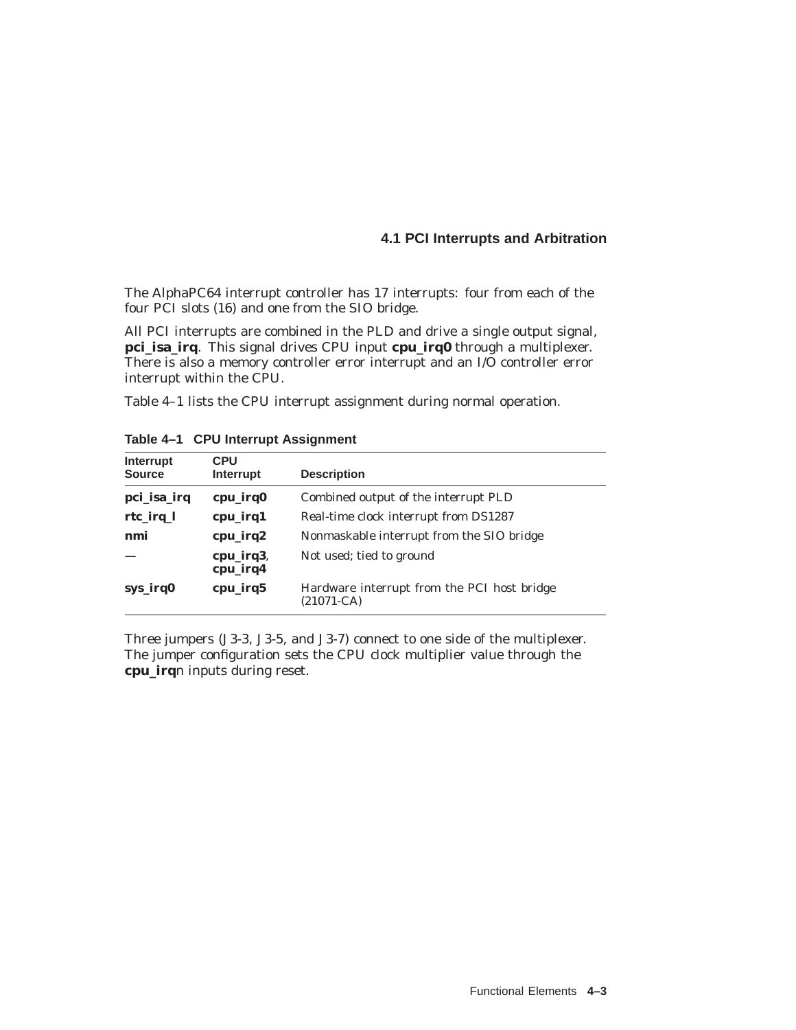## 4.1 PCI Interrupts and Arbitration

The AlphaPC64 interrupt controller has 17 interrupts: four from each of the four PCI slots (16) and one from the SIO bridge.

All PCI interrupts are combined in the PLD and drive a single output signal, **pci_isa_irq**. This signal drives CPU input **cpu_irq0** through a multiplexer. There is also a memory controller error interrupt and an I/O controller error interrupt within the CPU.

Table 4–1 lists the CPU interrupt assignment during normal operation.

**Table 4–1 CPU Interrupt Assignment**

| Interrupt Source | CPU Interrupt | Description |
|---|---|---|
| **pci_isa_irq** | **cpu_irq0** | Combined output of the interrupt PLD |
| **rtc_irq_l** | **cpu_irq1** | Real-time clock interrupt from DS1287 |
| **nmi** | **cpu_irq2** | Nonmaskable interrupt from the SIO bridge |
| — | **cpu_irq3**, **cpu_irq4** | Not used; tied to ground |
| **sys_irq0** | **cpu_irq5** | Hardware interrupt from the PCI host bridge (21071-CA) |

Three jumpers (J3-3, J3-5, and J3-7) connect to one side of the multiplexer. The jumper configuration sets the CPU clock multiplier value through the **cpu_irq**n inputs during reset.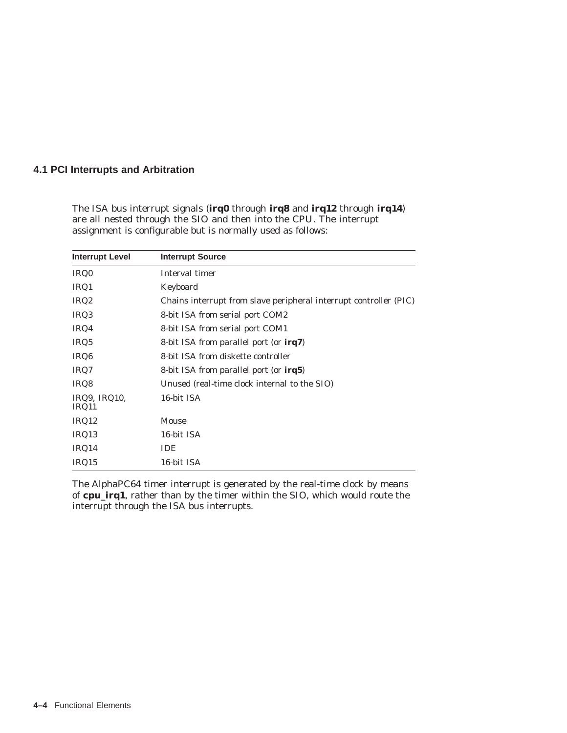## 4.1 PCI Interrupts and Arbitration

The ISA bus interrupt signals (**irq0** through **irq8** and **irq12** through **irq14**) are all nested through the SIO and then into the CPU. The interrupt assignment is configurable but is normally used as follows:

| Interrupt Level | Interrupt Source |
|---|---|
| IRQ0 | Interval timer |
| IRQ1 | Keyboard |
| IRQ2 | Chains interrupt from slave peripheral interrupt controller (PIC) |
| IRQ3 | 8-bit ISA from serial port COM2 |
| IRQ4 | 8-bit ISA from serial port COM1 |
| IRQ5 | 8-bit ISA from parallel port (or **irq7**) |
| IRQ6 | 8-bit ISA from diskette controller |
| IRQ7 | 8-bit ISA from parallel port (or **irq5**) |
| IRQ8 | Unused (real-time clock internal to the SIO) |
| IRQ9, IRQ10, IRQ11 | 16-bit ISA |
| IRQ12 | Mouse |
| IRQ13 | 16-bit ISA |
| IRQ14 | IDE |
| IRQ15 | 16-bit ISA |

The AlphaPC64 timer interrupt is generated by the real-time clock by means of **cpu_irq1**, rather than by the timer within the SIO, which would route the interrupt through the ISA bus interrupts.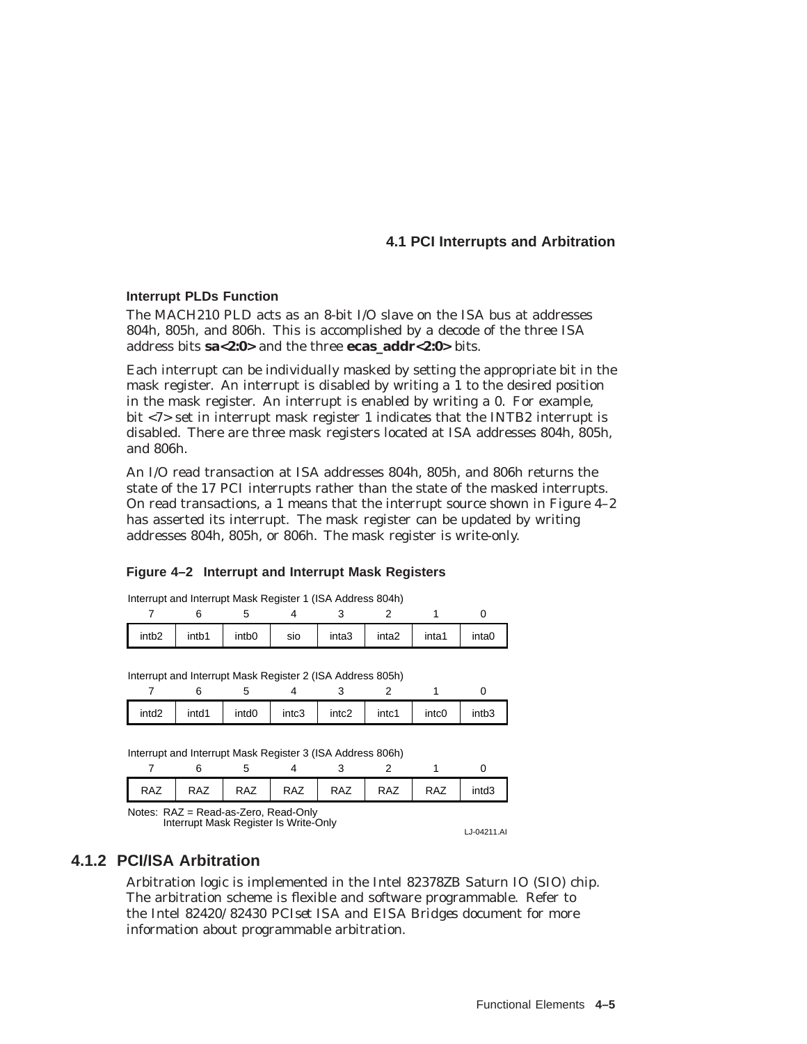### Interrupt PLDs Function

The MACH210 PLD acts as an 8-bit I/O slave on the ISA bus at addresses 804h, 805h, and 806h. This is accomplished by a decode of the three ISA address bits **sa<2:0>** and the three **ecas_addr<2:0>** bits.

Each interrupt can be individually masked by setting the appropriate bit in the mask register. An interrupt is disabled by writing a 1 to the desired position in the mask register. An interrupt is enabled by writing a 0. For example, bit <7> set in interrupt mask register 1 indicates that the INTB2 interrupt is disabled. There are three mask registers located at ISA addresses 804h, 805h, and 806h.

An I/O read transaction at ISA addresses 804h, 805h, and 806h returns the state of the 17 PCI interrupts rather than the state of the masked interrupts. On read transactions, a 1 means that the interrupt source shown in Figure 4–2 has asserted its interrupt. The mask register can be updated by writing addresses 804h, 805h, or 806h. The mask register is write-only.

**Figure 4–2 Interrupt and Interrupt Mask Registers**

Interrupt and Interrupt Mask Register 1 (ISA Address 804h)

| 7 | 6 | 5 | 4 | 3 | 2 | 1 | 0 |
|---|---|---|---|---|---|---|---|
| intb2 | intb1 | intb0 | sio | inta3 | inta2 | inta1 | inta0 |

Interrupt and Interrupt Mask Register 2 (ISA Address 805h)

| 7 | 6 | 5 | 4 | 3 | 2 | 1 | 0 |
|---|---|---|---|---|---|---|---|
| intd2 | intd1 | intd0 | intc3 | intc2 | intc1 | intc0 | intb3 |

Interrupt and Interrupt Mask Register 3 (ISA Address 806h)

| 7 | 6 | 5 | 4 | 3 | 2 | 1 | 0 |
|---|---|---|---|---|---|---|---|
| RAZ | RAZ | RAZ | RAZ | RAZ | RAZ | RAZ | intd3 |

Notes: RAZ = Read-as-Zero, Read-Only
Interrupt Mask Register Is Write-Only

LJ-04211.AI

## 4.1.2 PCI/ISA Arbitration

Arbitration logic is implemented in the Intel 82378ZB Saturn IO (SIO) chip. The arbitration scheme is flexible and software programmable. Refer to the *Intel 82420/82430 PCIset ISA and EISA Bridges* document for more information about programmable arbitration.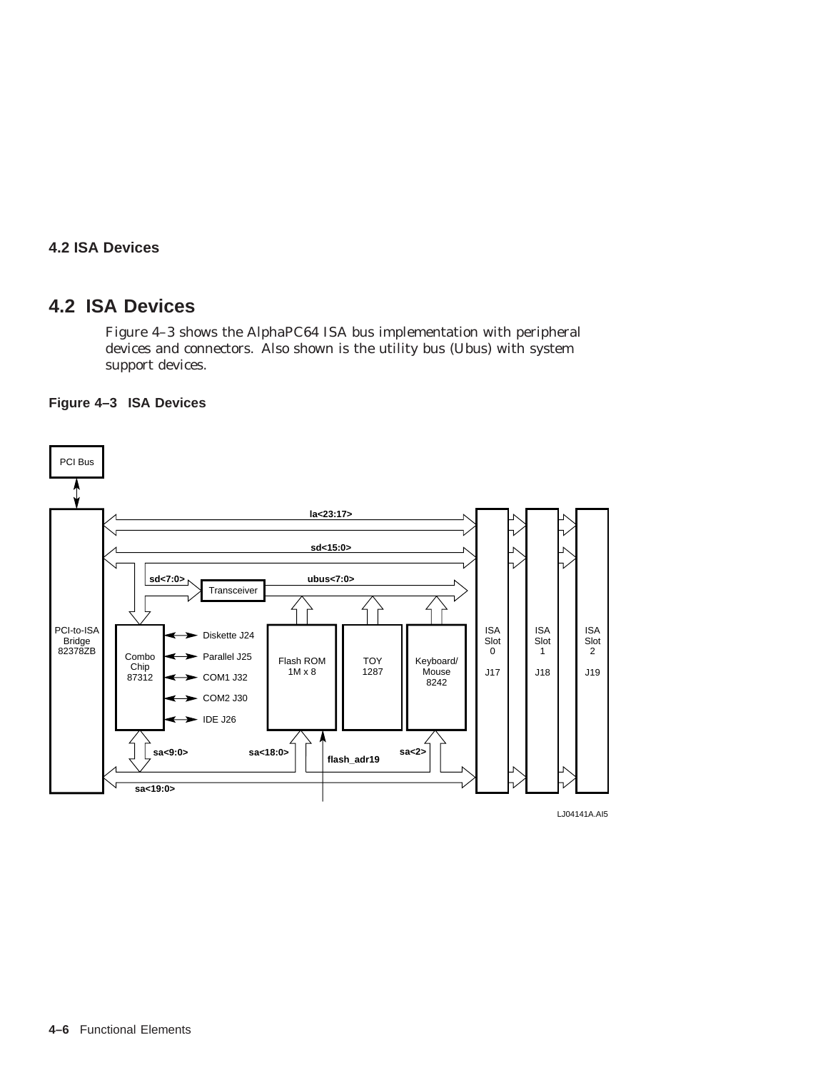## 4.2 ISA Devices

Figure 4–3 shows the AlphaPC64 ISA bus implementation with peripheral devices and connectors. Also shown is the utility bus (Ubus) with system support devices.

**Figure 4–3 ISA Devices**

PCI Bus

PCI-to-ISA Bridge 82378ZB

la<23:17>

sd<15:0>

sd<7:0>

Transceiver

ubus<7:0>

Combo Chip 87312

Diskette J24

Parallel J25

COM1 J32

COM2 J30

IDE J26

Flash ROM 1M x 8

TOY 1287

Keyboard/ Mouse 8242

ISA Slot 0 J17

ISA Slot 1 J18

ISA Slot 2 J19

sa<9:0>

sa<18:0>

flash_adr19

sa<2>

sa<19:0>

LJ04141A.AI5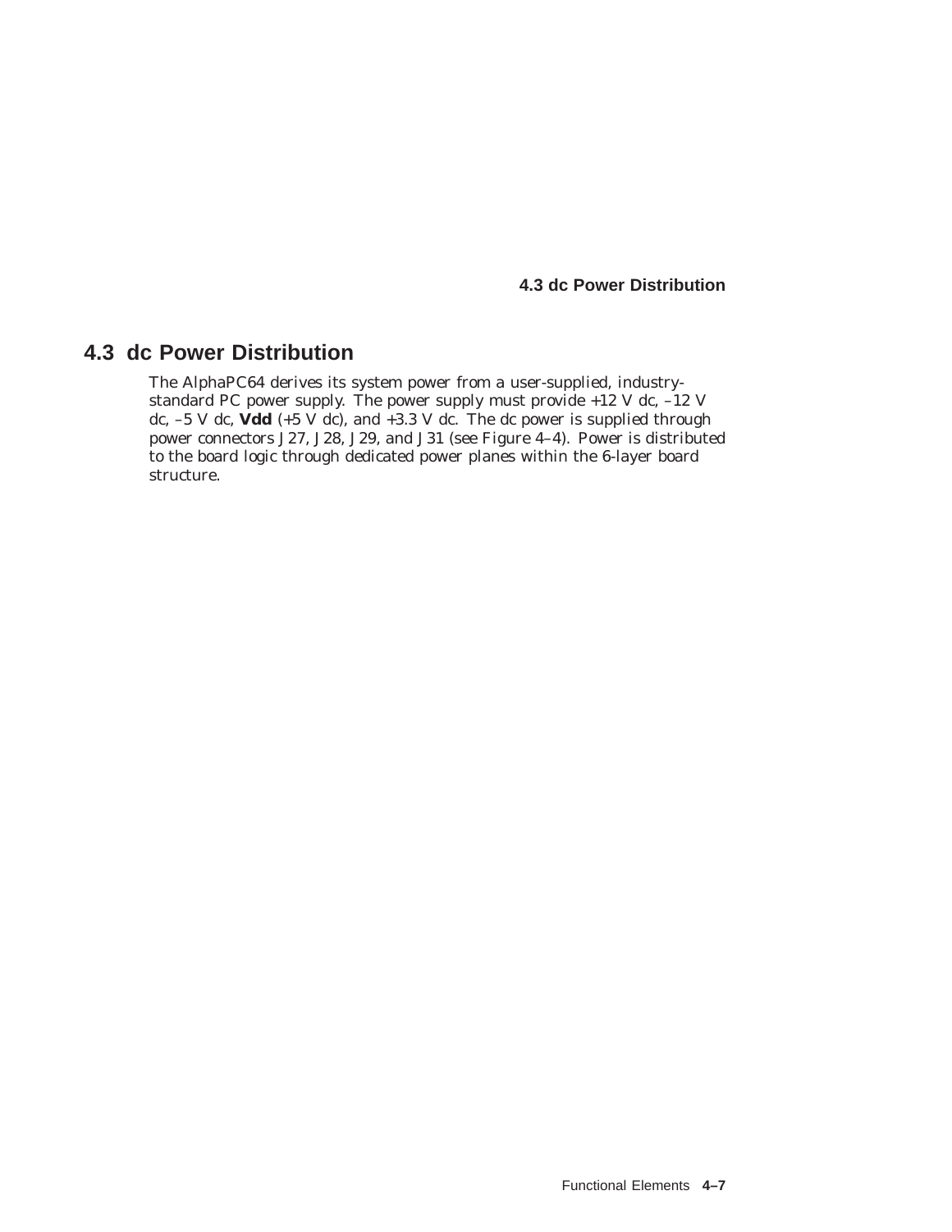## 4.3 dc Power Distribution

The AlphaPC64 derives its system power from a user-supplied, industry-standard PC power supply. The power supply must provide +12 V dc, –12 V dc, –5 V dc, **Vdd** (+5 V dc), and +3.3 V dc. The dc power is supplied through power connectors J27, J28, J29, and J31 (see Figure 4–4). Power is distributed to the board logic through dedicated power planes within the 6-layer board structure.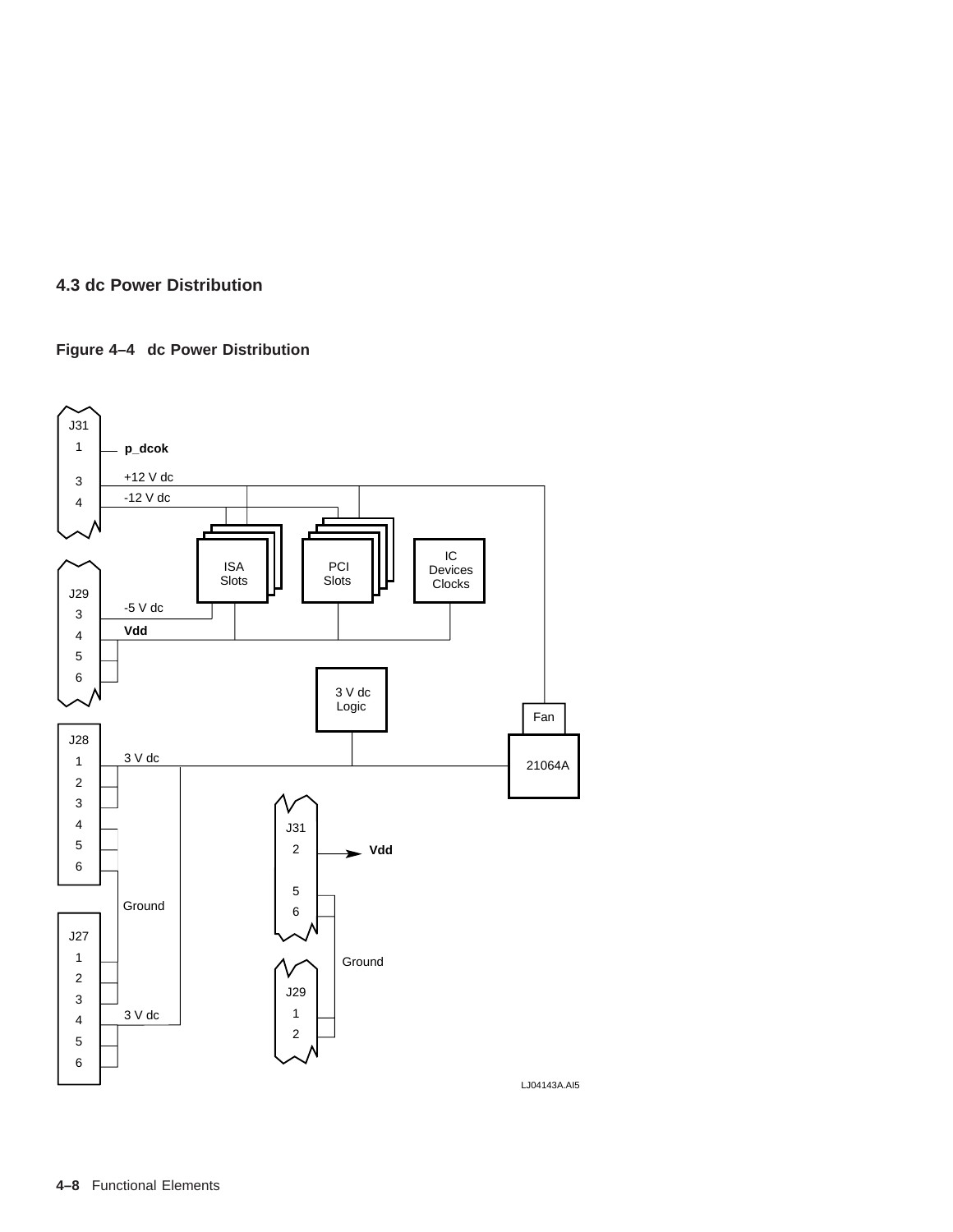## 4.3 dc Power Distribution

**Figure 4–4 dc Power Distribution**

J31 1 p_dcok 3 +12 V dc 4 -12 V dc ISA Slots PCI Slots IC Devices Clocks J29 3 -5 V dc 4 Vdd 5 6 3 V dc Logic Fan J28 1 3 V dc 2 3 4 5 6 21064A J31 2 Vdd 5 6 Ground J27 1 2 3 3 V dc 4 5 6 Ground J29 1 2 LJ04143A.AI5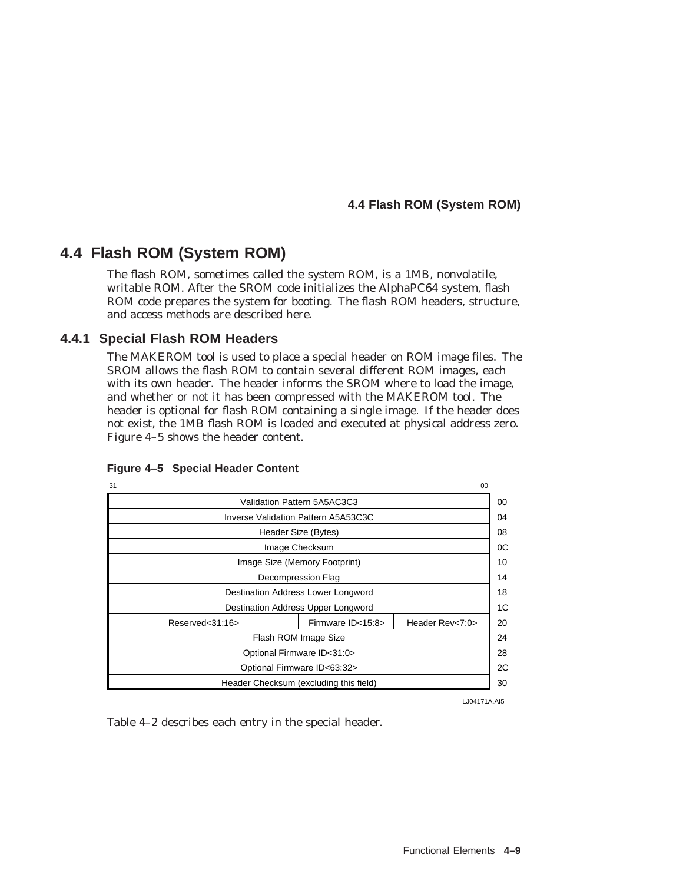## 4.4 Flash ROM (System ROM)

The flash ROM, sometimes called the system ROM, is a 1MB, nonvolatile, writable ROM. After the SROM code initializes the AlphaPC64 system, flash ROM code prepares the system for booting. The flash ROM headers, structure, and access methods are described here.

### 4.4.1 Special Flash ROM Headers

The MAKEROM tool is used to place a special header on ROM image files. The SROM allows the flash ROM to contain several different ROM images, each with its own header. The header informs the SROM where to load the image, and whether or not it has been compressed with the MAKEROM tool. The header is optional for flash ROM containing a single image. If the header does not exist, the 1MB flash ROM is loaded and executed at physical address zero. Figure 4–5 shows the header content.

**Figure 4–5 Special Header Content**

| 31 – 00 | | | Offset |
|---|---|---|---|
| Validation Pattern 5A5AC3C3 | | | 00 |
| Inverse Validation Pattern A5A53C3C | | | 04 |
| Header Size (Bytes) | | | 08 |
| Image Checksum | | | 0C |
| Image Size (Memory Footprint) | | | 10 |
| Decompression Flag | | | 14 |
| Destination Address Lower Longword | | | 18 |
| Destination Address Upper Longword | | | 1C |
| Reserved<31:16> | Firmware ID<15:8> | Header Rev<7:0> | 20 |
| Flash ROM Image Size | | | 24 |
| Optional Firmware ID<31:0> | | | 28 |
| Optional Firmware ID<63:32> | | | 2C |
| Header Checksum (excluding this field) | | | 30 |

LJ04171A.AI5

Table 4–2 describes each entry in the special header.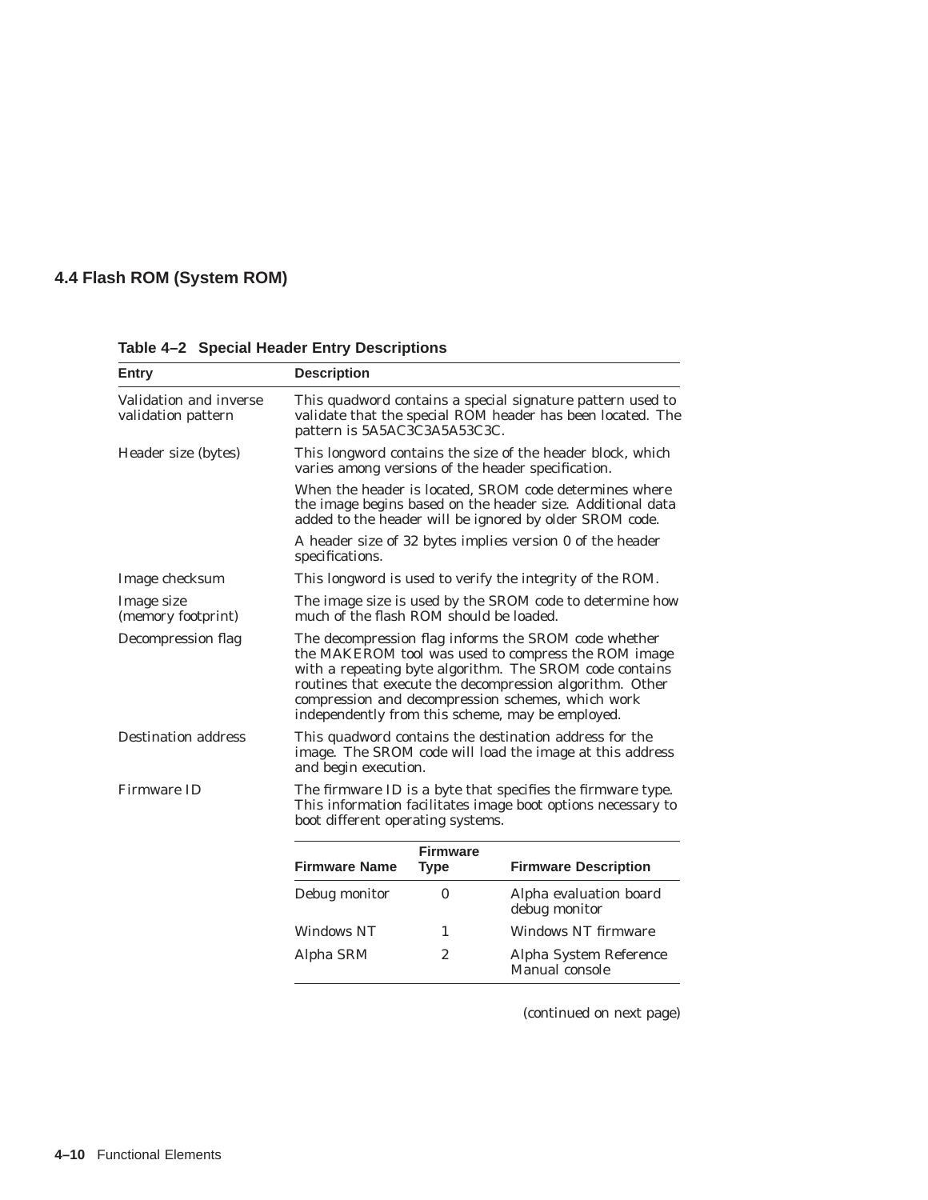## 4.4 Flash ROM (System ROM)

**Table 4–2 Special Header Entry Descriptions**

| Entry | Description |
|---|---|
| Validation and inverse validation pattern | This quadword contains a special signature pattern used to validate that the special ROM header has been located. The pattern is 5A5AC3C3A5A53C3C. |
| Header size (bytes) | This longword contains the size of the header block, which varies among versions of the header specification. |
| | When the header is located, SROM code determines where the image begins based on the header size. Additional data added to the header will be ignored by older SROM code. |
| | A header size of 32 bytes implies version 0 of the header specifications. |
| Image checksum | This longword is used to verify the integrity of the ROM. |
| Image size (memory footprint) | The image size is used by the SROM code to determine how much of the flash ROM should be loaded. |
| Decompression flag | The decompression flag informs the SROM code whether the MAKEROM tool was used to compress the ROM image with a repeating byte algorithm. The SROM code contains routines that execute the decompression algorithm. Other compression and decompression schemes, which work independently from this scheme, may be employed. |
| Destination address | This quadword contains the destination address for the image. The SROM code will load the image at this address and begin execution. |
| Firmware ID | The firmware ID is a byte that specifies the firmware type. This information facilitates image boot options necessary to boot different operating systems. |

| Firmware Name | Firmware Type | Firmware Description |
|---|---|---|
| Debug monitor | 0 | Alpha evaluation board debug monitor |
| Windows NT | 1 | Windows NT firmware |
| Alpha SRM | 2 | Alpha System Reference Manual console |

(continued on next page)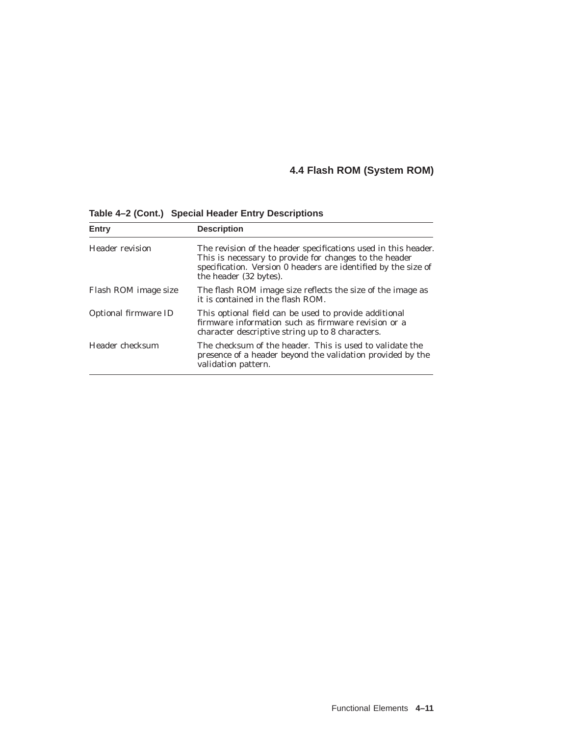**Table 4–2 (Cont.) Special Header Entry Descriptions**

| Entry | Description |
|---|---|
| Header revision | The revision of the header specifications used in this header. This is necessary to provide for changes to the header specification. Version 0 headers are identified by the size of the header (32 bytes). |
| Flash ROM image size | The flash ROM image size reflects the size of the image as it is contained in the flash ROM. |
| Optional firmware ID | This optional field can be used to provide additional firmware information such as firmware revision or a character descriptive string up to 8 characters. |
| Header checksum | The checksum of the header. This is used to validate the presence of a header beyond the validation provided by the validation pattern. |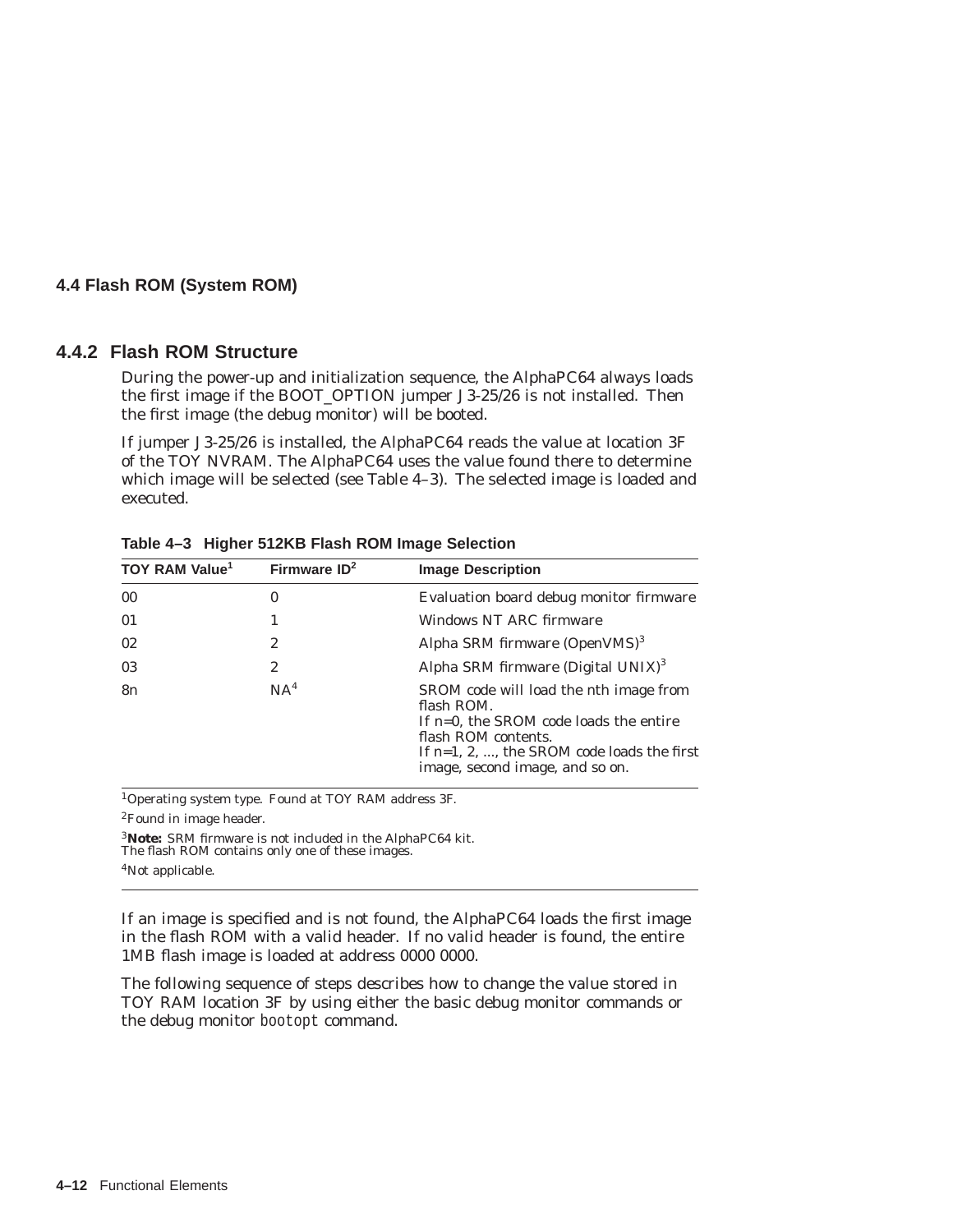## 4.4 Flash ROM (System ROM)

### 4.4.2 Flash ROM Structure

During the power-up and initialization sequence, the AlphaPC64 always loads the first image if the BOOT_OPTION jumper J3-25/26 is not installed. Then the first image (the debug monitor) will be booted.

If jumper J3-25/26 is installed, the AlphaPC64 reads the value at location 3F of the TOY NVRAM. The AlphaPC64 uses the value found there to determine which image will be selected (see Table 4–3). The selected image is loaded and executed.

**Table 4–3 Higher 512KB Flash ROM Image Selection**

| TOY RAM Value[1] | Firmware ID[2] | Image Description |
|---|---|---|
| 00 | 0 | Evaluation board debug monitor firmware |
| 01 | 1 | Windows NT ARC firmware |
| 02 | 2 | Alpha SRM firmware (OpenVMS)[3] |
| 03 | 2 | Alpha SRM firmware (Digital UNIX)[3] |
| 8n | NA[4] | SROM code will load the nth image from flash ROM. If n=0, the SROM code loads the entire flash ROM contents. If n=1, 2, ..., the SROM code loads the first image, second image, and so on. |

[1]Operating system type. Found at TOY RAM address 3F.

[2]Found in image header.

[3]**Note:** SRM firmware is not included in the AlphaPC64 kit. The flash ROM contains only one of these images.

[4]Not applicable.

If an image is specified and is not found, the AlphaPC64 loads the first image in the flash ROM with a valid header. If no valid header is found, the entire 1MB flash image is loaded at address 0000 0000.

The following sequence of steps describes how to change the value stored in TOY RAM location 3F by using either the basic debug monitor commands or the debug monitor `bootopt` command.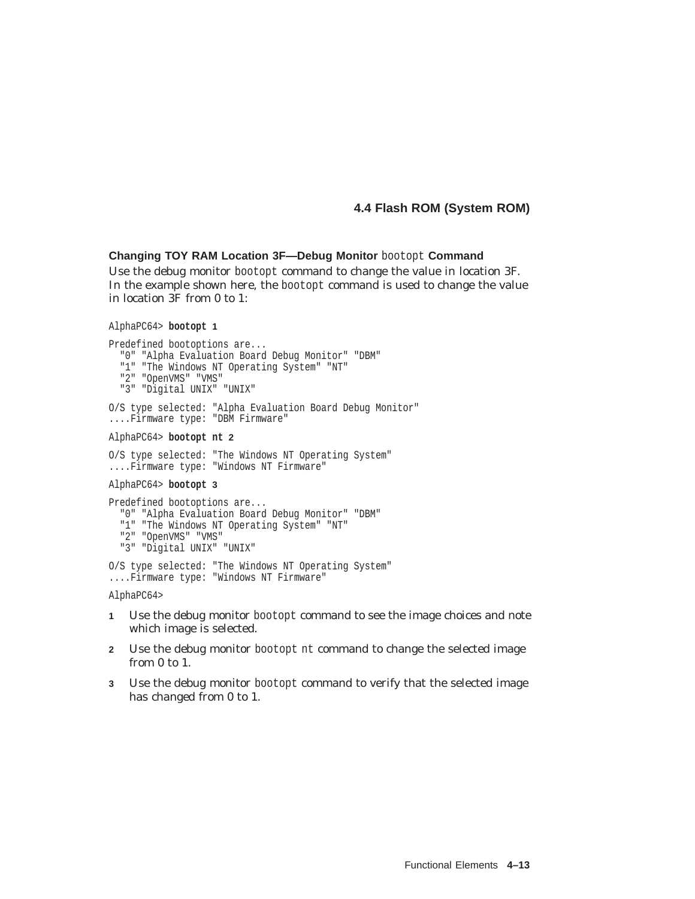#### Changing TOY RAM Location 3F—Debug Monitor `bootopt` Command

Use the debug monitor `bootopt` command to change the value in location 3F. In the example shown here, the `bootopt` command is used to change the value in location 3F from 0 to 1:

```
AlphaPC64> bootopt 1

Predefined bootoptions are...
  "0" "Alpha Evaluation Board Debug Monitor" "DBM"
  "1" "The Windows NT Operating System" "NT"
  "2" "OpenVMS" "VMS"
  "3" "Digital UNIX" "UNIX"

O/S type selected: "Alpha Evaluation Board Debug Monitor"
....Firmware type: "DBM Firmware"

AlphaPC64> bootopt nt 2

O/S type selected: "The Windows NT Operating System"
....Firmware type: "Windows NT Firmware"

AlphaPC64> bootopt 3

Predefined bootoptions are...
  "0" "Alpha Evaluation Board Debug Monitor" "DBM"
  "1" "The Windows NT Operating System" "NT"
  "2" "OpenVMS" "VMS"
  "3" "Digital UNIX" "UNIX"

O/S type selected: "The Windows NT Operating System"
....Firmware type: "Windows NT Firmware"

AlphaPC64>
```

1. Use the debug monitor `bootopt` command to see the image choices and note which image is selected.
2. Use the debug monitor `bootopt nt` command to change the selected image from 0 to 1.
3. Use the debug monitor `bootopt` command to verify that the selected image has changed from 0 to 1.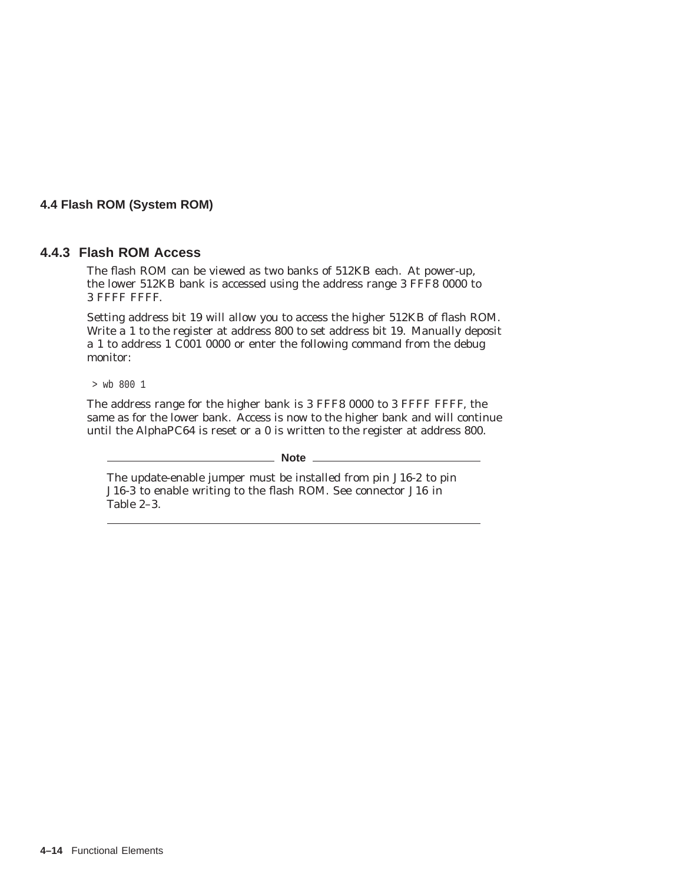### 4.4.3 Flash ROM Access

The flash ROM can be viewed as two banks of 512KB each. At power-up, the lower 512KB bank is accessed using the address range 3 FFF8 0000 to 3 FFFF FFFF.

Setting address bit 19 will allow you to access the higher 512KB of flash ROM. Write a 1 to the register at address 800 to set address bit 19. Manually deposit a 1 to address 1 C001 0000 or enter the following command from the debug monitor:

```
> wb 800 1
```

The address range for the higher bank is 3 FFF8 0000 to 3 FFFF FFFF, the same as for the lower bank. Access is now to the higher bank and will continue until the AlphaPC64 is reset or a 0 is written to the register at address 800.

**Note**

The update-enable jumper must be installed from pin J16-2 to pin J16-3 to enable writing to the flash ROM. See connector J16 in Table 2–3.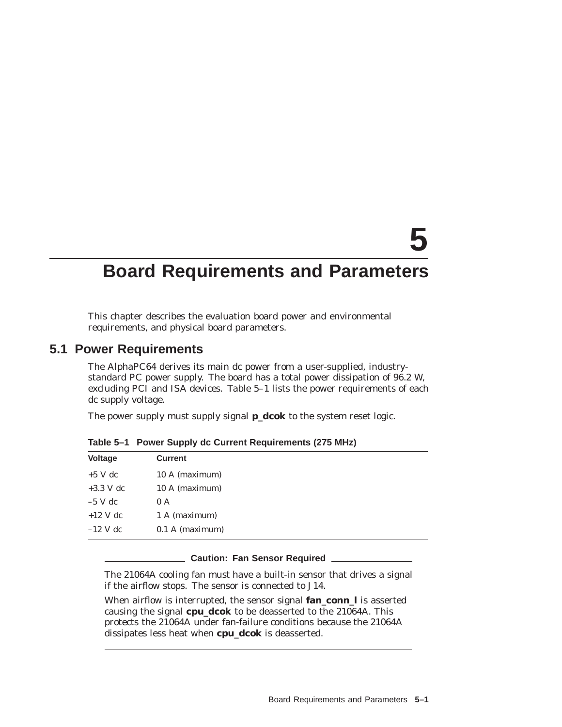# 5 Board Requirements and Parameters

This chapter describes the evaluation board power and environmental requirements, and physical board parameters.

## 5.1 Power Requirements

The AlphaPC64 derives its main dc power from a user-supplied, industry-standard PC power supply. The board has a total power dissipation of 96.2 W, excluding PCI and ISA devices. Table 5–1 lists the power requirements of each dc supply voltage.

The power supply must supply signal **p_dcok** to the system reset logic.

**Table 5–1 Power Supply dc Current Requirements (275 MHz)**

| Voltage | Current |
|---|---|
| +5 V dc | 10 A (maximum) |
| +3.3 V dc | 10 A (maximum) |
| –5 V dc | 0 A |
| +12 V dc | 1 A (maximum) |
| –12 V dc | 0.1 A (maximum) |

**Caution: Fan Sensor Required**

The 21064A cooling fan must have a built-in sensor that drives a signal if the airflow stops. The sensor is connected to J14.

When airflow is interrupted, the sensor signal **fan_conn_l** is asserted causing the signal **cpu_dcok** to be deasserted to the 21064A. This protects the 21064A under fan-failure conditions because the 21064A dissipates less heat when **cpu_dcok** is deasserted.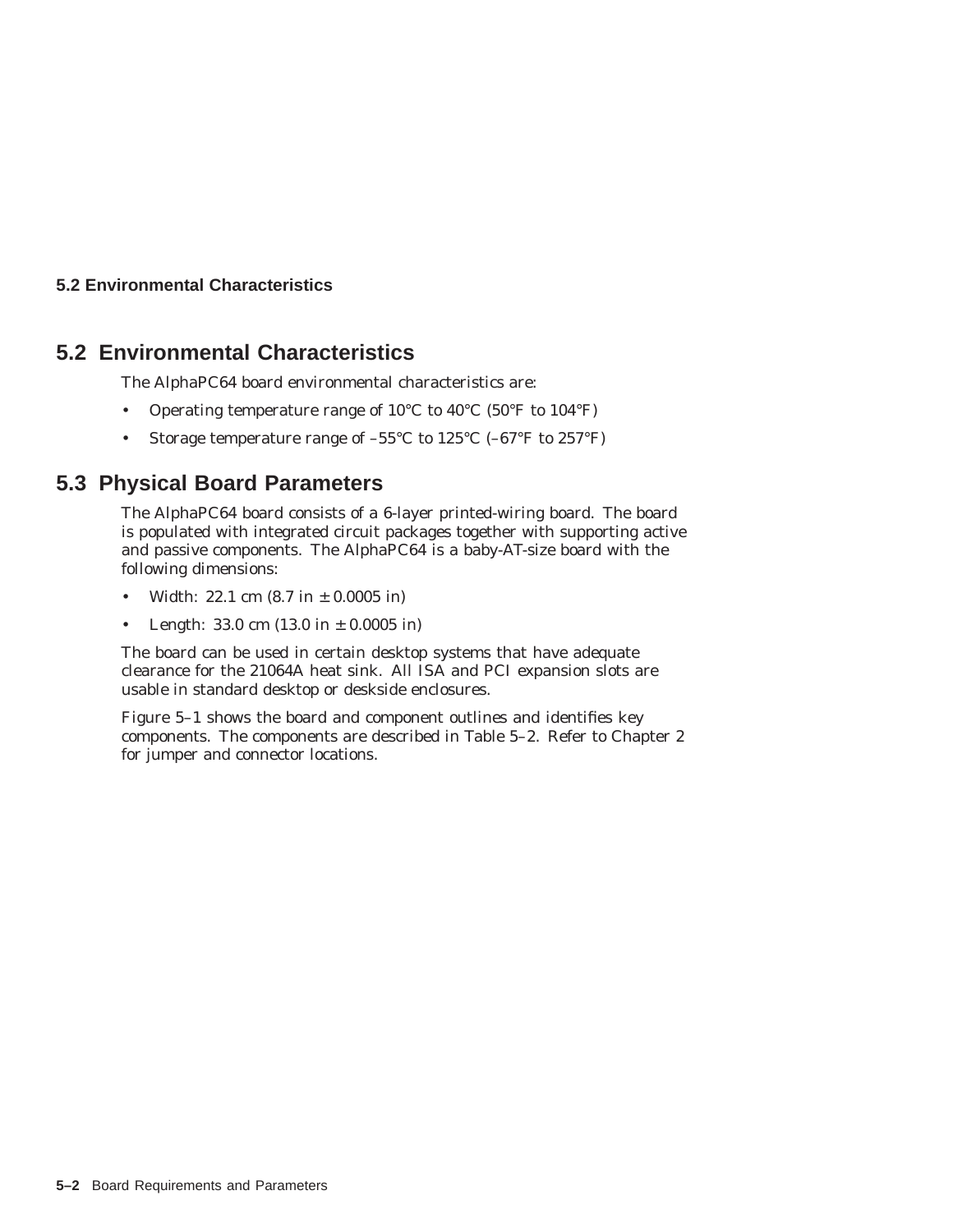## 5.2 Environmental Characteristics

The AlphaPC64 board environmental characteristics are:

- Operating temperature range of 10°C to 40°C (50°F to 104°F)
- Storage temperature range of –55°C to 125°C (–67°F to 257°F)

## 5.3 Physical Board Parameters

The AlphaPC64 board consists of a 6-layer printed-wiring board. The board is populated with integrated circuit packages together with supporting active and passive components. The AlphaPC64 is a baby-AT-size board with the following dimensions:

- Width: 22.1 cm (8.7 in ± 0.0005 in)
- Length: 33.0 cm (13.0 in ± 0.0005 in)

The board can be used in certain desktop systems that have adequate clearance for the 21064A heat sink. All ISA and PCI expansion slots are usable in standard desktop or deskside enclosures.

Figure 5–1 shows the board and component outlines and identifies key components. The components are described in Table 5–2. Refer to Chapter 2 for jumper and connector locations.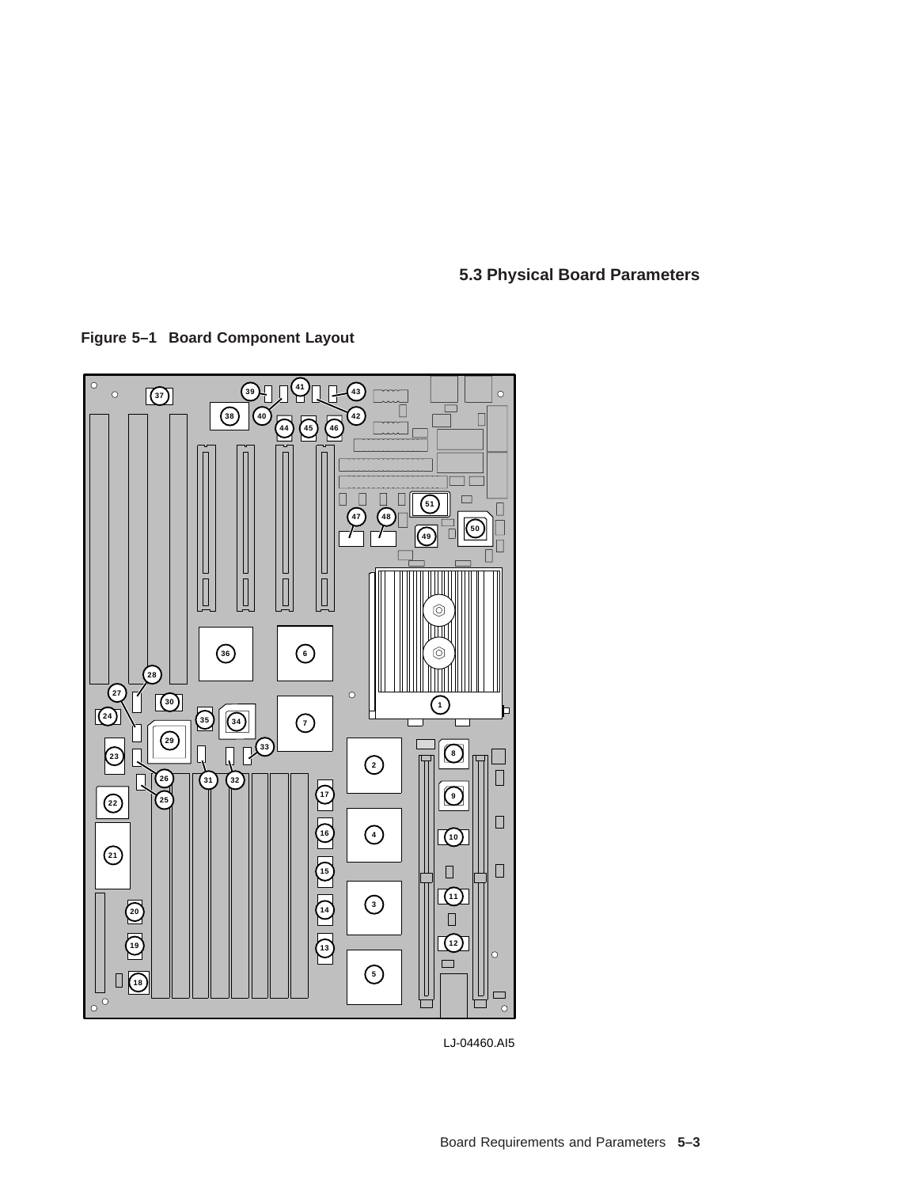## 5.3 Physical Board Parameters

**Figure 5–1 Board Component Layout**

LJ-04460.AI5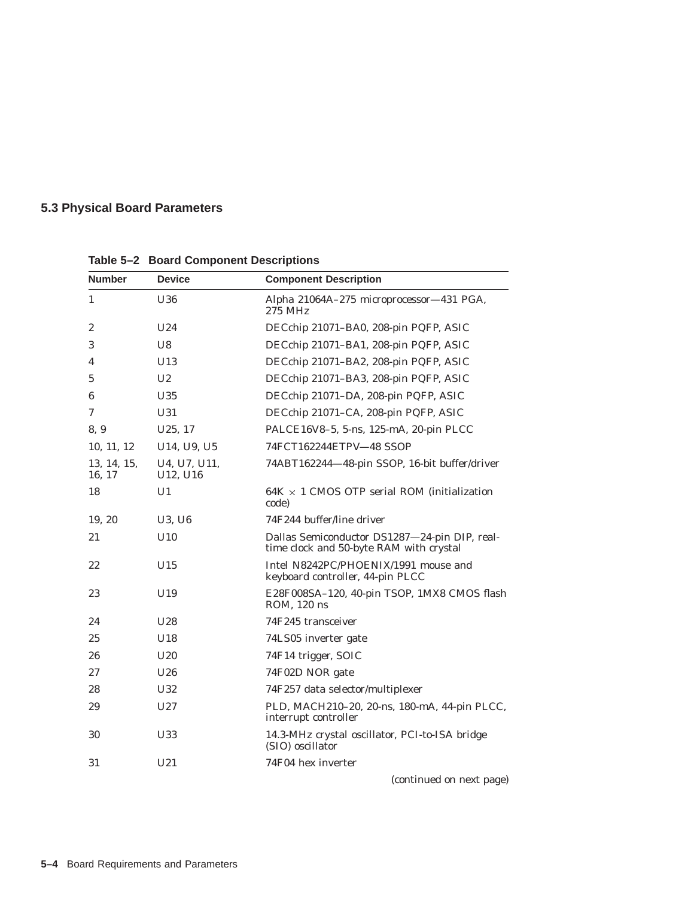## 5.3 Physical Board Parameters

**Table 5–2 Board Component Descriptions**

| Number | Device | Component Description |
|---|---|---|
| 1 | U36 | Alpha 21064A–275 microprocessor—431 PGA, 275 MHz |
| 2 | U24 | DECchip 21071–BA0, 208-pin PQFP, ASIC |
| 3 | U8 | DECchip 21071–BA1, 208-pin PQFP, ASIC |
| 4 | U13 | DECchip 21071–BA2, 208-pin PQFP, ASIC |
| 5 | U2 | DECchip 21071–BA3, 208-pin PQFP, ASIC |
| 6 | U35 | DECchip 21071–DA, 208-pin PQFP, ASIC |
| 7 | U31 | DECchip 21071–CA, 208-pin PQFP, ASIC |
| 8, 9 | U25, 17 | PALCE16V8–5, 5-ns, 125-mA, 20-pin PLCC |
| 10, 11, 12 | U14, U9, U5 | 74FCT162244ETPV—48 SSOP |
| 13, 14, 15, 16, 17 | U4, U7, U11, U12, U16 | 74ABT162244—48-pin SSOP, 16-bit buffer/driver |
| 18 | U1 | 64K × 1 CMOS OTP serial ROM (initialization code) |
| 19, 20 | U3, U6 | 74F244 buffer/line driver |
| 21 | U10 | Dallas Semiconductor DS1287—24-pin DIP, real-time clock and 50-byte RAM with crystal |
| 22 | U15 | Intel N8242PC/PHOENIX/1991 mouse and keyboard controller, 44-pin PLCC |
| 23 | U19 | E28F008SA–120, 40-pin TSOP, 1MX8 CMOS flash ROM, 120 ns |
| 24 | U28 | 74F245 transceiver |
| 25 | U18 | 74LS05 inverter gate |
| 26 | U20 | 74F14 trigger, SOIC |
| 27 | U26 | 74F02D NOR gate |
| 28 | U32 | 74F257 data selector/multiplexer |
| 29 | U27 | PLD, MACH210–20, 20-ns, 180-mA, 44-pin PLCC, interrupt controller |
| 30 | U33 | 14.3-MHz crystal oscillator, PCI-to-ISA bridge (SIO) oscillator |
| 31 | U21 | 74F04 hex inverter |

*(continued on next page)*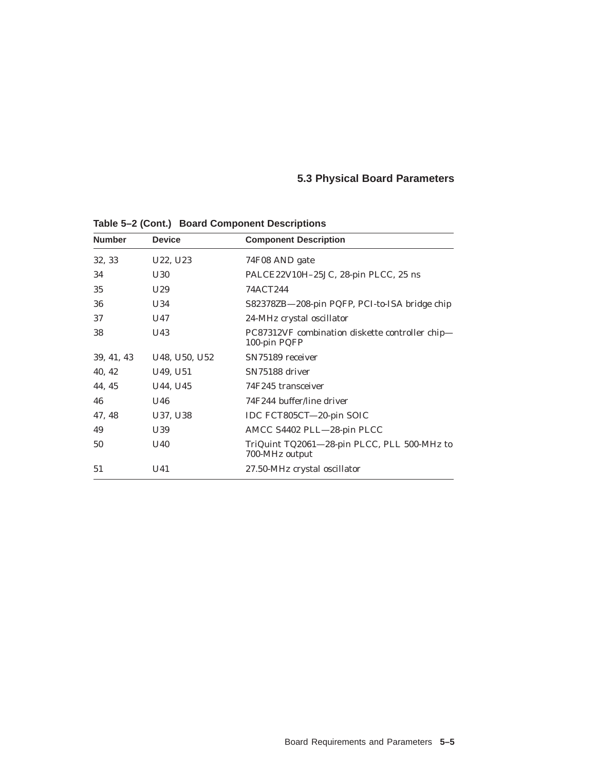Table 5–2 (Cont.) Board Component Descriptions

| Number | Device | Component Description |
|---|---|---|
| 32, 33 | U22, U23 | 74F08 AND gate |
| 34 | U30 | PALCE22V10H–25JC, 28-pin PLCC, 25 ns |
| 35 | U29 | 74ACT244 |
| 36 | U34 | S82378ZB—208-pin PQFP, PCI-to-ISA bridge chip |
| 37 | U47 | 24-MHz crystal oscillator |
| 38 | U43 | PC87312VF combination diskette controller chip—100-pin PQFP |
| 39, 41, 43 | U48, U50, U52 | SN75189 receiver |
| 40, 42 | U49, U51 | SN75188 driver |
| 44, 45 | U44, U45 | 74F245 transceiver |
| 46 | U46 | 74F244 buffer/line driver |
| 47, 48 | U37, U38 | IDC FCT805CT—20-pin SOIC |
| 49 | U39 | AMCC S4402 PLL—28-pin PLCC |
| 50 | U40 | TriQuint TQ2061—28-pin PLCC, PLL 500-MHz to 700-MHz output |
| 51 | U41 | 27.50-MHz crystal oscillator |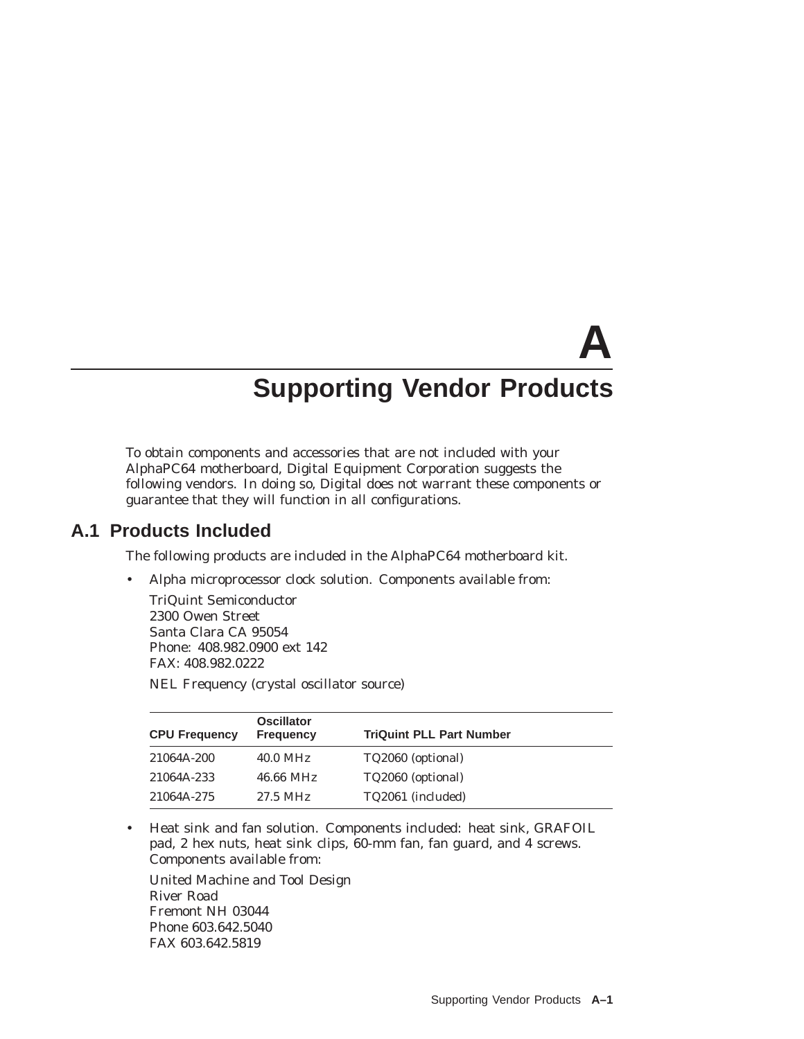# A Supporting Vendor Products

To obtain components and accessories that are not included with your AlphaPC64 motherboard, Digital Equipment Corporation suggests the following vendors. In doing so, Digital does not warrant these components or guarantee that they will function in all configurations.

## A.1 Products Included

The following products are included in the AlphaPC64 motherboard kit.

- Alpha microprocessor clock solution. Components available from:

  TriQuint Semiconductor
  2300 Owen Street
  Santa Clara CA 95054
  Phone: 408.982.0900 ext 142
  FAX: 408.982.0222

  NEL Frequency (crystal oscillator source)

| CPU Frequency | Oscillator Frequency | TriQuint PLL Part Number |
|---|---|---|
| 21064A-200 | 40.0 MHz | TQ2060 (optional) |
| 21064A-233 | 46.66 MHz | TQ2060 (optional) |
| 21064A-275 | 27.5 MHz | TQ2061 (included) |

- Heat sink and fan solution. Components included: heat sink, GRAFOIL pad, 2 hex nuts, heat sink clips, 60-mm fan, fan guard, and 4 screws. Components available from:

  United Machine and Tool Design
  River Road
  Fremont NH 03044
  Phone 603.642.5040
  FAX 603.642.5819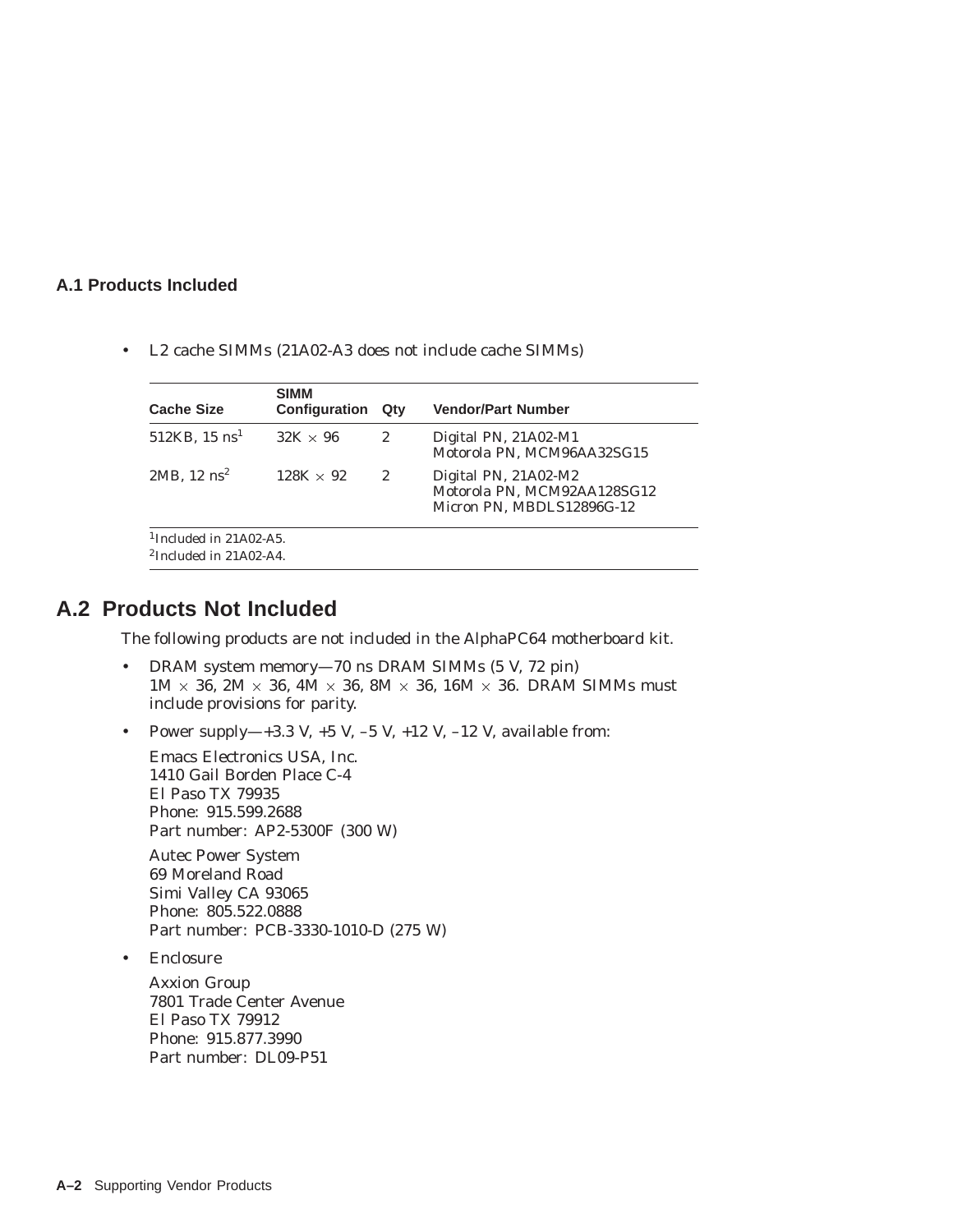### A.1 Products Included

- L2 cache SIMMs (21A02-A3 does not include cache SIMMs)

| Cache Size | SIMM Configuration | Qty | Vendor/Part Number |
|---|---|---|---|
| 512KB, 15 ns[1] | 32K × 96 | 2 | Digital PN, 21A02-M1<br>Motorola PN, MCM96AA32SG15 |
| 2MB, 12 ns[2] | 128K × 92 | 2 | Digital PN, 21A02-M2<br>Motorola PN, MCM92AA128SG12<br>Micron PN, MBDLS12896G-12 |

[1]Included in 21A02-A5.
[2]Included in 21A02-A4.

## A.2 Products Not Included

The following products are not included in the AlphaPC64 motherboard kit.

- DRAM system memory—70 ns DRAM SIMMs (5 V, 72 pin) 1M × 36, 2M × 36, 4M × 36, 8M × 36, 16M × 36. DRAM SIMMs must include provisions for parity.
- Power supply—+3.3 V, +5 V, –5 V, +12 V, –12 V, available from:

  Emacs Electronics USA, Inc.
  1410 Gail Borden Place C-4
  El Paso TX 79935
  Phone: 915.599.2688
  Part number: AP2-5300F (300 W)

  Autec Power System
  69 Moreland Road
  Simi Valley CA 93065
  Phone: 805.522.0888
  Part number: PCB-3330-1010-D (275 W)

- Enclosure

  Axxion Group
  7801 Trade Center Avenue
  El Paso TX 79912
  Phone: 915.877.3990
  Part number: DL09-P51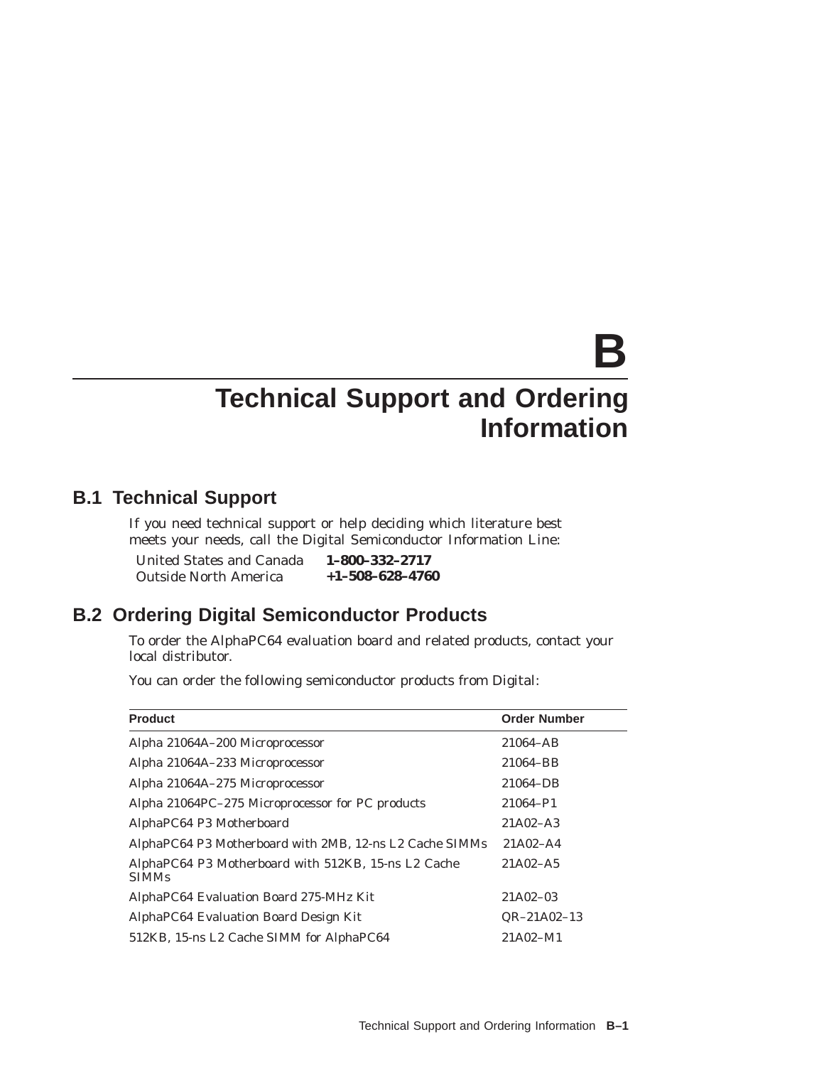# B Technical Support and Ordering Information

## B.1 Technical Support

If you need technical support or help deciding which literature best meets your needs, call the Digital Semiconductor Information Line:

| | |
|---|---|
| United States and Canada | **1–800–332–2717** |
| Outside North America | **+1–508–628–4760** |

## B.2 Ordering Digital Semiconductor Products

To order the AlphaPC64 evaluation board and related products, contact your local distributor.

You can order the following semiconductor products from Digital:

| Product | Order Number |
|---|---|
| Alpha 21064A–200 Microprocessor | 21064–AB |
| Alpha 21064A–233 Microprocessor | 21064–BB |
| Alpha 21064A–275 Microprocessor | 21064–DB |
| Alpha 21064PC–275 Microprocessor for PC products | 21064–P1 |
| AlphaPC64 P3 Motherboard | 21A02–A3 |
| AlphaPC64 P3 Motherboard with 2MB, 12-ns L2 Cache SIMMs | 21A02–A4 |
| AlphaPC64 P3 Motherboard with 512KB, 15-ns L2 Cache SIMMs | 21A02–A5 |
| AlphaPC64 Evaluation Board 275-MHz Kit | 21A02–03 |
| AlphaPC64 Evaluation Board Design Kit | QR–21A02–13 |
| 512KB, 15-ns L2 Cache SIMM for AlphaPC64 | 21A02–M1 |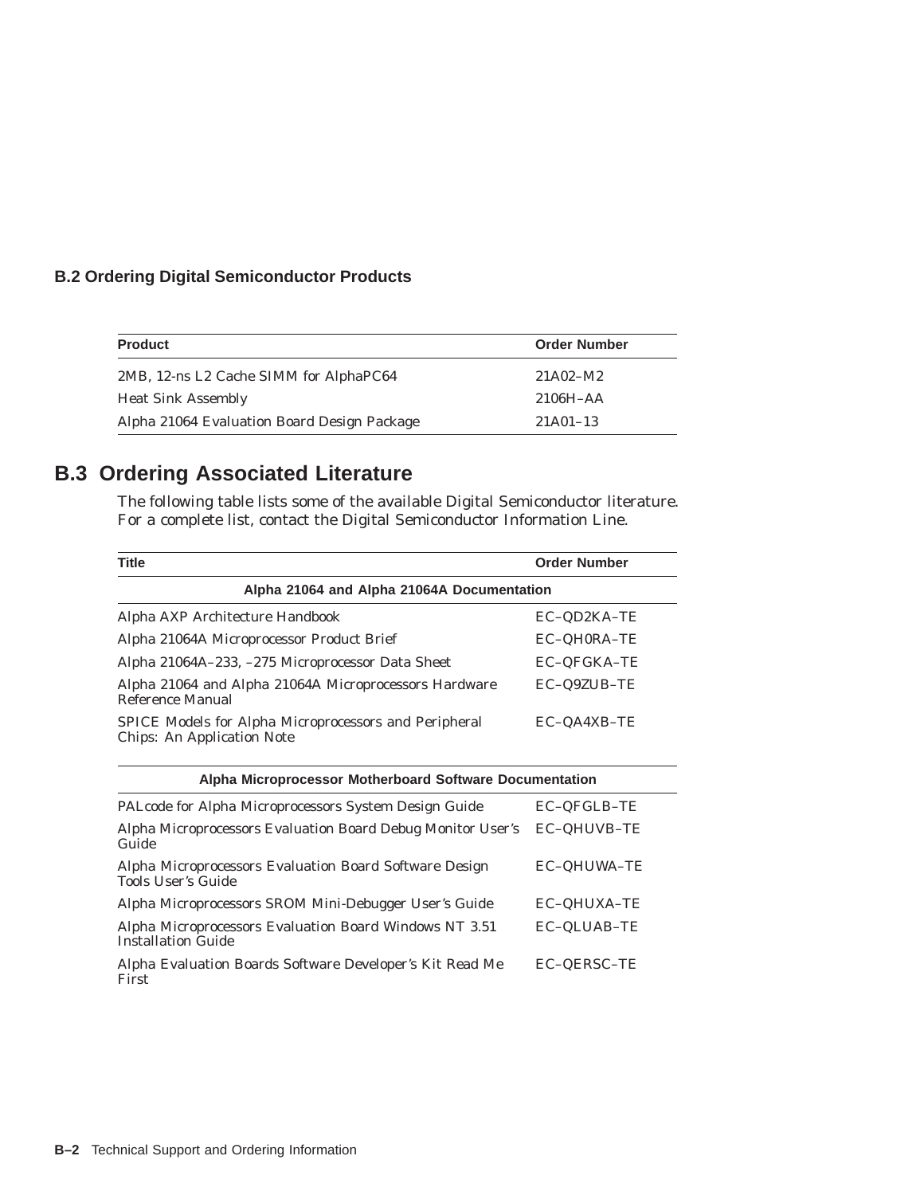### B.2 Ordering Digital Semiconductor Products

| Product | Order Number |
|---|---|
| 2MB, 12-ns L2 Cache SIMM for AlphaPC64 | 21A02–M2 |
| Heat Sink Assembly | 2106H–AA |
| Alpha 21064 Evaluation Board Design Package | 21A01–13 |

## B.3 Ordering Associated Literature

The following table lists some of the available Digital Semiconductor literature. For a complete list, contact the Digital Semiconductor Information Line.

| Title | Order Number |
|---|---|
| **Alpha 21064 and Alpha 21064A Documentation** | |
| Alpha AXP Architecture Handbook | EC–QD2KA–TE |
| Alpha 21064A Microprocessor Product Brief | EC–QH0RA–TE |
| Alpha 21064A–233, –275 Microprocessor Data Sheet | EC–QFGKA–TE |
| Alpha 21064 and Alpha 21064A Microprocessors Hardware Reference Manual | EC–Q9ZUB–TE |
| SPICE Models for Alpha Microprocessors and Peripheral Chips: An Application Note | EC–QA4XB–TE |
| **Alpha Microprocessor Motherboard Software Documentation** | |
| PALcode for Alpha Microprocessors System Design Guide | EC–QFGLB–TE |
| Alpha Microprocessors Evaluation Board Debug Monitor User's Guide | EC–QHUVB–TE |
| Alpha Microprocessors Evaluation Board Software Design Tools User's Guide | EC–QHUWA–TE |
| Alpha Microprocessors SROM Mini-Debugger User's Guide | EC–QHUXA–TE |
| Alpha Microprocessors Evaluation Board Windows NT 3.51 Installation Guide | EC–QLUAB–TE |
| Alpha Evaluation Boards Software Developer's Kit Read Me First | EC–QERSC–TE |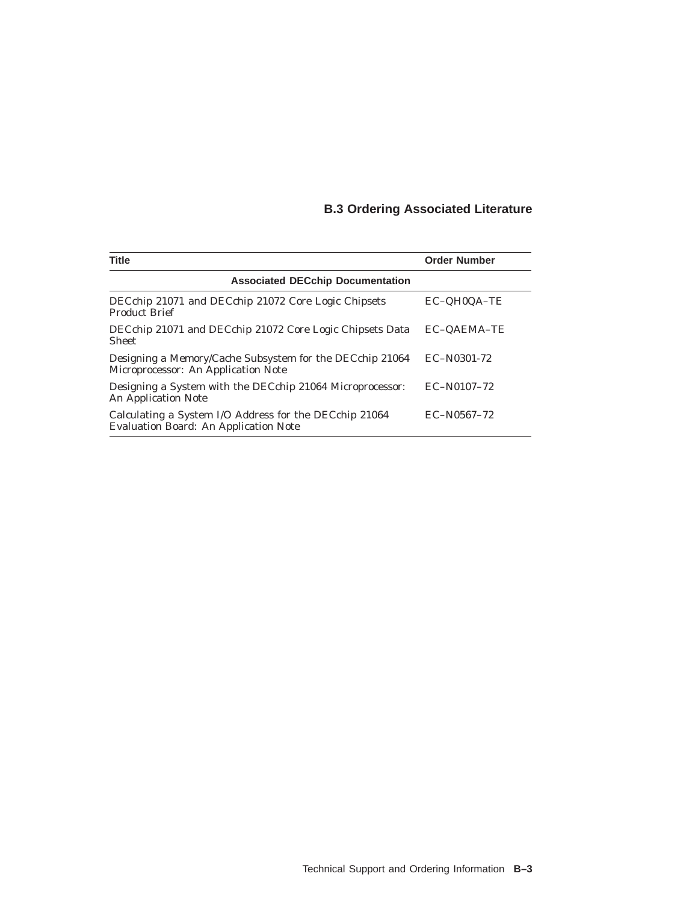## B.3 Ordering Associated Literature

| Title | Order Number |
|---|---|
| **Associated DECchip Documentation** | |
| DECchip 21071 and DECchip 21072 Core Logic Chipsets Product Brief | EC–QH0QA–TE |
| DECchip 21071 and DECchip 21072 Core Logic Chipsets Data Sheet | EC–QAEMA–TE |
| Designing a Memory/Cache Subsystem for the DECchip 21064 Microprocessor: An Application Note | EC–N0301-72 |
| Designing a System with the DECchip 21064 Microprocessor: An Application Note | EC–N0107–72 |
| Calculating a System I/O Address for the DECchip 21064 Evaluation Board: An Application Note | EC–N0567–72 |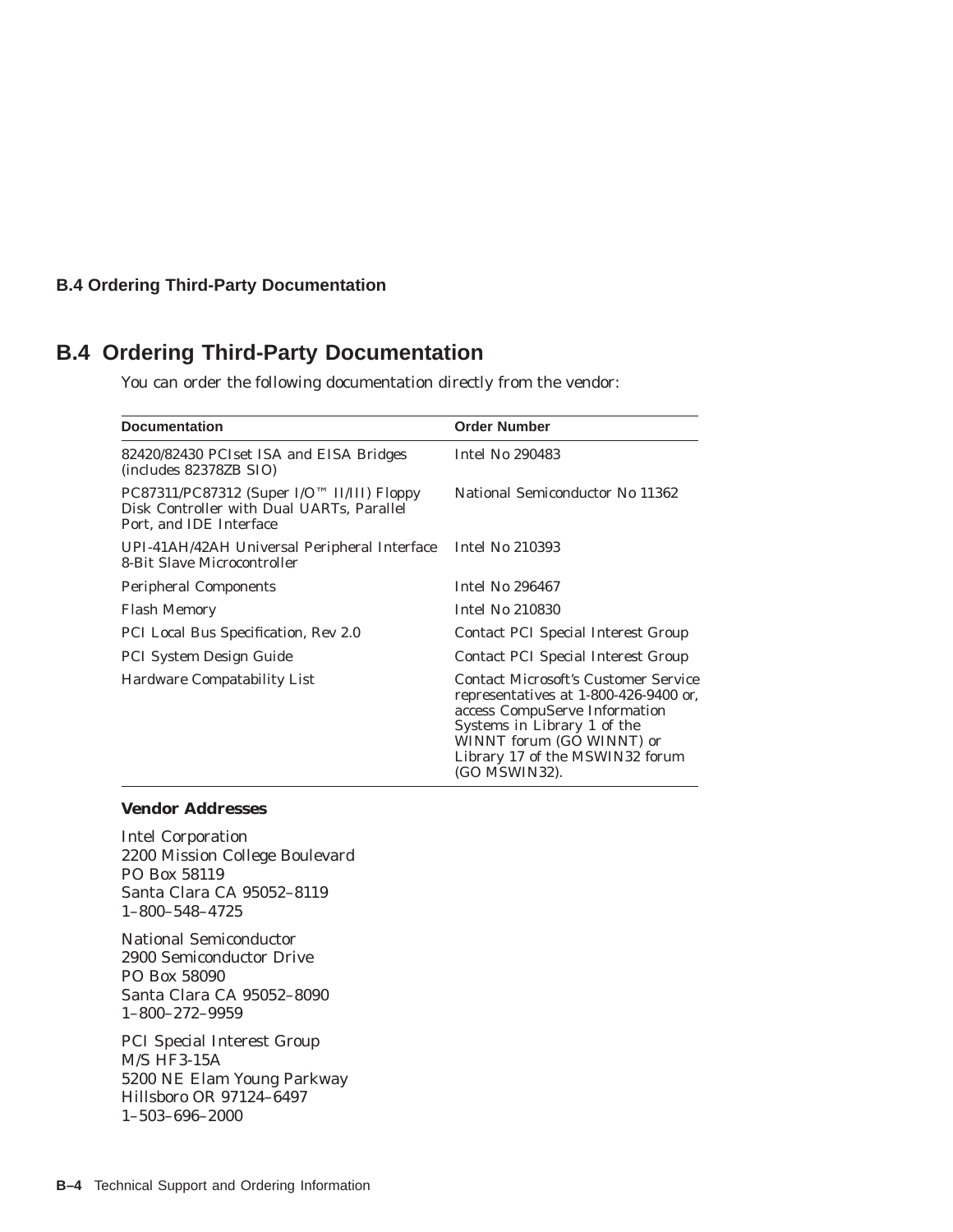## B.4 Ordering Third-Party Documentation

You can order the following documentation directly from the vendor:

| Documentation | Order Number |
|---|---|
| 82420/82430 PCIset ISA and EISA Bridges (includes 82378ZB SIO) | Intel No 290483 |
| PC87311/PC87312 (Super I/O™ II/III) Floppy Disk Controller with Dual UARTs, Parallel Port, and IDE Interface | National Semiconductor No 11362 |
| UPI-41AH/42AH Universal Peripheral Interface 8-Bit Slave Microcontroller | Intel No 210393 |
| Peripheral Components | Intel No 296467 |
| Flash Memory | Intel No 210830 |
| PCI Local Bus Specification, Rev 2.0 | Contact PCI Special Interest Group |
| PCI System Design Guide | Contact PCI Special Interest Group |
| Hardware Compatability List | Contact Microsoft's Customer Service representatives at 1-800-426-9400 or, access CompuServe Information Systems in Library 1 of the WINNT forum (GO WINNT) or Library 17 of the MSWIN32 forum (GO MSWIN32). |

**Vendor Addresses**

Intel Corporation
2200 Mission College Boulevard
PO Box 58119
Santa Clara CA 95052–8119
1–800–548–4725

National Semiconductor
2900 Semiconductor Drive
PO Box 58090
Santa Clara CA 95052–8090
1–800–272–9959

PCI Special Interest Group
M/S HF3-15A
5200 NE Elam Young Parkway
Hillsboro OR 97124–6497
1–503–696–2000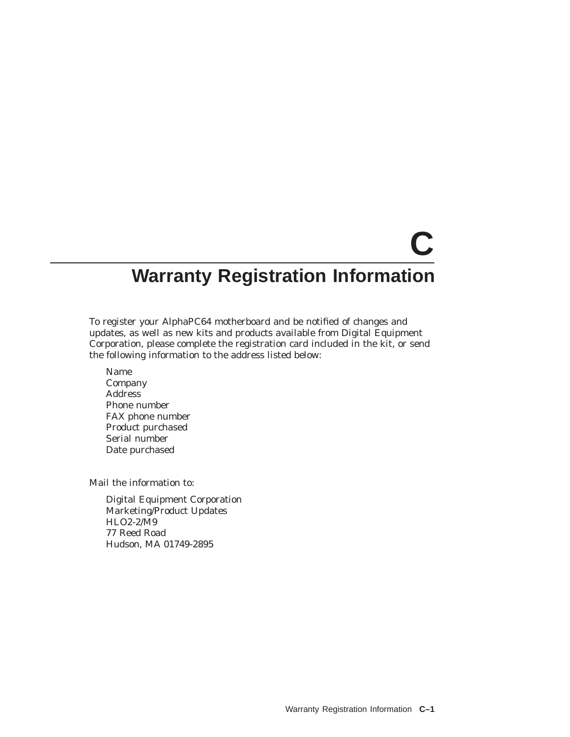# C Warranty Registration Information

To register your AlphaPC64 motherboard and be notified of changes and updates, as well as new kits and products available from Digital Equipment Corporation, please complete the registration card included in the kit, or send the following information to the address listed below:

Name
Company
Address
Phone number
FAX phone number
Product purchased
Serial number
Date purchased

Mail the information to:

Digital Equipment Corporation
Marketing/Product Updates
HLO2-2/M9
77 Reed Road
Hudson, MA 01749-2895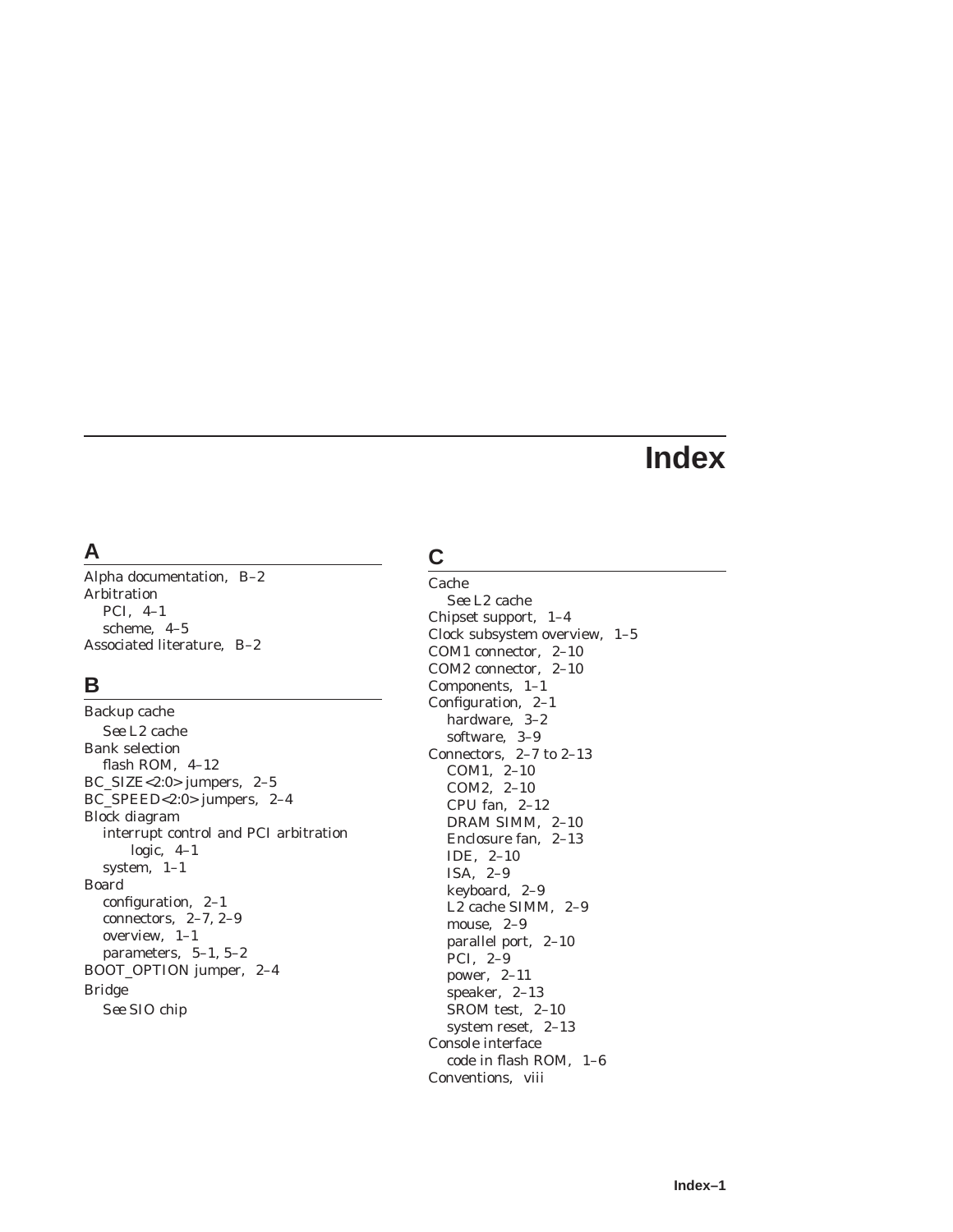# Index

## A

Alpha documentation, B–2
Arbitration
  PCI, 4–1
  scheme, 4–5
Associated literature, B–2

## B

Backup cache
  *See* L2 cache
Bank selection
  flash ROM, 4–12
BC_SIZE<2:0> jumpers, 2–5
BC_SPEED<2:0> jumpers, 2–4
Block diagram
  interrupt control and PCI arbitration logic, 4–1
  system, 1–1
Board
  configuration, 2–1
  connectors, 2–7, 2–9
  overview, 1–1
  parameters, 5–1, 5–2
BOOT_OPTION jumper, 2–4
Bridge
  *See* SIO chip

## C

Cache
  *See* L2 cache
Chipset support, 1–4
Clock subsystem overview, 1–5
COM1 connector, 2–10
COM2 connector, 2–10
Components, 1–1
Configuration, 2–1
  hardware, 3–2
  software, 3–9
Connectors, 2–7 to 2–13
  COM1, 2–10
  COM2, 2–10
  CPU fan, 2–12
  DRAM SIMM, 2–10
  Enclosure fan, 2–13
  IDE, 2–10
  ISA, 2–9
  keyboard, 2–9
  L2 cache SIMM, 2–9
  mouse, 2–9
  parallel port, 2–10
  PCI, 2–9
  power, 2–11
  speaker, 2–13
  SROM test, 2–10
  system reset, 2–13
Console interface
  code in flash ROM, 1–6
Conventions, viii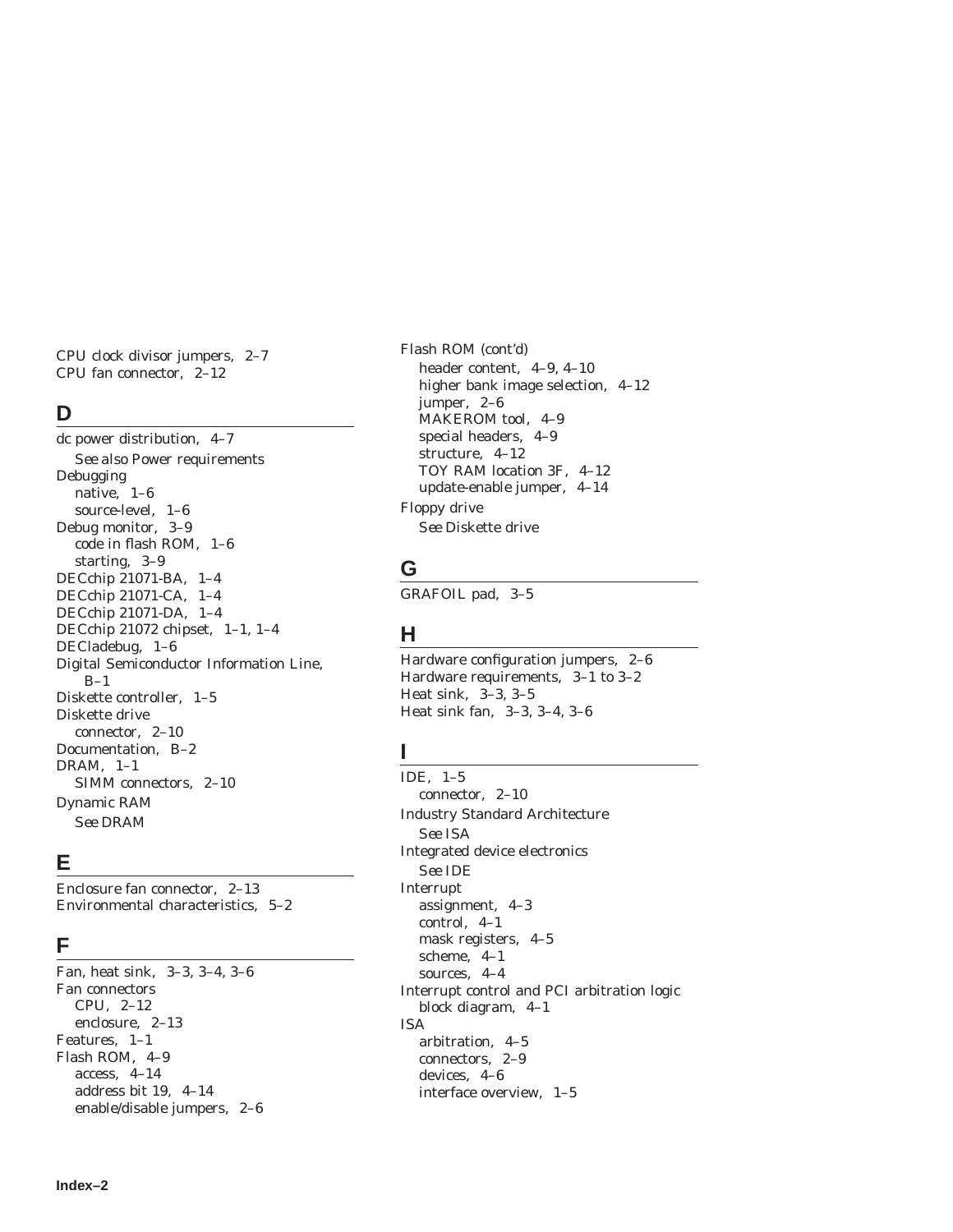CPU clock divisor jumpers, 2–7
CPU fan connector, 2–12

## D

dc power distribution, 4–7
  *See also* Power requirements
Debugging
  native, 1–6
  source-level, 1–6
Debug monitor, 3–9
  code in flash ROM, 1–6
  starting, 3–9
DECchip 21071-BA, 1–4
DECchip 21071-CA, 1–4
DECchip 21071-DA, 1–4
DECchip 21072 chipset, 1–1, 1–4
DECladebug, 1–6
Digital Semiconductor Information Line, B–1
Diskette controller, 1–5
Diskette drive
  connector, 2–10
Documentation, B–2
DRAM, 1–1
  SIMM connectors, 2–10
Dynamic RAM
  *See* DRAM

## E

Enclosure fan connector, 2–13
Environmental characteristics, 5–2

## F

Fan, heat sink, 3–3, 3–4, 3–6
Fan connectors
  CPU, 2–12
  enclosure, 2–13
Features, 1–1
Flash ROM, 4–9
  access, 4–14
  address bit 19, 4–14
  enable/disable jumpers, 2–6

Flash ROM (cont'd)
  header content, 4–9, 4–10
  higher bank image selection, 4–12
  jumper, 2–6
  MAKEROM tool, 4–9
  special headers, 4–9
  structure, 4–12
  TOY RAM location 3F, 4–12
  update-enable jumper, 4–14
Floppy drive
  *See* Diskette drive

## G

GRAFOIL pad, 3–5

## H

Hardware configuration jumpers, 2–6
Hardware requirements, 3–1 to 3–2
Heat sink, 3–3, 3–5
Heat sink fan, 3–3, 3–4, 3–6

## I

IDE, 1–5
  connector, 2–10
Industry Standard Architecture
  *See* ISA
Integrated device electronics
  *See* IDE
Interrupt
  assignment, 4–3
  control, 4–1
  mask registers, 4–5
  scheme, 4–1
  sources, 4–4
Interrupt control and PCI arbitration logic block diagram, 4–1
ISA
  arbitration, 4–5
  connectors, 2–9
  devices, 4–6
  interface overview, 1–5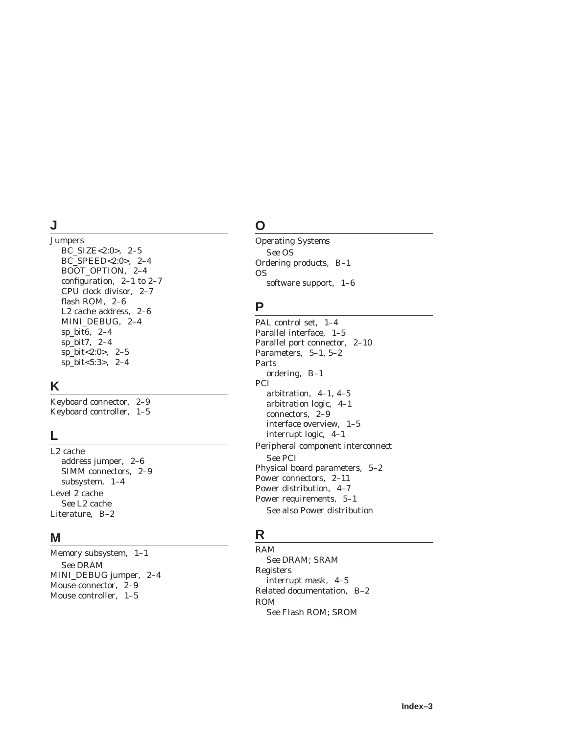## J

Jumpers
- BC_SIZE<2:0>, 2–5
- BC_SPEED<2:0>, 2–4
- BOOT_OPTION, 2–4
- configuration, 2–1 to 2–7
- CPU clock divisor, 2–7
- flash ROM, 2–6
- L2 cache address, 2–6
- MINI_DEBUG, 2–4
- sp_bit6, 2–4
- sp_bit7, 2–4
- sp_bit<2:0>, 2–5
- sp_bit<5:3>, 2–4

## K

Keyboard connector, 2–9
Keyboard controller, 1–5

## L

L2 cache
- address jumper, 2–6
- SIMM connectors, 2–9
- subsystem, 1–4

Level 2 cache
- *See* L2 cache

Literature, B–2

## M

Memory subsystem, 1–1
- *See* DRAM

MINI_DEBUG jumper, 2–4
Mouse connector, 2–9
Mouse controller, 1–5

## O

Operating Systems
- *See* OS

Ordering products, B–1
OS
- software support, 1–6

## P

PAL control set, 1–4
Parallel interface, 1–5
Parallel port connector, 2–10
Parameters, 5–1, 5–2
Parts
- ordering, B–1

PCI
- arbitration, 4–1, 4–5
- arbitration logic, 4–1
- connectors, 2–9
- interface overview, 1–5
- interrupt logic, 4–1

Peripheral component interconnect
- *See* PCI

Physical board parameters, 5–2
Power connectors, 2–11
Power distribution, 4–7
Power requirements, 5–1
- *See also* Power distribution

## R

RAM
- *See* DRAM; SRAM

Registers
- interrupt mask, 4–5

Related documentation, B–2
ROM
- *See* Flash ROM; SROM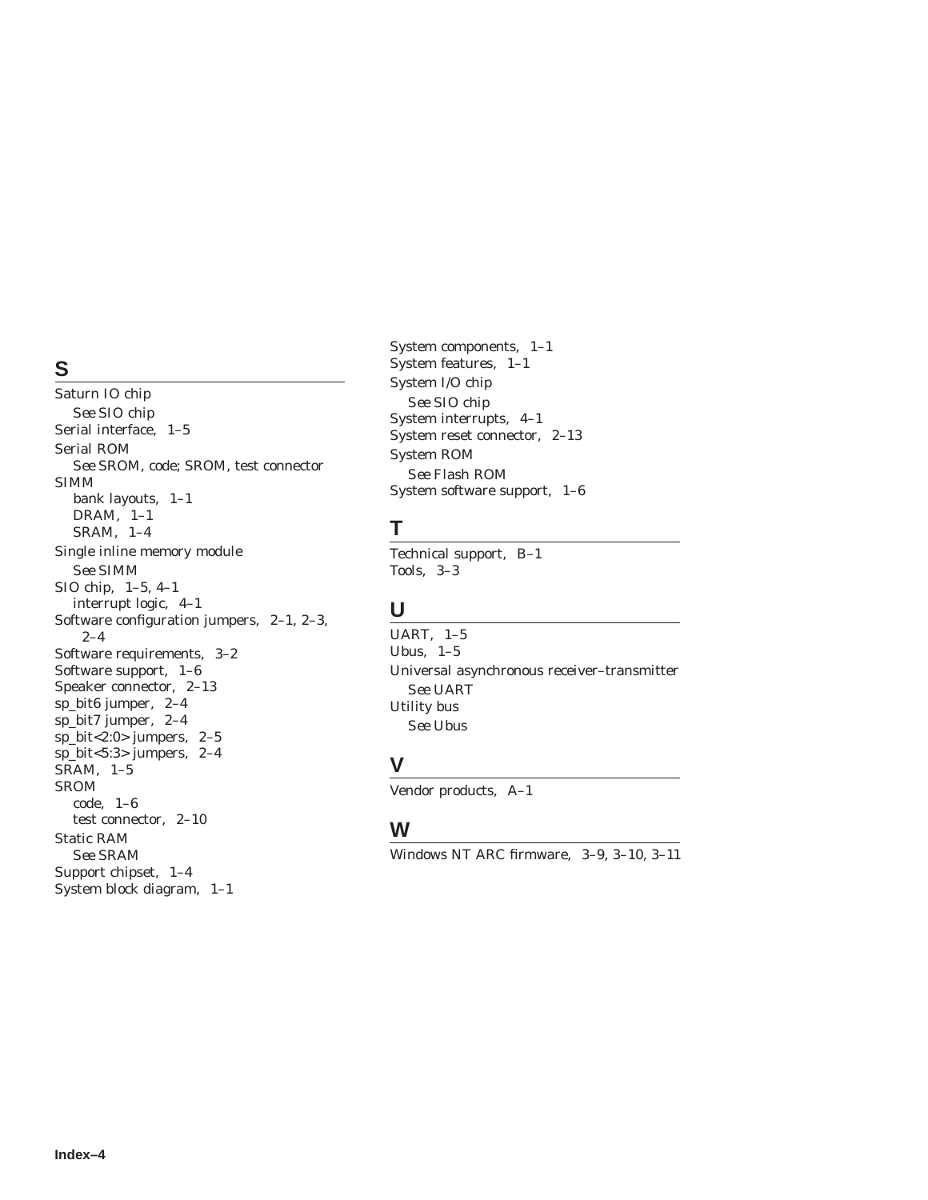## S

Saturn IO chip
  *See* SIO chip
Serial interface, 1–5
Serial ROM
  *See* SROM, code; SROM, test connector
SIMM
  bank layouts, 1–1
  DRAM, 1–1
  SRAM, 1–4
Single inline memory module
  *See* SIMM
SIO chip, 1–5, 4–1
  interrupt logic, 4–1
Software configuration jumpers, 2–1, 2–3, 2–4
Software requirements, 3–2
Software support, 1–6
Speaker connector, 2–13
sp_bit6 jumper, 2–4
sp_bit7 jumper, 2–4
sp_bit<2:0> jumpers, 2–5
sp_bit<5:3> jumpers, 2–4
SRAM, 1–5
SROM
  code, 1–6
  test connector, 2–10
Static RAM
  *See* SRAM
Support chipset, 1–4
System block diagram, 1–1
System components, 1–1
System features, 1–1
System I/O chip
  *See* SIO chip
System interrupts, 4–1
System reset connector, 2–13
System ROM
  *See* Flash ROM
System software support, 1–6

## T

Technical support, B–1
Tools, 3–3

## U

UART, 1–5
Ubus, 1–5
Universal asynchronous receiver–transmitter
  *See* UART
Utility bus
  *See* Ubus

## V

Vendor products, A–1

## W

Windows NT ARC firmware, 3–9, 3–10, 3–11